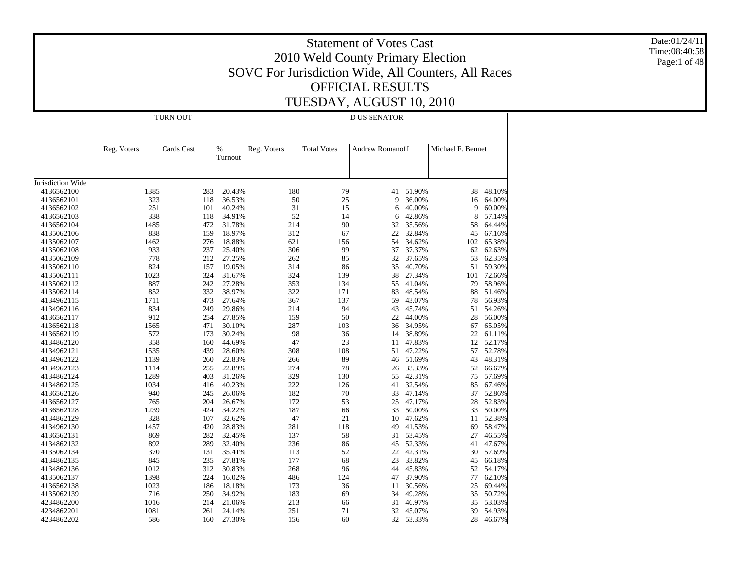# Statement of Votes Cast
# 2010 Weld County Primary Election
# SOVC For Jurisdiction Wide, All Counters, All Races
# OFFICIAL RESULTS
# TUESDAY, AUGUST 10, 2010

Date:01/24/11
Time:08:40:58

| | TURN OUT | | | D US SENATOR | | | | | |
|---|---|---|---|---|---|---|---|---|---|
| | Reg. Voters | Cards Cast | % Turnout | Reg. Voters | Total Votes | Andrew Romanoff | | Michael F. Bennet | |
| Jurisdiction Wide | | | | | | | | | |
| 4136562100 | 1385 | 283 | 20.43% | 180 | 79 | 41 | 51.90% | 38 | 48.10% |
| 4136562101 | 323 | 118 | 36.53% | 50 | 25 | 9 | 36.00% | 16 | 64.00% |
| 4136562102 | 251 | 101 | 40.24% | 31 | 15 | 6 | 40.00% | 9 | 60.00% |
| 4136562103 | 338 | 118 | 34.91% | 52 | 14 | 6 | 42.86% | 8 | 57.14% |
| 4136562104 | 1485 | 472 | 31.78% | 214 | 90 | 32 | 35.56% | 58 | 64.44% |
| 4135062106 | 838 | 159 | 18.97% | 312 | 67 | 22 | 32.84% | 45 | 67.16% |
| 4135062107 | 1462 | 276 | 18.88% | 621 | 156 | 54 | 34.62% | 102 | 65.38% |
| 4135062108 | 933 | 237 | 25.40% | 306 | 99 | 37 | 37.37% | 62 | 62.63% |
| 4135062109 | 778 | 212 | 27.25% | 262 | 85 | 32 | 37.65% | 53 | 62.35% |
| 4135062110 | 824 | 157 | 19.05% | 314 | 86 | 35 | 40.70% | 51 | 59.30% |
| 4135062111 | 1023 | 324 | 31.67% | 324 | 139 | 38 | 27.34% | 101 | 72.66% |
| 4135062112 | 887 | 242 | 27.28% | 353 | 134 | 55 | 41.04% | 79 | 58.96% |
| 4135062114 | 852 | 332 | 38.97% | 322 | 171 | 83 | 48.54% | 88 | 51.46% |
| 4134962115 | 1711 | 473 | 27.64% | 367 | 137 | 59 | 43.07% | 78 | 56.93% |
| 4134962116 | 834 | 249 | 29.86% | 214 | 94 | 43 | 45.74% | 51 | 54.26% |
| 4136562117 | 912 | 254 | 27.85% | 159 | 50 | 22 | 44.00% | 28 | 56.00% |
| 4136562118 | 1565 | 471 | 30.10% | 287 | 103 | 36 | 34.95% | 67 | 65.05% |
| 4136562119 | 572 | 173 | 30.24% | 98 | 36 | 14 | 38.89% | 22 | 61.11% |
| 4134862120 | 358 | 160 | 44.69% | 47 | 23 | 11 | 47.83% | 12 | 52.17% |
| 4134962121 | 1535 | 439 | 28.60% | 308 | 108 | 51 | 47.22% | 57 | 52.78% |
| 4134962122 | 1139 | 260 | 22.83% | 266 | 89 | 46 | 51.69% | 43 | 48.31% |
| 4134962123 | 1114 | 255 | 22.89% | 274 | 78 | 26 | 33.33% | 52 | 66.67% |
| 4134862124 | 1289 | 403 | 31.26% | 329 | 130 | 55 | 42.31% | 75 | 57.69% |
| 4134862125 | 1034 | 416 | 40.23% | 222 | 126 | 41 | 32.54% | 85 | 67.46% |
| 4136562126 | 940 | 245 | 26.06% | 182 | 70 | 33 | 47.14% | 37 | 52.86% |
| 4136562127 | 765 | 204 | 26.67% | 172 | 53 | 25 | 47.17% | 28 | 52.83% |
| 4136562128 | 1239 | 424 | 34.22% | 187 | 66 | 33 | 50.00% | 33 | 50.00% |
| 4134862129 | 328 | 107 | 32.62% | 47 | 21 | 10 | 47.62% | 11 | 52.38% |
| 4134962130 | 1457 | 420 | 28.83% | 281 | 118 | 49 | 41.53% | 69 | 58.47% |
| 4136562131 | 869 | 282 | 32.45% | 137 | 58 | 31 | 53.45% | 27 | 46.55% |
| 4134862132 | 892 | 289 | 32.40% | 236 | 86 | 45 | 52.33% | 41 | 47.67% |
| 4135062134 | 370 | 131 | 35.41% | 113 | 52 | 22 | 42.31% | 30 | 57.69% |
| 4134862135 | 845 | 235 | 27.81% | 177 | 68 | 23 | 33.82% | 45 | 66.18% |
| 4134862136 | 1012 | 312 | 30.83% | 268 | 96 | 44 | 45.83% | 52 | 54.17% |
| 4135062137 | 1398 | 224 | 16.02% | 486 | 124 | 47 | 37.90% | 77 | 62.10% |
| 4136562138 | 1023 | 186 | 18.18% | 173 | 36 | 11 | 30.56% | 25 | 69.44% |
| 4135062139 | 716 | 250 | 34.92% | 183 | 69 | 34 | 49.28% | 35 | 50.72% |
| 4234862200 | 1016 | 214 | 21.06% | 213 | 66 | 31 | 46.97% | 35 | 53.03% |
| 4234862201 | 1081 | 261 | 24.14% | 251 | 71 | 32 | 45.07% | 39 | 54.93% |
| 4234862202 | 586 | 160 | 27.30% | 156 | 60 | 32 | 53.33% | 28 | 46.67% |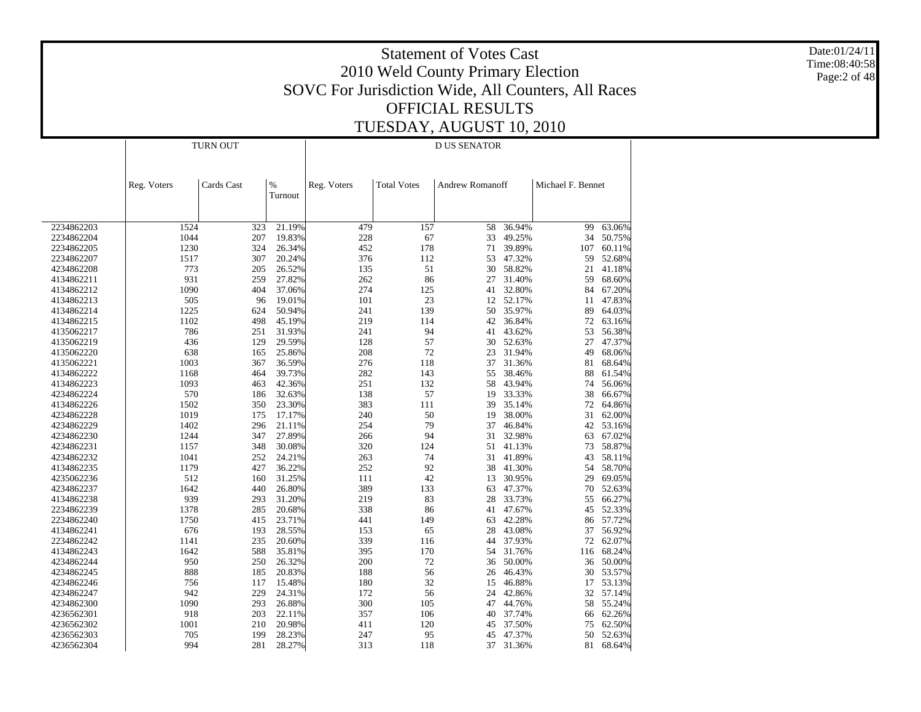# Statement of Votes Cast
# 2010 Weld County Primary Election
# SOVC For Jurisdiction Wide, All Counters, All Races
# OFFICIAL RESULTS
# TUESDAY, AUGUST 10, 2010

Date:01/24/11
Time:08:40:58

| | TURN OUT | | | D US SENATOR | | | | | |
|---|---|---|---|---|---|---|---|---|---|
| | Reg. Voters | Cards Cast | % Turnout | Reg. Voters | Total Votes | Andrew Romanoff | | Michael F. Bennet | |
| 2234862203 | 1524 | 323 | 21.19% | 479 | 157 | 58 | 36.94% | 99 | 63.06% |
| 2234862204 | 1044 | 207 | 19.83% | 228 | 67 | 33 | 49.25% | 34 | 50.75% |
| 2234862205 | 1230 | 324 | 26.34% | 452 | 178 | 71 | 39.89% | 107 | 60.11% |
| 2234862207 | 1517 | 307 | 20.24% | 376 | 112 | 53 | 47.32% | 59 | 52.68% |
| 4234862208 | 773 | 205 | 26.52% | 135 | 51 | 30 | 58.82% | 21 | 41.18% |
| 4134862211 | 931 | 259 | 27.82% | 262 | 86 | 27 | 31.40% | 59 | 68.60% |
| 4134862212 | 1090 | 404 | 37.06% | 274 | 125 | 41 | 32.80% | 84 | 67.20% |
| 4134862213 | 505 | 96 | 19.01% | 101 | 23 | 12 | 52.17% | 11 | 47.83% |
| 4134862214 | 1225 | 624 | 50.94% | 241 | 139 | 50 | 35.97% | 89 | 64.03% |
| 4134862215 | 1102 | 498 | 45.19% | 219 | 114 | 42 | 36.84% | 72 | 63.16% |
| 4135062217 | 786 | 251 | 31.93% | 241 | 94 | 41 | 43.62% | 53 | 56.38% |
| 4135062219 | 436 | 129 | 29.59% | 128 | 57 | 30 | 52.63% | 27 | 47.37% |
| 4135062220 | 638 | 165 | 25.86% | 208 | 72 | 23 | 31.94% | 49 | 68.06% |
| 4135062221 | 1003 | 367 | 36.59% | 276 | 118 | 37 | 31.36% | 81 | 68.64% |
| 4134862222 | 1168 | 464 | 39.73% | 282 | 143 | 55 | 38.46% | 88 | 61.54% |
| 4134862223 | 1093 | 463 | 42.36% | 251 | 132 | 58 | 43.94% | 74 | 56.06% |
| 4234862224 | 570 | 186 | 32.63% | 138 | 57 | 19 | 33.33% | 38 | 66.67% |
| 4134862226 | 1502 | 350 | 23.30% | 383 | 111 | 39 | 35.14% | 72 | 64.86% |
| 4234862228 | 1019 | 175 | 17.17% | 240 | 50 | 19 | 38.00% | 31 | 62.00% |
| 4234862229 | 1402 | 296 | 21.11% | 254 | 79 | 37 | 46.84% | 42 | 53.16% |
| 4234862230 | 1244 | 347 | 27.89% | 266 | 94 | 31 | 32.98% | 63 | 67.02% |
| 4234862231 | 1157 | 348 | 30.08% | 320 | 124 | 51 | 41.13% | 73 | 58.87% |
| 4234862232 | 1041 | 252 | 24.21% | 263 | 74 | 31 | 41.89% | 43 | 58.11% |
| 4134862235 | 1179 | 427 | 36.22% | 252 | 92 | 38 | 41.30% | 54 | 58.70% |
| 4235062236 | 512 | 160 | 31.25% | 111 | 42 | 13 | 30.95% | 29 | 69.05% |
| 4234862237 | 1642 | 440 | 26.80% | 389 | 133 | 63 | 47.37% | 70 | 52.63% |
| 4134862238 | 939 | 293 | 31.20% | 219 | 83 | 28 | 33.73% | 55 | 66.27% |
| 2234862239 | 1378 | 285 | 20.68% | 338 | 86 | 41 | 47.67% | 45 | 52.33% |
| 2234862240 | 1750 | 415 | 23.71% | 441 | 149 | 63 | 42.28% | 86 | 57.72% |
| 4134862241 | 676 | 193 | 28.55% | 153 | 65 | 28 | 43.08% | 37 | 56.92% |
| 2234862242 | 1141 | 235 | 20.60% | 339 | 116 | 44 | 37.93% | 72 | 62.07% |
| 4134862243 | 1642 | 588 | 35.81% | 395 | 170 | 54 | 31.76% | 116 | 68.24% |
| 4234862244 | 950 | 250 | 26.32% | 200 | 72 | 36 | 50.00% | 36 | 50.00% |
| 4234862245 | 888 | 185 | 20.83% | 188 | 56 | 26 | 46.43% | 30 | 53.57% |
| 4234862246 | 756 | 117 | 15.48% | 180 | 32 | 15 | 46.88% | 17 | 53.13% |
| 4234862247 | 942 | 229 | 24.31% | 172 | 56 | 24 | 42.86% | 32 | 57.14% |
| 4234862300 | 1090 | 293 | 26.88% | 300 | 105 | 47 | 44.76% | 58 | 55.24% |
| 4236562301 | 918 | 203 | 22.11% | 357 | 106 | 40 | 37.74% | 66 | 62.26% |
| 4236562302 | 1001 | 210 | 20.98% | 411 | 120 | 45 | 37.50% | 75 | 62.50% |
| 4236562303 | 705 | 199 | 28.23% | 247 | 95 | 45 | 47.37% | 50 | 52.63% |
| 4236562304 | 994 | 281 | 28.27% | 313 | 118 | 37 | 31.36% | 81 | 68.64% |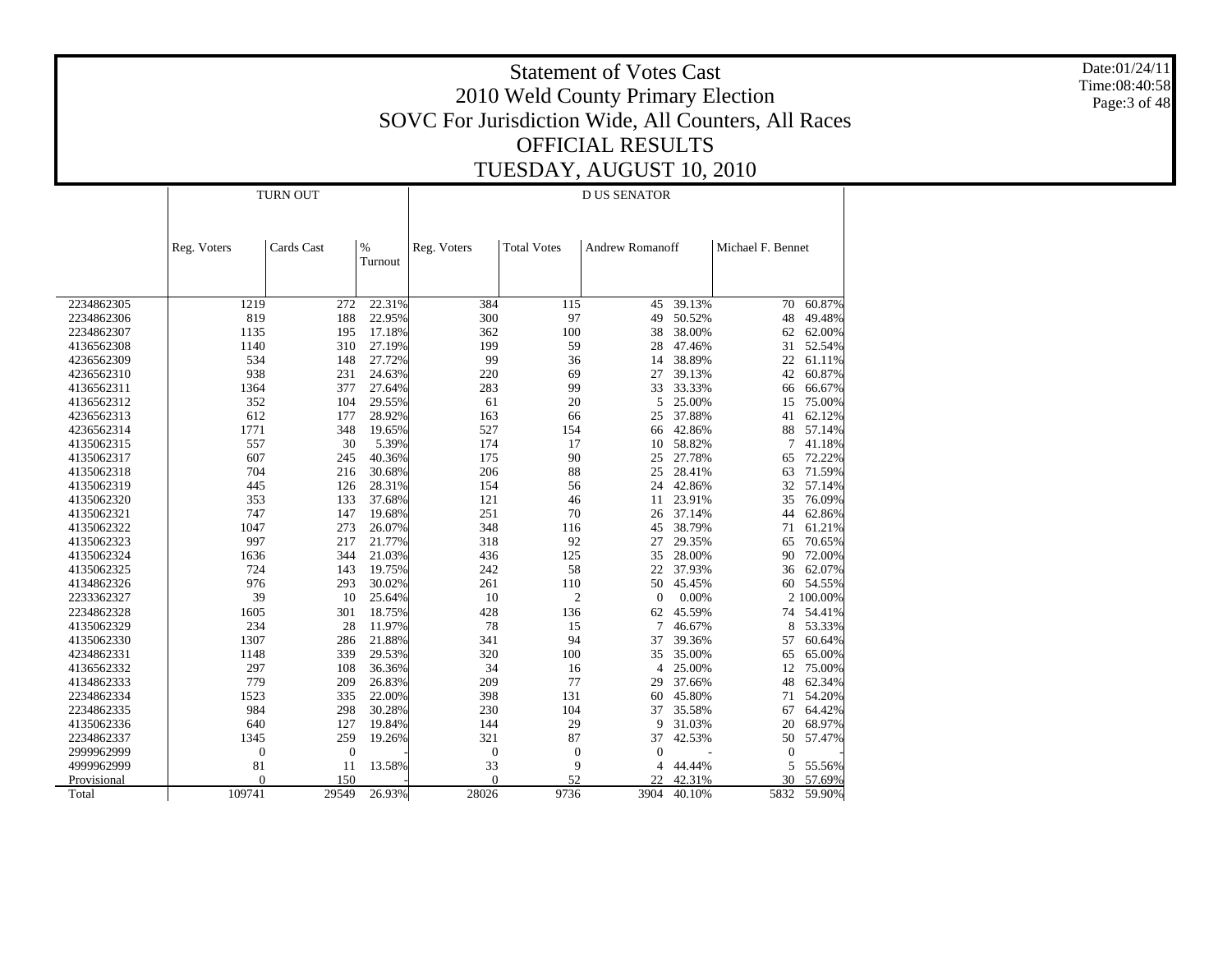# Statement of Votes Cast
## 2010 Weld County Primary Election
## SOVC For Jurisdiction Wide, All Counters, All Races
## OFFICIAL RESULTS
## TUESDAY, AUGUST 10, 2010

Date:01/24/11
Time:08:40:58

| | TURN OUT | | | D US SENATOR | | | | | |
|---|---|---|---|---|---|---|---|---|---|
| | Reg. Voters | Cards Cast | % Turnout | Reg. Voters | Total Votes | Andrew Romanoff | | Michael F. Bennet | |
| 2234862305 | 1219 | 272 | 22.31% | 384 | 115 | 45 | 39.13% | 70 | 60.87% |
| 2234862306 | 819 | 188 | 22.95% | 300 | 97 | 49 | 50.52% | 48 | 49.48% |
| 2234862307 | 1135 | 195 | 17.18% | 362 | 100 | 38 | 38.00% | 62 | 62.00% |
| 4136562308 | 1140 | 310 | 27.19% | 199 | 59 | 28 | 47.46% | 31 | 52.54% |
| 4236562309 | 534 | 148 | 27.72% | 99 | 36 | 14 | 38.89% | 22 | 61.11% |
| 4236562310 | 938 | 231 | 24.63% | 220 | 69 | 27 | 39.13% | 42 | 60.87% |
| 4136562311 | 1364 | 377 | 27.64% | 283 | 99 | 33 | 33.33% | 66 | 66.67% |
| 4136562312 | 352 | 104 | 29.55% | 61 | 20 | 5 | 25.00% | 15 | 75.00% |
| 4236562313 | 612 | 177 | 28.92% | 163 | 66 | 25 | 37.88% | 41 | 62.12% |
| 4236562314 | 1771 | 348 | 19.65% | 527 | 154 | 66 | 42.86% | 88 | 57.14% |
| 4135062315 | 557 | 30 | 5.39% | 174 | 17 | 10 | 58.82% | 7 | 41.18% |
| 4135062317 | 607 | 245 | 40.36% | 175 | 90 | 25 | 27.78% | 65 | 72.22% |
| 4135062318 | 704 | 216 | 30.68% | 206 | 88 | 25 | 28.41% | 63 | 71.59% |
| 4135062319 | 445 | 126 | 28.31% | 154 | 56 | 24 | 42.86% | 32 | 57.14% |
| 4135062320 | 353 | 133 | 37.68% | 121 | 46 | 11 | 23.91% | 35 | 76.09% |
| 4135062321 | 747 | 147 | 19.68% | 251 | 70 | 26 | 37.14% | 44 | 62.86% |
| 4135062322 | 1047 | 273 | 26.07% | 348 | 116 | 45 | 38.79% | 71 | 61.21% |
| 4135062323 | 997 | 217 | 21.77% | 318 | 92 | 27 | 29.35% | 65 | 70.65% |
| 4135062324 | 1636 | 344 | 21.03% | 436 | 125 | 35 | 28.00% | 90 | 72.00% |
| 4135062325 | 724 | 143 | 19.75% | 242 | 58 | 22 | 37.93% | 36 | 62.07% |
| 4134862326 | 976 | 293 | 30.02% | 261 | 110 | 50 | 45.45% | 60 | 54.55% |
| 2233362327 | 39 | 10 | 25.64% | 10 | 2 | 0 | 0.00% | 2 | 100.00% |
| 2234862328 | 1605 | 301 | 18.75% | 428 | 136 | 62 | 45.59% | 74 | 54.41% |
| 4135062329 | 234 | 28 | 11.97% | 78 | 15 | 7 | 46.67% | 8 | 53.33% |
| 4135062330 | 1307 | 286 | 21.88% | 341 | 94 | 37 | 39.36% | 57 | 60.64% |
| 4234862331 | 1148 | 339 | 29.53% | 320 | 100 | 35 | 35.00% | 65 | 65.00% |
| 4136562332 | 297 | 108 | 36.36% | 34 | 16 | 4 | 25.00% | 12 | 75.00% |
| 4134862333 | 779 | 209 | 26.83% | 209 | 77 | 29 | 37.66% | 48 | 62.34% |
| 2234862334 | 1523 | 335 | 22.00% | 398 | 131 | 60 | 45.80% | 71 | 54.20% |
| 2234862335 | 984 | 298 | 30.28% | 230 | 104 | 37 | 35.58% | 67 | 64.42% |
| 4135062336 | 640 | 127 | 19.84% | 144 | 29 | 9 | 31.03% | 20 | 68.97% |
| 2234862337 | 1345 | 259 | 19.26% | 321 | 87 | 37 | 42.53% | 50 | 57.47% |
| 2999962999 | 0 | 0 | - | 0 | 0 | 0 | - | 0 | - |
| 4999962999 | 81 | 11 | 13.58% | 33 | 9 | 4 | 44.44% | 5 | 55.56% |
| Provisional | 0 | 150 | - | 0 | 52 | 22 | 42.31% | 30 | 57.69% |
| Total | 109741 | 29549 | 26.93% | 28026 | 9736 | 3904 | 40.10% | 5832 | 59.90% |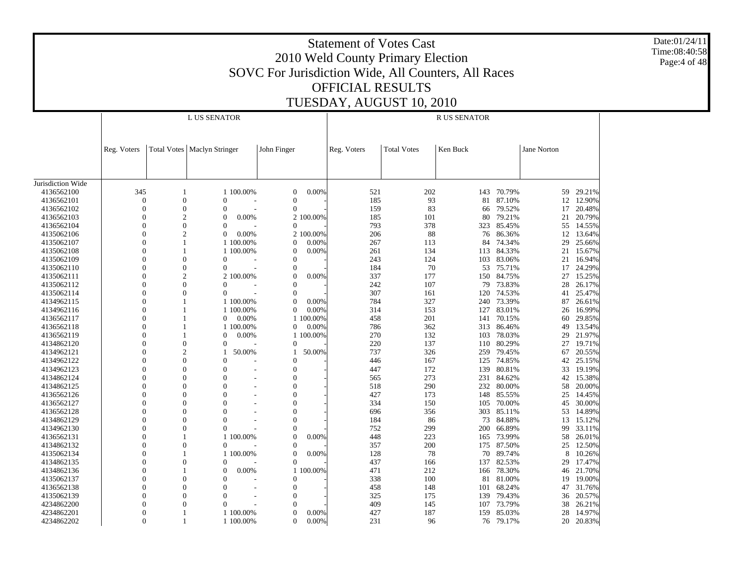# Statement of Votes Cast
## 2010 Weld County Primary Election
## SOVC For Jurisdiction Wide, All Counters, All Races
## OFFICIAL RESULTS
## TUESDAY, AUGUST 10, 2010

Date:01/24/11
Time:08:40:58

| | L US SENATOR | | | | | | R US SENATOR | | | | | |
|---|---|---|---|---|---|---|---|---|---|---|---|---|
| | Reg. Voters | Total Votes | Maclyn Stringer | | John Finger | | Reg. Voters | Total Votes | Ken Buck | | Jane Norton | |
| Jurisdiction Wide | | | | | | | | | | | | |
| 4136562100 | 345 | 1 | 1 | 100.00% | 0 | 0.00% | 521 | 202 | 143 | 70.79% | 59 | 29.21% |
| 4136562101 | 0 | 0 | 0 | - | 0 | - | 185 | 93 | 81 | 87.10% | 12 | 12.90% |
| 4136562102 | 0 | 0 | 0 | - | 0 | - | 159 | 83 | 66 | 79.52% | 17 | 20.48% |
| 4136562103 | 0 | 2 | 0 | 0.00% | 2 | 100.00% | 185 | 101 | 80 | 79.21% | 21 | 20.79% |
| 4136562104 | 0 | 0 | 0 | - | 0 | - | 793 | 378 | 323 | 85.45% | 55 | 14.55% |
| 4135062106 | 0 | 2 | 0 | 0.00% | 2 | 100.00% | 206 | 88 | 76 | 86.36% | 12 | 13.64% |
| 4135062107 | 0 | 1 | 1 | 100.00% | 0 | 0.00% | 267 | 113 | 84 | 74.34% | 29 | 25.66% |
| 4135062108 | 0 | 1 | 1 | 100.00% | 0 | 0.00% | 261 | 134 | 113 | 84.33% | 21 | 15.67% |
| 4135062109 | 0 | 0 | 0 | - | 0 | - | 243 | 124 | 103 | 83.06% | 21 | 16.94% |
| 4135062110 | 0 | 0 | 0 | - | 0 | - | 184 | 70 | 53 | 75.71% | 17 | 24.29% |
| 4135062111 | 0 | 2 | 2 | 100.00% | 0 | 0.00% | 337 | 177 | 150 | 84.75% | 27 | 15.25% |
| 4135062112 | 0 | 0 | 0 | - | 0 | - | 242 | 107 | 79 | 73.83% | 28 | 26.17% |
| 4135062114 | 0 | 0 | 0 | - | 0 | - | 307 | 161 | 120 | 74.53% | 41 | 25.47% |
| 4134962115 | 0 | 1 | 1 | 100.00% | 0 | 0.00% | 784 | 327 | 240 | 73.39% | 87 | 26.61% |
| 4134962116 | 0 | 1 | 1 | 100.00% | 0 | 0.00% | 314 | 153 | 127 | 83.01% | 26 | 16.99% |
| 4136562117 | 0 | 1 | 0 | 0.00% | 1 | 100.00% | 458 | 201 | 141 | 70.15% | 60 | 29.85% |
| 4136562118 | 0 | 1 | 1 | 100.00% | 0 | 0.00% | 786 | 362 | 313 | 86.46% | 49 | 13.54% |
| 4136562119 | 0 | 1 | 0 | 0.00% | 1 | 100.00% | 270 | 132 | 103 | 78.03% | 29 | 21.97% |
| 4134862120 | 0 | 0 | 0 | - | 0 | - | 220 | 137 | 110 | 80.29% | 27 | 19.71% |
| 4134962121 | 0 | 2 | 1 | 50.00% | 1 | 50.00% | 737 | 326 | 259 | 79.45% | 67 | 20.55% |
| 4134962122 | 0 | 0 | 0 | - | 0 | - | 446 | 167 | 125 | 74.85% | 42 | 25.15% |
| 4134962123 | 0 | 0 | 0 | - | 0 | - | 447 | 172 | 139 | 80.81% | 33 | 19.19% |
| 4134862124 | 0 | 0 | 0 | - | 0 | - | 565 | 273 | 231 | 84.62% | 42 | 15.38% |
| 4134862125 | 0 | 0 | 0 | - | 0 | - | 518 | 290 | 232 | 80.00% | 58 | 20.00% |
| 4136562126 | 0 | 0 | 0 | - | 0 | - | 427 | 173 | 148 | 85.55% | 25 | 14.45% |
| 4136562127 | 0 | 0 | 0 | - | 0 | - | 334 | 150 | 105 | 70.00% | 45 | 30.00% |
| 4136562128 | 0 | 0 | 0 | - | 0 | - | 696 | 356 | 303 | 85.11% | 53 | 14.89% |
| 4134862129 | 0 | 0 | 0 | - | 0 | - | 184 | 86 | 73 | 84.88% | 13 | 15.12% |
| 4134962130 | 0 | 0 | 0 | - | 0 | - | 752 | 299 | 200 | 66.89% | 99 | 33.11% |
| 4136562131 | 0 | 1 | 1 | 100.00% | 0 | 0.00% | 448 | 223 | 165 | 73.99% | 58 | 26.01% |
| 4134862132 | 0 | 0 | 0 | - | 0 | - | 357 | 200 | 175 | 87.50% | 25 | 12.50% |
| 4135062134 | 0 | 1 | 1 | 100.00% | 0 | 0.00% | 128 | 78 | 70 | 89.74% | 8 | 10.26% |
| 4134862135 | 0 | 0 | 0 | - | 0 | - | 437 | 166 | 137 | 82.53% | 29 | 17.47% |
| 4134862136 | 0 | 1 | 0 | 0.00% | 1 | 100.00% | 471 | 212 | 166 | 78.30% | 46 | 21.70% |
| 4135062137 | 0 | 0 | 0 | - | 0 | - | 338 | 100 | 81 | 81.00% | 19 | 19.00% |
| 4136562138 | 0 | 0 | 0 | - | 0 | - | 458 | 148 | 101 | 68.24% | 47 | 31.76% |
| 4135062139 | 0 | 0 | 0 | - | 0 | - | 325 | 175 | 139 | 79.43% | 36 | 20.57% |
| 4234862200 | 0 | 0 | 0 | - | 0 | - | 409 | 145 | 107 | 73.79% | 38 | 26.21% |
| 4234862201 | 0 | 1 | 1 | 100.00% | 0 | 0.00% | 427 | 187 | 159 | 85.03% | 28 | 14.97% |
| 4234862202 | 0 | 1 | 1 | 100.00% | 0 | 0.00% | 231 | 96 | 76 | 79.17% | 20 | 20.83% |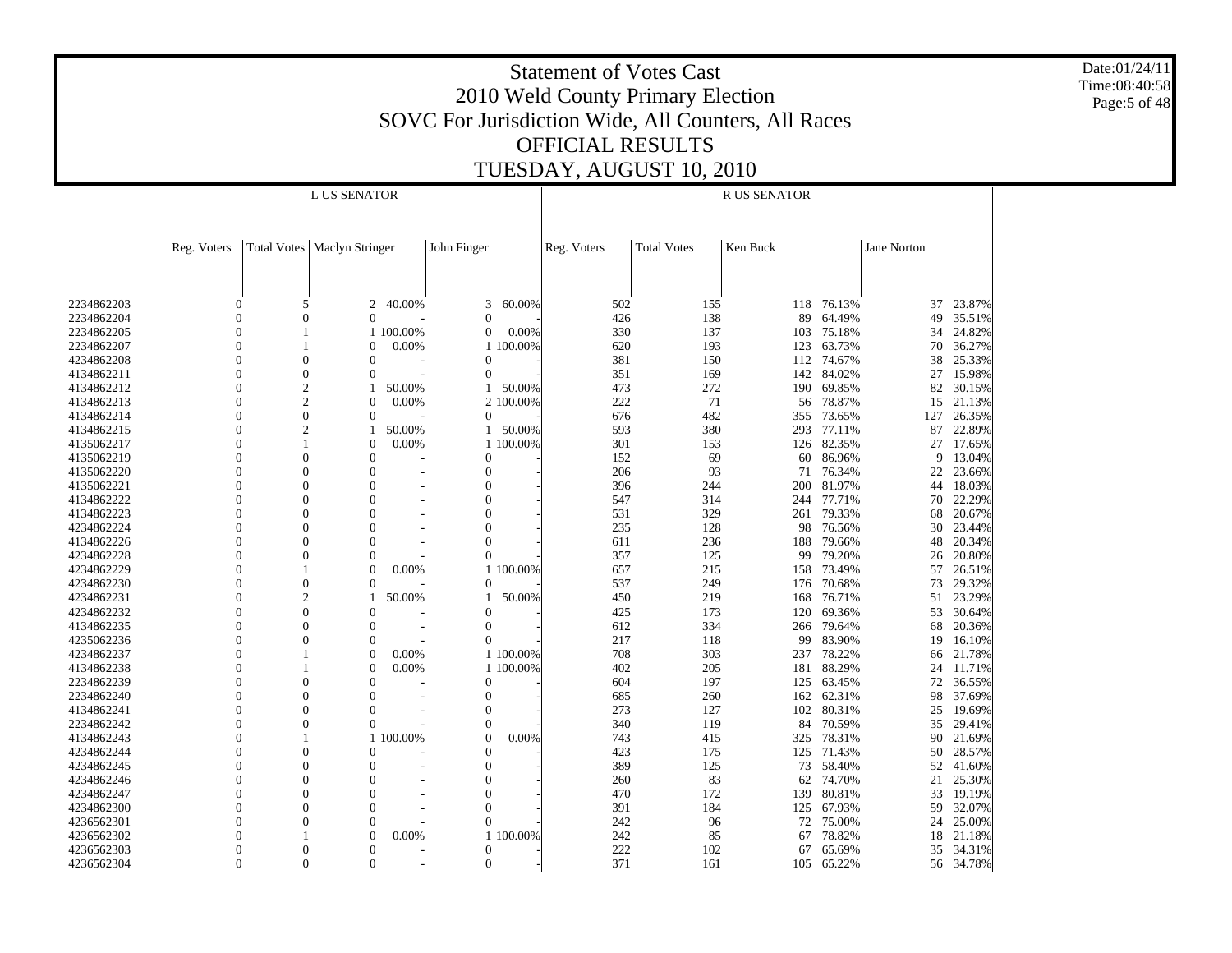# Statement of Votes Cast

## 2010 Weld County Primary Election

## SOVC For Jurisdiction Wide, All Counters, All Races

## OFFICIAL RESULTS

## TUESDAY, AUGUST 10, 2010

Date:01/24/11
Time:08:40:58

| | L US SENATOR | | | | | | R US SENATOR | | | | | |
|---|---|---|---|---|---|---|---|---|---|---|---|---|
| | Reg. Voters | Total Votes | Maclyn Stringer | | John Finger | | Reg. Voters | Total Votes | Ken Buck | | Jane Norton | |
| 2234862203 | 0 | 5 | 2 | 40.00% | 3 | 60.00% | 502 | 155 | 118 | 76.13% | 37 | 23.87% |
| 2234862204 | 0 | 0 | 0 | - | 0 | - | 426 | 138 | 89 | 64.49% | 49 | 35.51% |
| 2234862205 | 0 | 1 | 1 | 100.00% | 0 | 0.00% | 330 | 137 | 103 | 75.18% | 34 | 24.82% |
| 2234862207 | 0 | 1 | 0 | 0.00% | 1 | 100.00% | 620 | 193 | 123 | 63.73% | 70 | 36.27% |
| 4234862208 | 0 | 0 | 0 | - | 0 | - | 381 | 150 | 112 | 74.67% | 38 | 25.33% |
| 4134862211 | 0 | 0 | 0 | - | 0 | - | 351 | 169 | 142 | 84.02% | 27 | 15.98% |
| 4134862212 | 0 | 2 | 1 | 50.00% | 1 | 50.00% | 473 | 272 | 190 | 69.85% | 82 | 30.15% |
| 4134862213 | 0 | 2 | 0 | 0.00% | 2 | 100.00% | 222 | 71 | 56 | 78.87% | 15 | 21.13% |
| 4134862214 | 0 | 0 | 0 | - | 0 | - | 676 | 482 | 355 | 73.65% | 127 | 26.35% |
| 4134862215 | 0 | 2 | 1 | 50.00% | 1 | 50.00% | 593 | 380 | 293 | 77.11% | 87 | 22.89% |
| 4135062217 | 0 | 1 | 0 | 0.00% | 1 | 100.00% | 301 | 153 | 126 | 82.35% | 27 | 17.65% |
| 4135062219 | 0 | 0 | 0 | - | 0 | - | 152 | 69 | 60 | 86.96% | 9 | 13.04% |
| 4135062220 | 0 | 0 | 0 | - | 0 | - | 206 | 93 | 71 | 76.34% | 22 | 23.66% |
| 4135062221 | 0 | 0 | 0 | - | 0 | - | 396 | 244 | 200 | 81.97% | 44 | 18.03% |
| 4134862222 | 0 | 0 | 0 | - | 0 | - | 547 | 314 | 244 | 77.71% | 70 | 22.29% |
| 4134862223 | 0 | 0 | 0 | - | 0 | - | 531 | 329 | 261 | 79.33% | 68 | 20.67% |
| 4234862224 | 0 | 0 | 0 | - | 0 | - | 235 | 128 | 98 | 76.56% | 30 | 23.44% |
| 4134862226 | 0 | 0 | 0 | - | 0 | - | 611 | 236 | 188 | 79.66% | 48 | 20.34% |
| 4234862228 | 0 | 0 | 0 | - | 0 | - | 357 | 125 | 99 | 79.20% | 26 | 20.80% |
| 4234862229 | 0 | 1 | 0 | 0.00% | 1 | 100.00% | 657 | 215 | 158 | 73.49% | 57 | 26.51% |
| 4234862230 | 0 | 0 | 0 | - | 0 | - | 537 | 249 | 176 | 70.68% | 73 | 29.32% |
| 4234862231 | 0 | 2 | 1 | 50.00% | 1 | 50.00% | 450 | 219 | 168 | 76.71% | 51 | 23.29% |
| 4234862232 | 0 | 0 | 0 | - | 0 | - | 425 | 173 | 120 | 69.36% | 53 | 30.64% |
| 4134862235 | 0 | 0 | 0 | - | 0 | - | 612 | 334 | 266 | 79.64% | 68 | 20.36% |
| 4235062236 | 0 | 0 | 0 | - | 0 | - | 217 | 118 | 99 | 83.90% | 19 | 16.10% |
| 4234862237 | 0 | 1 | 0 | 0.00% | 1 | 100.00% | 708 | 303 | 237 | 78.22% | 66 | 21.78% |
| 4134862238 | 0 | 1 | 0 | 0.00% | 1 | 100.00% | 402 | 205 | 181 | 88.29% | 24 | 11.71% |
| 2234862239 | 0 | 0 | 0 | - | 0 | - | 604 | 197 | 125 | 63.45% | 72 | 36.55% |
| 2234862240 | 0 | 0 | 0 | - | 0 | - | 685 | 260 | 162 | 62.31% | 98 | 37.69% |
| 4134862241 | 0 | 0 | 0 | - | 0 | - | 273 | 127 | 102 | 80.31% | 25 | 19.69% |
| 2234862242 | 0 | 0 | 0 | - | 0 | - | 340 | 119 | 84 | 70.59% | 35 | 29.41% |
| 4134862243 | 0 | 1 | 1 | 100.00% | 0 | 0.00% | 743 | 415 | 325 | 78.31% | 90 | 21.69% |
| 4234862244 | 0 | 0 | 0 | - | 0 | - | 423 | 175 | 125 | 71.43% | 50 | 28.57% |
| 4234862245 | 0 | 0 | 0 | - | 0 | - | 389 | 125 | 73 | 58.40% | 52 | 41.60% |
| 4234862246 | 0 | 0 | 0 | - | 0 | - | 260 | 83 | 62 | 74.70% | 21 | 25.30% |
| 4234862247 | 0 | 0 | 0 | - | 0 | - | 470 | 172 | 139 | 80.81% | 33 | 19.19% |
| 4234862300 | 0 | 0 | 0 | - | 0 | - | 391 | 184 | 125 | 67.93% | 59 | 32.07% |
| 4236562301 | 0 | 0 | 0 | - | 0 | - | 242 | 96 | 72 | 75.00% | 24 | 25.00% |
| 4236562302 | 0 | 1 | 0 | 0.00% | 1 | 100.00% | 242 | 85 | 67 | 78.82% | 18 | 21.18% |
| 4236562303 | 0 | 0 | 0 | - | 0 | - | 222 | 102 | 67 | 65.69% | 35 | 34.31% |
| 4236562304 | 0 | 0 | 0 | - | 0 | - | 371 | 161 | 105 | 65.22% | 56 | 34.78% |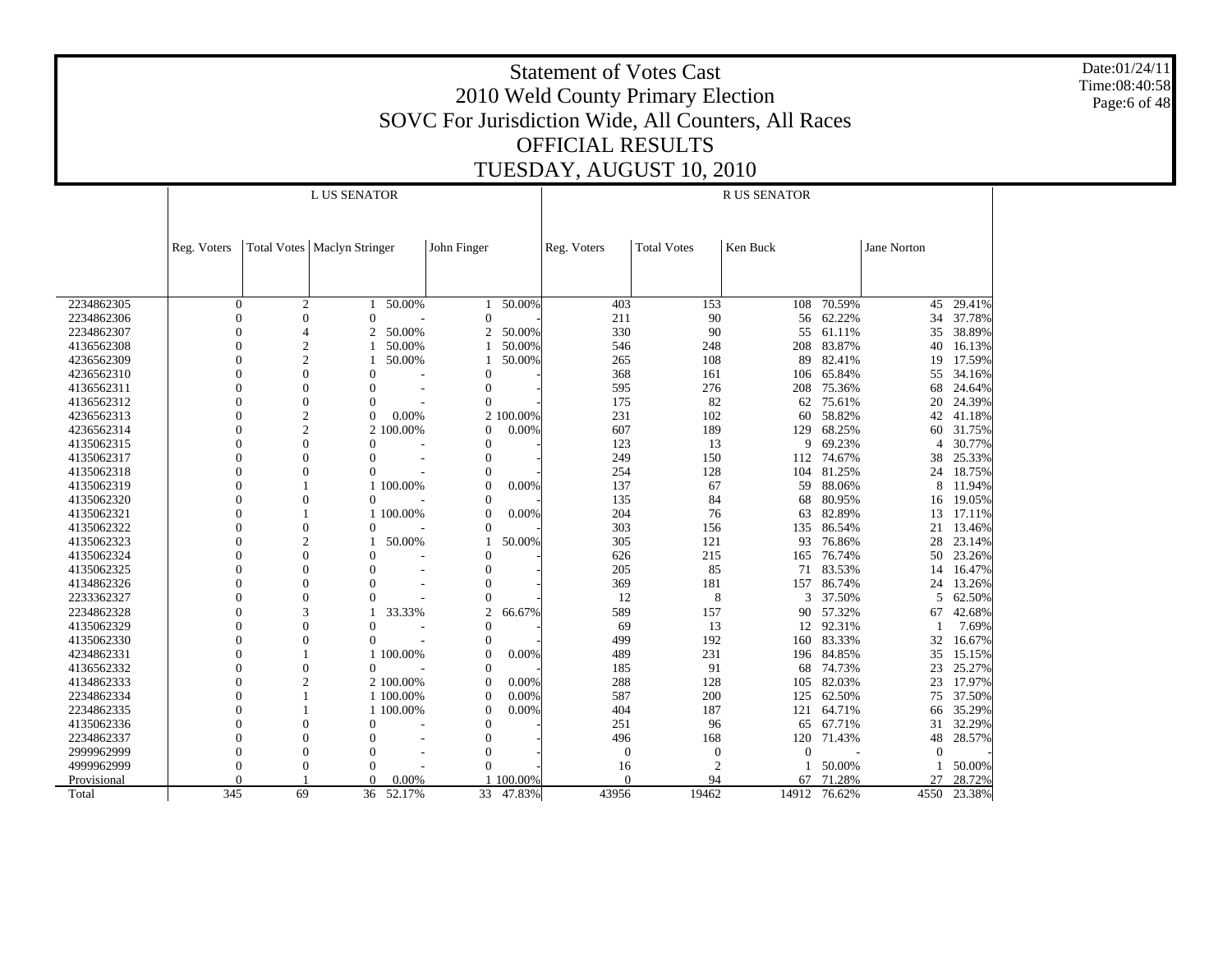# Statement of Votes Cast

## 2010 Weld County Primary Election

## SOVC For Jurisdiction Wide, All Counters, All Races

## OFFICIAL RESULTS

## TUESDAY, AUGUST 10, 2010

Date:01/24/11
Time:08:40:58

| | L US SENATOR | | | | | | R US SENATOR | | | | | |
|---|---|---|---|---|---|---|---|---|---|---|---|---|
| | Reg. Voters | Total Votes | Maclyn Stringer | | John Finger | | Reg. Voters | Total Votes | Ken Buck | | Jane Norton | |
| 2234862305 | 0 | 2 | 1 | 50.00% | 1 | 50.00% | 403 | 153 | 108 | 70.59% | 45 | 29.41% |
| 2234862306 | 0 | 0 | 0 | - | 0 | - | 211 | 90 | 56 | 62.22% | 34 | 37.78% |
| 2234862307 | 0 | 4 | 2 | 50.00% | 2 | 50.00% | 330 | 90 | 55 | 61.11% | 35 | 38.89% |
| 4136562308 | 0 | 2 | 1 | 50.00% | 1 | 50.00% | 546 | 248 | 208 | 83.87% | 40 | 16.13% |
| 4236562309 | 0 | 2 | 1 | 50.00% | 1 | 50.00% | 265 | 108 | 89 | 82.41% | 19 | 17.59% |
| 4236562310 | 0 | 0 | 0 | - | 0 | - | 368 | 161 | 106 | 65.84% | 55 | 34.16% |
| 4136562311 | 0 | 0 | 0 | - | 0 | - | 595 | 276 | 208 | 75.36% | 68 | 24.64% |
| 4136562312 | 0 | 0 | 0 | - | 0 | - | 175 | 82 | 62 | 75.61% | 20 | 24.39% |
| 4236562313 | 0 | 2 | 0 | 0.00% | 2 | 100.00% | 231 | 102 | 60 | 58.82% | 42 | 41.18% |
| 4236562314 | 0 | 2 | 2 | 100.00% | 0 | 0.00% | 607 | 189 | 129 | 68.25% | 60 | 31.75% |
| 4135062315 | 0 | 0 | 0 | - | 0 | - | 123 | 13 | 9 | 69.23% | 4 | 30.77% |
| 4135062317 | 0 | 0 | 0 | - | 0 | - | 249 | 150 | 112 | 74.67% | 38 | 25.33% |
| 4135062318 | 0 | 0 | 0 | - | 0 | - | 254 | 128 | 104 | 81.25% | 24 | 18.75% |
| 4135062319 | 0 | 1 | 1 | 100.00% | 0 | 0.00% | 137 | 67 | 59 | 88.06% | 8 | 11.94% |
| 4135062320 | 0 | 0 | 0 | - | 0 | - | 135 | 84 | 68 | 80.95% | 16 | 19.05% |
| 4135062321 | 0 | 1 | 1 | 100.00% | 0 | 0.00% | 204 | 76 | 63 | 82.89% | 13 | 17.11% |
| 4135062322 | 0 | 0 | 0 | - | 0 | - | 303 | 156 | 135 | 86.54% | 21 | 13.46% |
| 4135062323 | 0 | 2 | 1 | 50.00% | 1 | 50.00% | 305 | 121 | 93 | 76.86% | 28 | 23.14% |
| 4135062324 | 0 | 0 | 0 | - | 0 | - | 626 | 215 | 165 | 76.74% | 50 | 23.26% |
| 4135062325 | 0 | 0 | 0 | - | 0 | - | 205 | 85 | 71 | 83.53% | 14 | 16.47% |
| 4134862326 | 0 | 0 | 0 | - | 0 | - | 369 | 181 | 157 | 86.74% | 24 | 13.26% |
| 2233362327 | 0 | 0 | 0 | - | 0 | - | 12 | 8 | 3 | 37.50% | 5 | 62.50% |
| 2234862328 | 0 | 3 | 1 | 33.33% | 2 | 66.67% | 589 | 157 | 90 | 57.32% | 67 | 42.68% |
| 4135062329 | 0 | 0 | 0 | - | 0 | - | 69 | 13 | 12 | 92.31% | 1 | 7.69% |
| 4135062330 | 0 | 0 | 0 | - | 0 | - | 499 | 192 | 160 | 83.33% | 32 | 16.67% |
| 4234862331 | 0 | 1 | 1 | 100.00% | 0 | 0.00% | 489 | 231 | 196 | 84.85% | 35 | 15.15% |
| 4136562332 | 0 | 0 | 0 | - | 0 | - | 185 | 91 | 68 | 74.73% | 23 | 25.27% |
| 4134862333 | 0 | 2 | 2 | 100.00% | 0 | 0.00% | 288 | 128 | 105 | 82.03% | 23 | 17.97% |
| 2234862334 | 0 | 1 | 1 | 100.00% | 0 | 0.00% | 587 | 200 | 125 | 62.50% | 75 | 37.50% |
| 2234862335 | 0 | 1 | 1 | 100.00% | 0 | 0.00% | 404 | 187 | 121 | 64.71% | 66 | 35.29% |
| 4135062336 | 0 | 0 | 0 | - | 0 | - | 251 | 96 | 65 | 67.71% | 31 | 32.29% |
| 2234862337 | 0 | 0 | 0 | - | 0 | - | 496 | 168 | 120 | 71.43% | 48 | 28.57% |
| 2999962999 | 0 | 0 | 0 | - | 0 | - | 0 | 0 | 0 | - | 0 | - |
| 4999962999 | 0 | 0 | 0 | - | 0 | - | 16 | 2 | 1 | 50.00% | 1 | 50.00% |
| Provisional | 0 | 1 | 0 | 0.00% | 1 | 100.00% | 0 | 94 | 67 | 71.28% | 27 | 28.72% |
| Total | 345 | 69 | 36 | 52.17% | 33 | 47.83% | 43956 | 19462 | 14912 | 76.62% | 4550 | 23.38% |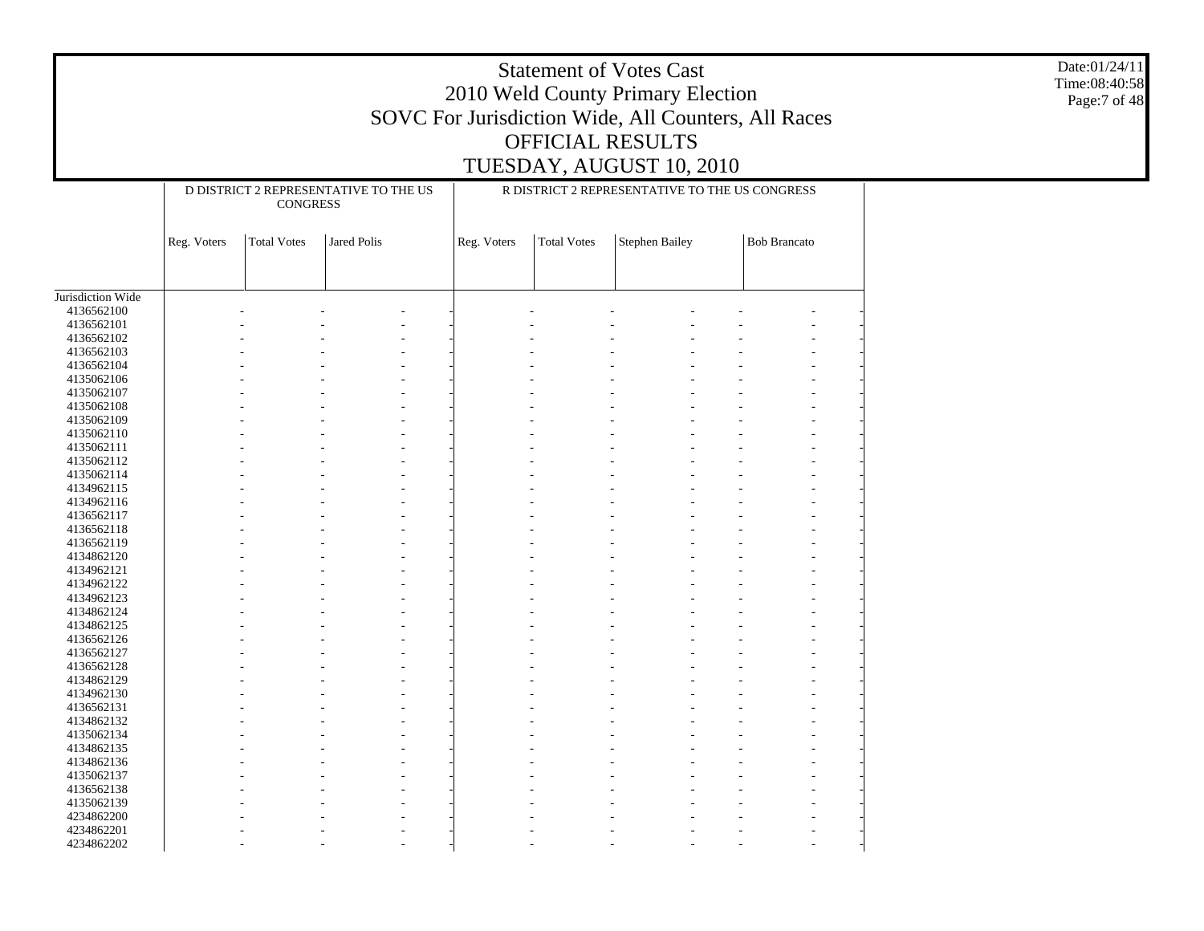# Statement of Votes Cast
## 2010 Weld County Primary Election
## SOVC For Jurisdiction Wide, All Counters, All Races
## OFFICIAL RESULTS
## TUESDAY, AUGUST 10, 2010

| | D DISTRICT 2 REPRESENTATIVE TO THE US CONGRESS | | | | R DISTRICT 2 REPRESENTATIVE TO THE US CONGRESS | | | | | |
|---|---|---|---|---|---|---|---|---|---|---|
| | Reg. Voters | Total Votes | Jared Polis | | Reg. Voters | Total Votes | Stephen Bailey | | Bob Brancato | |
| Jurisdiction Wide | | | | | | | | | | |
| 4136562100 | - | - | - | - | - | - | - | - | - | - |
| 4136562101 | - | - | - | - | - | - | - | - | - | - |
| 4136562102 | - | - | - | - | - | - | - | - | - | - |
| 4136562103 | - | - | - | - | - | - | - | - | - | - |
| 4136562104 | - | - | - | - | - | - | - | - | - | - |
| 4135062106 | - | - | - | - | - | - | - | - | - | - |
| 4135062107 | - | - | - | - | - | - | - | - | - | - |
| 4135062108 | - | - | - | - | - | - | - | - | - | - |
| 4135062109 | - | - | - | - | - | - | - | - | - | - |
| 4135062110 | - | - | - | - | - | - | - | - | - | - |
| 4135062111 | - | - | - | - | - | - | - | - | - | - |
| 4135062112 | - | - | - | - | - | - | - | - | - | - |
| 4135062114 | - | - | - | - | - | - | - | - | - | - |
| 4134962115 | - | - | - | - | - | - | - | - | - | - |
| 4134962116 | - | - | - | - | - | - | - | - | - | - |
| 4136562117 | - | - | - | - | - | - | - | - | - | - |
| 4136562118 | - | - | - | - | - | - | - | - | - | - |
| 4136562119 | - | - | - | - | - | - | - | - | - | - |
| 4134862120 | - | - | - | - | - | - | - | - | - | - |
| 4134962121 | - | - | - | - | - | - | - | - | - | - |
| 4134962122 | - | - | - | - | - | - | - | - | - | - |
| 4134962123 | - | - | - | - | - | - | - | - | - | - |
| 4134862124 | - | - | - | - | - | - | - | - | - | - |
| 4134862125 | - | - | - | - | - | - | - | - | - | - |
| 4136562126 | - | - | - | - | - | - | - | - | - | - |
| 4136562127 | - | - | - | - | - | - | - | - | - | - |
| 4136562128 | - | - | - | - | - | - | - | - | - | - |
| 4134862129 | - | - | - | - | - | - | - | - | - | - |
| 4134962130 | - | - | - | - | - | - | - | - | - | - |
| 4136562131 | - | - | - | - | - | - | - | - | - | - |
| 4134862132 | - | - | - | - | - | - | - | - | - | - |
| 4135062134 | - | - | - | - | - | - | - | - | - | - |
| 4134862135 | - | - | - | - | - | - | - | - | - | - |
| 4134862136 | - | - | - | - | - | - | - | - | - | - |
| 4135062137 | - | - | - | - | - | - | - | - | - | - |
| 4136562138 | - | - | - | - | - | - | - | - | - | - |
| 4135062139 | - | - | - | - | - | - | - | - | - | - |
| 4234862200 | - | - | - | - | - | - | - | - | - | - |
| 4234862201 | - | - | - | - | - | - | - | - | - | - |
| 4234862202 | - | - | - | - | - | - | - | - | - | - |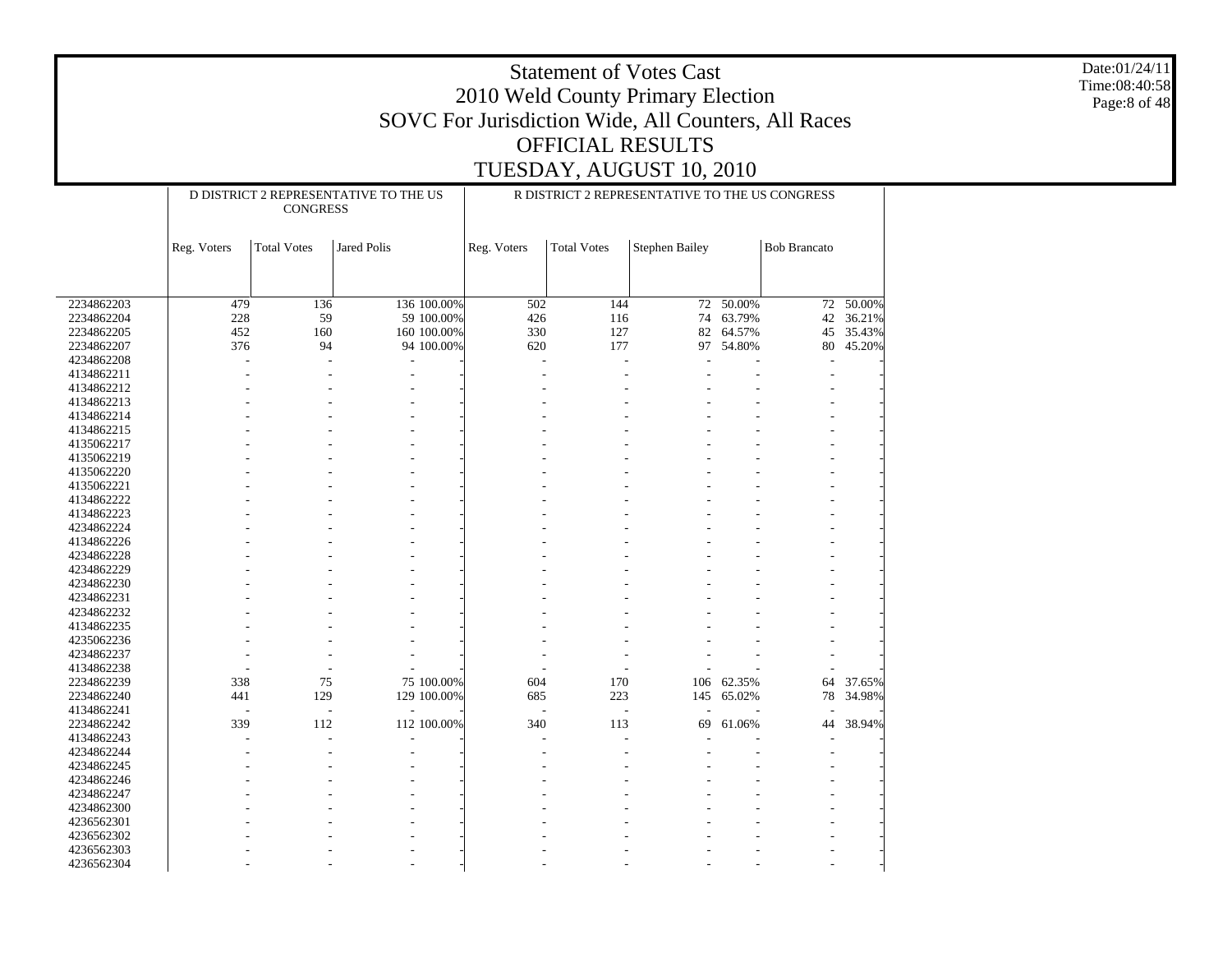# Statement of Votes Cast
## 2010 Weld County Primary Election
## SOVC For Jurisdiction Wide, All Counters, All Races
## OFFICIAL RESULTS
## TUESDAY, AUGUST 10, 2010

Date:01/24/11
Time:08:40:58

| | D DISTRICT 2 REPRESENTATIVE TO THE US CONGRESS | | | | R DISTRICT 2 REPRESENTATIVE TO THE US CONGRESS | | | | | |
|---|---|---|---|---|---|---|---|---|---|---|
| | Reg. Voters | Total Votes | Jared Polis | | Reg. Voters | Total Votes | Stephen Bailey | | Bob Brancato | |
| 2234862203 | 479 | 136 | 136 | 100.00% | 502 | 144 | 72 | 50.00% | 72 | 50.00% |
| 2234862204 | 228 | 59 | 59 | 100.00% | 426 | 116 | 74 | 63.79% | 42 | 36.21% |
| 2234862205 | 452 | 160 | 160 | 100.00% | 330 | 127 | 82 | 64.57% | 45 | 35.43% |
| 2234862207 | 376 | 94 | 94 | 100.00% | 620 | 177 | 97 | 54.80% | 80 | 45.20% |
| 4234862208 | - | - | - | - | - | - | - | - | - | - |
| 4134862211 | - | - | - | - | - | - | - | - | - | - |
| 4134862212 | - | - | - | - | - | - | - | - | - | - |
| 4134862213 | - | - | - | - | - | - | - | - | - | - |
| 4134862214 | - | - | - | - | - | - | - | - | - | - |
| 4134862215 | - | - | - | - | - | - | - | - | - | - |
| 4135062217 | - | - | - | - | - | - | - | - | - | - |
| 4135062219 | - | - | - | - | - | - | - | - | - | - |
| 4135062220 | - | - | - | - | - | - | - | - | - | - |
| 4135062221 | - | - | - | - | - | - | - | - | - | - |
| 4134862222 | - | - | - | - | - | - | - | - | - | - |
| 4134862223 | - | - | - | - | - | - | - | - | - | - |
| 4234862224 | - | - | - | - | - | - | - | - | - | - |
| 4134862226 | - | - | - | - | - | - | - | - | - | - |
| 4234862228 | - | - | - | - | - | - | - | - | - | - |
| 4234862229 | - | - | - | - | - | - | - | - | - | - |
| 4234862230 | - | - | - | - | - | - | - | - | - | - |
| 4234862231 | - | - | - | - | - | - | - | - | - | - |
| 4234862232 | - | - | - | - | - | - | - | - | - | - |
| 4134862235 | - | - | - | - | - | - | - | - | - | - |
| 4235062236 | - | - | - | - | - | - | - | - | - | - |
| 4234862237 | - | - | - | - | - | - | - | - | - | - |
| 4134862238 | - | - | - | - | - | - | - | - | - | - |
| 2234862239 | 338 | 75 | 75 | 100.00% | 604 | 170 | 106 | 62.35% | 64 | 37.65% |
| 2234862240 | 441 | 129 | 129 | 100.00% | 685 | 223 | 145 | 65.02% | 78 | 34.98% |
| 4134862241 | - | - | - | - | - | - | - | - | - | - |
| 2234862242 | 339 | 112 | 112 | 100.00% | 340 | 113 | 69 | 61.06% | 44 | 38.94% |
| 4134862243 | - | - | - | - | - | - | - | - | - | - |
| 4234862244 | - | - | - | - | - | - | - | - | - | - |
| 4234862245 | - | - | - | - | - | - | - | - | - | - |
| 4234862246 | - | - | - | - | - | - | - | - | - | - |
| 4234862247 | - | - | - | - | - | - | - | - | - | - |
| 4234862300 | - | - | - | - | - | - | - | - | - | - |
| 4236562301 | - | - | - | - | - | - | - | - | - | - |
| 4236562302 | - | - | - | - | - | - | - | - | - | - |
| 4236562303 | - | - | - | - | - | - | - | - | - | - |
| 4236562304 | - | - | - | - | - | - | - | - | - | - |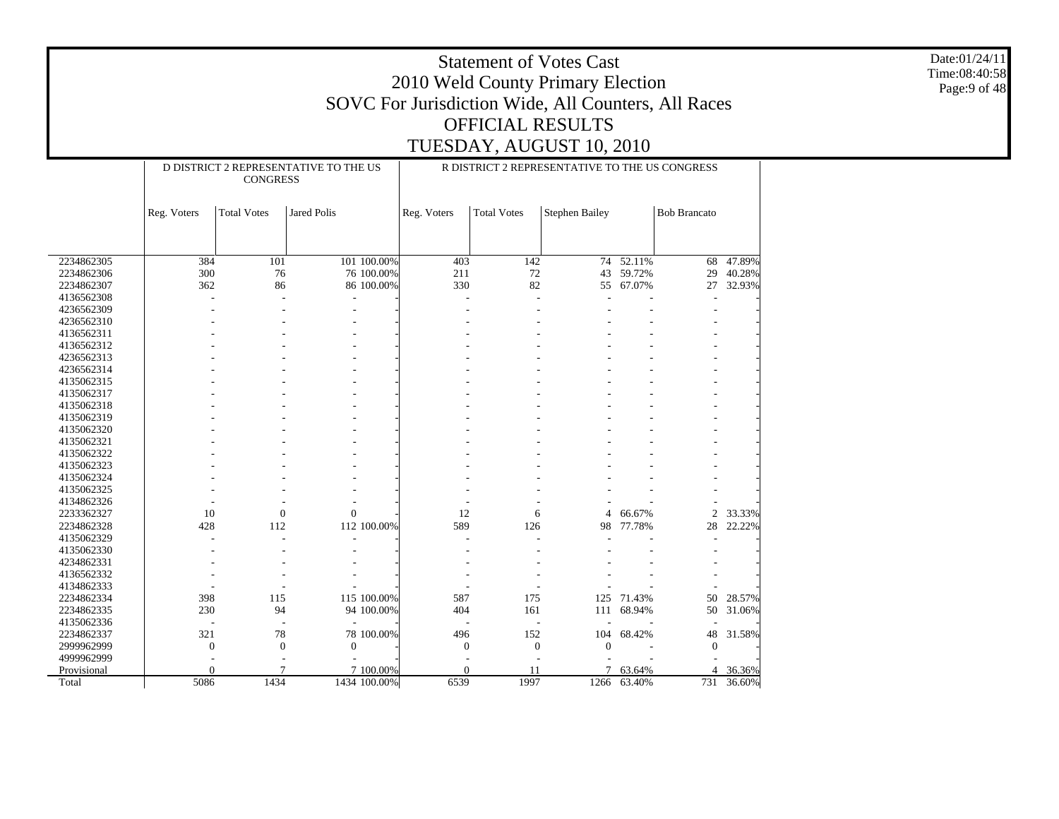# Statement of Votes Cast
## 2010 Weld County Primary Election
## SOVC For Jurisdiction Wide, All Counters, All Races
## OFFICIAL RESULTS
## TUESDAY, AUGUST 10, 2010

Date:01/24/11
Time:08:40:58

| | D DISTRICT 2 REPRESENTATIVE TO THE US CONGRESS | | | | R DISTRICT 2 REPRESENTATIVE TO THE US CONGRESS | | | | | |
|---|---|---|---|---|---|---|---|---|---|---|
| | Reg. Voters | Total Votes | Jared Polis | | Reg. Voters | Total Votes | Stephen Bailey | | Bob Brancato | |
| 2234862305 | 384 | 101 | 101 | 100.00% | 403 | 142 | 74 | 52.11% | 68 | 47.89% |
| 2234862306 | 300 | 76 | 76 | 100.00% | 211 | 72 | 43 | 59.72% | 29 | 40.28% |
| 2234862307 | 362 | 86 | 86 | 100.00% | 330 | 82 | 55 | 67.07% | 27 | 32.93% |
| 4136562308 | - | - | - | - | - | - | - | - | - | - |
| 4236562309 | - | - | - | - | - | - | - | - | - | - |
| 4236562310 | - | - | - | - | - | - | - | - | - | - |
| 4136562311 | - | - | - | - | - | - | - | - | - | - |
| 4136562312 | - | - | - | - | - | - | - | - | - | - |
| 4236562313 | - | - | - | - | - | - | - | - | - | - |
| 4236562314 | - | - | - | - | - | - | - | - | - | - |
| 4135062315 | - | - | - | - | - | - | - | - | - | - |
| 4135062317 | - | - | - | - | - | - | - | - | - | - |
| 4135062318 | - | - | - | - | - | - | - | - | - | - |
| 4135062319 | - | - | - | - | - | - | - | - | - | - |
| 4135062320 | - | - | - | - | - | - | - | - | - | - |
| 4135062321 | - | - | - | - | - | - | - | - | - | - |
| 4135062322 | - | - | - | - | - | - | - | - | - | - |
| 4135062323 | - | - | - | - | - | - | - | - | - | - |
| 4135062324 | - | - | - | - | - | - | - | - | - | - |
| 4135062325 | - | - | - | - | - | - | - | - | - | - |
| 4134862326 | - | - | - | - | - | - | - | - | - | - |
| 2233362327 | 10 | 0 | 0 | - | 12 | 6 | 4 | 66.67% | 2 | 33.33% |
| 2234862328 | 428 | 112 | 112 | 100.00% | 589 | 126 | 98 | 77.78% | 28 | 22.22% |
| 4135062329 | - | - | - | - | - | - | - | - | - | - |
| 4135062330 | - | - | - | - | - | - | - | - | - | - |
| 4234862331 | - | - | - | - | - | - | - | - | - | - |
| 4136562332 | - | - | - | - | - | - | - | - | - | - |
| 4134862333 | - | - | - | - | - | - | - | - | - | - |
| 2234862334 | 398 | 115 | 115 | 100.00% | 587 | 175 | 125 | 71.43% | 50 | 28.57% |
| 2234862335 | 230 | 94 | 94 | 100.00% | 404 | 161 | 111 | 68.94% | 50 | 31.06% |
| 4135062336 | - | - | - | - | - | - | - | - | - | - |
| 2234862337 | 321 | 78 | 78 | 100.00% | 496 | 152 | 104 | 68.42% | 48 | 31.58% |
| 2999962999 | 0 | 0 | 0 | - | 0 | 0 | 0 | - | 0 | - |
| 4999962999 | - | - | - | - | - | - | - | - | - | - |
| Provisional | 0 | 7 | 7 | 100.00% | 0 | 11 | 7 | 63.64% | 4 | 36.36% |
| Total | 5086 | 1434 | 1434 | 100.00% | 6539 | 1997 | 1266 | 63.40% | 731 | 36.60% |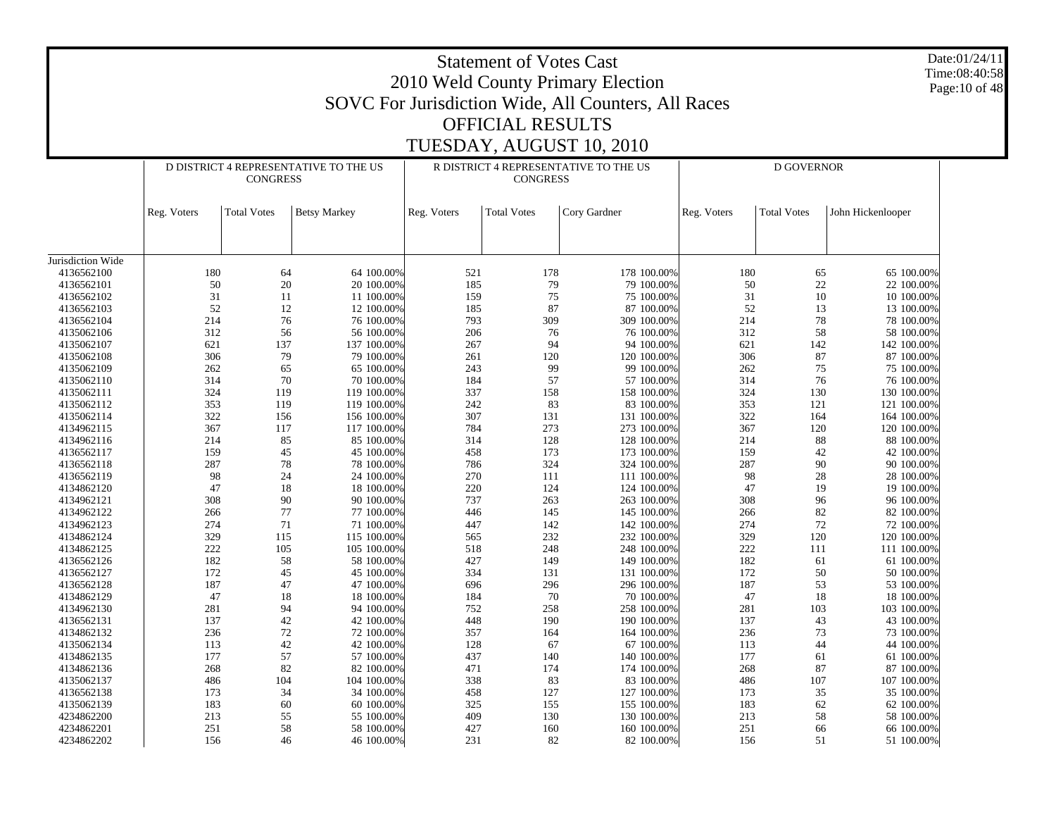# Statement of Votes Cast
# 2010 Weld County Primary Election
# SOVC For Jurisdiction Wide, All Counters, All Races
# OFFICIAL RESULTS
# TUESDAY, AUGUST 10, 2010

Date:01/24/11
Time:08:40:58

| | D DISTRICT 4 REPRESENTATIVE TO THE US CONGRESS | | | | R DISTRICT 4 REPRESENTATIVE TO THE US CONGRESS | | | | D GOVERNOR | | | |
|---|---|---|---|---|---|---|---|---|---|---|---|---|
| | Reg. Voters | Total Votes | Betsy Markey | | Reg. Voters | Total Votes | Cory Gardner | | Reg. Voters | Total Votes | John Hickenlooper | |
| Jurisdiction Wide | | | | | | | | | | | | |
| 4136562100 | 180 | 64 | 64 | 100.00% | 521 | 178 | 178 | 100.00% | 180 | 65 | 65 | 100.00% |
| 4136562101 | 50 | 20 | 20 | 100.00% | 185 | 79 | 79 | 100.00% | 50 | 22 | 22 | 100.00% |
| 4136562102 | 31 | 11 | 11 | 100.00% | 159 | 75 | 75 | 100.00% | 31 | 10 | 10 | 100.00% |
| 4136562103 | 52 | 12 | 12 | 100.00% | 185 | 87 | 87 | 100.00% | 52 | 13 | 13 | 100.00% |
| 4136562104 | 214 | 76 | 76 | 100.00% | 793 | 309 | 309 | 100.00% | 214 | 78 | 78 | 100.00% |
| 4135062106 | 312 | 56 | 56 | 100.00% | 206 | 76 | 76 | 100.00% | 312 | 58 | 58 | 100.00% |
| 4135062107 | 621 | 137 | 137 | 100.00% | 267 | 94 | 94 | 100.00% | 621 | 142 | 142 | 100.00% |
| 4135062108 | 306 | 79 | 79 | 100.00% | 261 | 120 | 120 | 100.00% | 306 | 87 | 87 | 100.00% |
| 4135062109 | 262 | 65 | 65 | 100.00% | 243 | 99 | 99 | 100.00% | 262 | 75 | 75 | 100.00% |
| 4135062110 | 314 | 70 | 70 | 100.00% | 184 | 57 | 57 | 100.00% | 314 | 76 | 76 | 100.00% |
| 4135062111 | 324 | 119 | 119 | 100.00% | 337 | 158 | 158 | 100.00% | 324 | 130 | 130 | 100.00% |
| 4135062112 | 353 | 119 | 119 | 100.00% | 242 | 83 | 83 | 100.00% | 353 | 121 | 121 | 100.00% |
| 4135062114 | 322 | 156 | 156 | 100.00% | 307 | 131 | 131 | 100.00% | 322 | 164 | 164 | 100.00% |
| 4134962115 | 367 | 117 | 117 | 100.00% | 784 | 273 | 273 | 100.00% | 367 | 120 | 120 | 100.00% |
| 4134962116 | 214 | 85 | 85 | 100.00% | 314 | 128 | 128 | 100.00% | 214 | 88 | 88 | 100.00% |
| 4136562117 | 159 | 45 | 45 | 100.00% | 458 | 173 | 173 | 100.00% | 159 | 42 | 42 | 100.00% |
| 4136562118 | 287 | 78 | 78 | 100.00% | 786 | 324 | 324 | 100.00% | 287 | 90 | 90 | 100.00% |
| 4136562119 | 98 | 24 | 24 | 100.00% | 270 | 111 | 111 | 100.00% | 98 | 28 | 28 | 100.00% |
| 4134862120 | 47 | 18 | 18 | 100.00% | 220 | 124 | 124 | 100.00% | 47 | 19 | 19 | 100.00% |
| 4134962121 | 308 | 90 | 90 | 100.00% | 737 | 263 | 263 | 100.00% | 308 | 96 | 96 | 100.00% |
| 4134962122 | 266 | 77 | 77 | 100.00% | 446 | 145 | 145 | 100.00% | 266 | 82 | 82 | 100.00% |
| 4134962123 | 274 | 71 | 71 | 100.00% | 447 | 142 | 142 | 100.00% | 274 | 72 | 72 | 100.00% |
| 4134862124 | 329 | 115 | 115 | 100.00% | 565 | 232 | 232 | 100.00% | 329 | 120 | 120 | 100.00% |
| 4134862125 | 222 | 105 | 105 | 100.00% | 518 | 248 | 248 | 100.00% | 222 | 111 | 111 | 100.00% |
| 4136562126 | 182 | 58 | 58 | 100.00% | 427 | 149 | 149 | 100.00% | 182 | 61 | 61 | 100.00% |
| 4136562127 | 172 | 45 | 45 | 100.00% | 334 | 131 | 131 | 100.00% | 172 | 50 | 50 | 100.00% |
| 4136562128 | 187 | 47 | 47 | 100.00% | 696 | 296 | 296 | 100.00% | 187 | 53 | 53 | 100.00% |
| 4134862129 | 47 | 18 | 18 | 100.00% | 184 | 70 | 70 | 100.00% | 47 | 18 | 18 | 100.00% |
| 4134962130 | 281 | 94 | 94 | 100.00% | 752 | 258 | 258 | 100.00% | 281 | 103 | 103 | 100.00% |
| 4136562131 | 137 | 42 | 42 | 100.00% | 448 | 190 | 190 | 100.00% | 137 | 43 | 43 | 100.00% |
| 4134862132 | 236 | 72 | 72 | 100.00% | 357 | 164 | 164 | 100.00% | 236 | 73 | 73 | 100.00% |
| 4135062134 | 113 | 42 | 42 | 100.00% | 128 | 67 | 67 | 100.00% | 113 | 44 | 44 | 100.00% |
| 4134862135 | 177 | 57 | 57 | 100.00% | 437 | 140 | 140 | 100.00% | 177 | 61 | 61 | 100.00% |
| 4134862136 | 268 | 82 | 82 | 100.00% | 471 | 174 | 174 | 100.00% | 268 | 87 | 87 | 100.00% |
| 4135062137 | 486 | 104 | 104 | 100.00% | 338 | 83 | 83 | 100.00% | 486 | 107 | 107 | 100.00% |
| 4136562138 | 173 | 34 | 34 | 100.00% | 458 | 127 | 127 | 100.00% | 173 | 35 | 35 | 100.00% |
| 4135062139 | 183 | 60 | 60 | 100.00% | 325 | 155 | 155 | 100.00% | 183 | 62 | 62 | 100.00% |
| 4234862200 | 213 | 55 | 55 | 100.00% | 409 | 130 | 130 | 100.00% | 213 | 58 | 58 | 100.00% |
| 4234862201 | 251 | 58 | 58 | 100.00% | 427 | 160 | 160 | 100.00% | 251 | 66 | 66 | 100.00% |
| 4234862202 | 156 | 46 | 46 | 100.00% | 231 | 82 | 82 | 100.00% | 156 | 51 | 51 | 100.00% |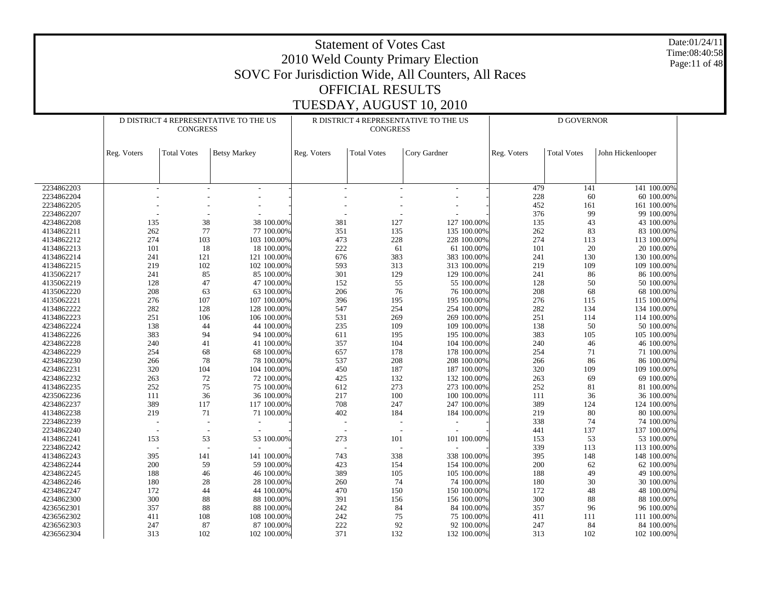# Statement of Votes Cast
# 2010 Weld County Primary Election
# SOVC For Jurisdiction Wide, All Counters, All Races
# OFFICIAL RESULTS
# TUESDAY, AUGUST 10, 2010

Date:01/24/11
Time:08:40:58

| | D DISTRICT 4 REPRESENTATIVE TO THE US CONGRESS | | | | R DISTRICT 4 REPRESENTATIVE TO THE US CONGRESS | | | | D GOVERNOR | | | |
|---|---|---|---|---|---|---|---|---|---|---|---|---|
| | Reg. Voters | Total Votes | Betsy Markey | | Reg. Voters | Total Votes | Cory Gardner | | Reg. Voters | Total Votes | John Hickenlooper | |
| 2234862203 | - | - | - | - | - | - | - | - | 479 | 141 | 141 | 100.00% |
| 2234862204 | - | - | - | - | - | - | - | - | 228 | 60 | 60 | 100.00% |
| 2234862205 | - | - | - | - | - | - | - | - | 452 | 161 | 161 | 100.00% |
| 2234862207 | - | - | - | - | - | - | - | - | 376 | 99 | 99 | 100.00% |
| 4234862208 | 135 | 38 | 38 | 100.00% | 381 | 127 | 127 | 100.00% | 135 | 43 | 43 | 100.00% |
| 4134862211 | 262 | 77 | 77 | 100.00% | 351 | 135 | 135 | 100.00% | 262 | 83 | 83 | 100.00% |
| 4134862212 | 274 | 103 | 103 | 100.00% | 473 | 228 | 228 | 100.00% | 274 | 113 | 113 | 100.00% |
| 4134862213 | 101 | 18 | 18 | 100.00% | 222 | 61 | 61 | 100.00% | 101 | 20 | 20 | 100.00% |
| 4134862214 | 241 | 121 | 121 | 100.00% | 676 | 383 | 383 | 100.00% | 241 | 130 | 130 | 100.00% |
| 4134862215 | 219 | 102 | 102 | 100.00% | 593 | 313 | 313 | 100.00% | 219 | 109 | 109 | 100.00% |
| 4135062217 | 241 | 85 | 85 | 100.00% | 301 | 129 | 129 | 100.00% | 241 | 86 | 86 | 100.00% |
| 4135062219 | 128 | 47 | 47 | 100.00% | 152 | 55 | 55 | 100.00% | 128 | 50 | 50 | 100.00% |
| 4135062220 | 208 | 63 | 63 | 100.00% | 206 | 76 | 76 | 100.00% | 208 | 68 | 68 | 100.00% |
| 4135062221 | 276 | 107 | 107 | 100.00% | 396 | 195 | 195 | 100.00% | 276 | 115 | 115 | 100.00% |
| 4134862222 | 282 | 128 | 128 | 100.00% | 547 | 254 | 254 | 100.00% | 282 | 134 | 134 | 100.00% |
| 4134862223 | 251 | 106 | 106 | 100.00% | 531 | 269 | 269 | 100.00% | 251 | 114 | 114 | 100.00% |
| 4234862224 | 138 | 44 | 44 | 100.00% | 235 | 109 | 109 | 100.00% | 138 | 50 | 50 | 100.00% |
| 4134862226 | 383 | 94 | 94 | 100.00% | 611 | 195 | 195 | 100.00% | 383 | 105 | 105 | 100.00% |
| 4234862228 | 240 | 41 | 41 | 100.00% | 357 | 104 | 104 | 100.00% | 240 | 46 | 46 | 100.00% |
| 4234862229 | 254 | 68 | 68 | 100.00% | 657 | 178 | 178 | 100.00% | 254 | 71 | 71 | 100.00% |
| 4234862230 | 266 | 78 | 78 | 100.00% | 537 | 208 | 208 | 100.00% | 266 | 86 | 86 | 100.00% |
| 4234862231 | 320 | 104 | 104 | 100.00% | 450 | 187 | 187 | 100.00% | 320 | 109 | 109 | 100.00% |
| 4234862232 | 263 | 72 | 72 | 100.00% | 425 | 132 | 132 | 100.00% | 263 | 69 | 69 | 100.00% |
| 4134862235 | 252 | 75 | 75 | 100.00% | 612 | 273 | 273 | 100.00% | 252 | 81 | 81 | 100.00% |
| 4235062236 | 111 | 36 | 36 | 100.00% | 217 | 100 | 100 | 100.00% | 111 | 36 | 36 | 100.00% |
| 4234862237 | 389 | 117 | 117 | 100.00% | 708 | 247 | 247 | 100.00% | 389 | 124 | 124 | 100.00% |
| 4134862238 | 219 | 71 | 71 | 100.00% | 402 | 184 | 184 | 100.00% | 219 | 80 | 80 | 100.00% |
| 2234862239 | - | - | - | - | - | - | - | - | 338 | 74 | 74 | 100.00% |
| 2234862240 | - | - | - | - | - | - | - | - | 441 | 137 | 137 | 100.00% |
| 4134862241 | 153 | 53 | 53 | 100.00% | 273 | 101 | 101 | 100.00% | 153 | 53 | 53 | 100.00% |
| 2234862242 | - | - | - | - | - | - | - | - | 339 | 113 | 113 | 100.00% |
| 4134862243 | 395 | 141 | 141 | 100.00% | 743 | 338 | 338 | 100.00% | 395 | 148 | 148 | 100.00% |
| 4234862244 | 200 | 59 | 59 | 100.00% | 423 | 154 | 154 | 100.00% | 200 | 62 | 62 | 100.00% |
| 4234862245 | 188 | 46 | 46 | 100.00% | 389 | 105 | 105 | 100.00% | 188 | 49 | 49 | 100.00% |
| 4234862246 | 180 | 28 | 28 | 100.00% | 260 | 74 | 74 | 100.00% | 180 | 30 | 30 | 100.00% |
| 4234862247 | 172 | 44 | 44 | 100.00% | 470 | 150 | 150 | 100.00% | 172 | 48 | 48 | 100.00% |
| 4234862300 | 300 | 88 | 88 | 100.00% | 391 | 156 | 156 | 100.00% | 300 | 88 | 88 | 100.00% |
| 4236562301 | 357 | 88 | 88 | 100.00% | 242 | 84 | 84 | 100.00% | 357 | 96 | 96 | 100.00% |
| 4236562302 | 411 | 108 | 108 | 100.00% | 242 | 75 | 75 | 100.00% | 411 | 111 | 111 | 100.00% |
| 4236562303 | 247 | 87 | 87 | 100.00% | 222 | 92 | 92 | 100.00% | 247 | 84 | 84 | 100.00% |
| 4236562304 | 313 | 102 | 102 | 100.00% | 371 | 132 | 132 | 100.00% | 313 | 102 | 102 | 100.00% |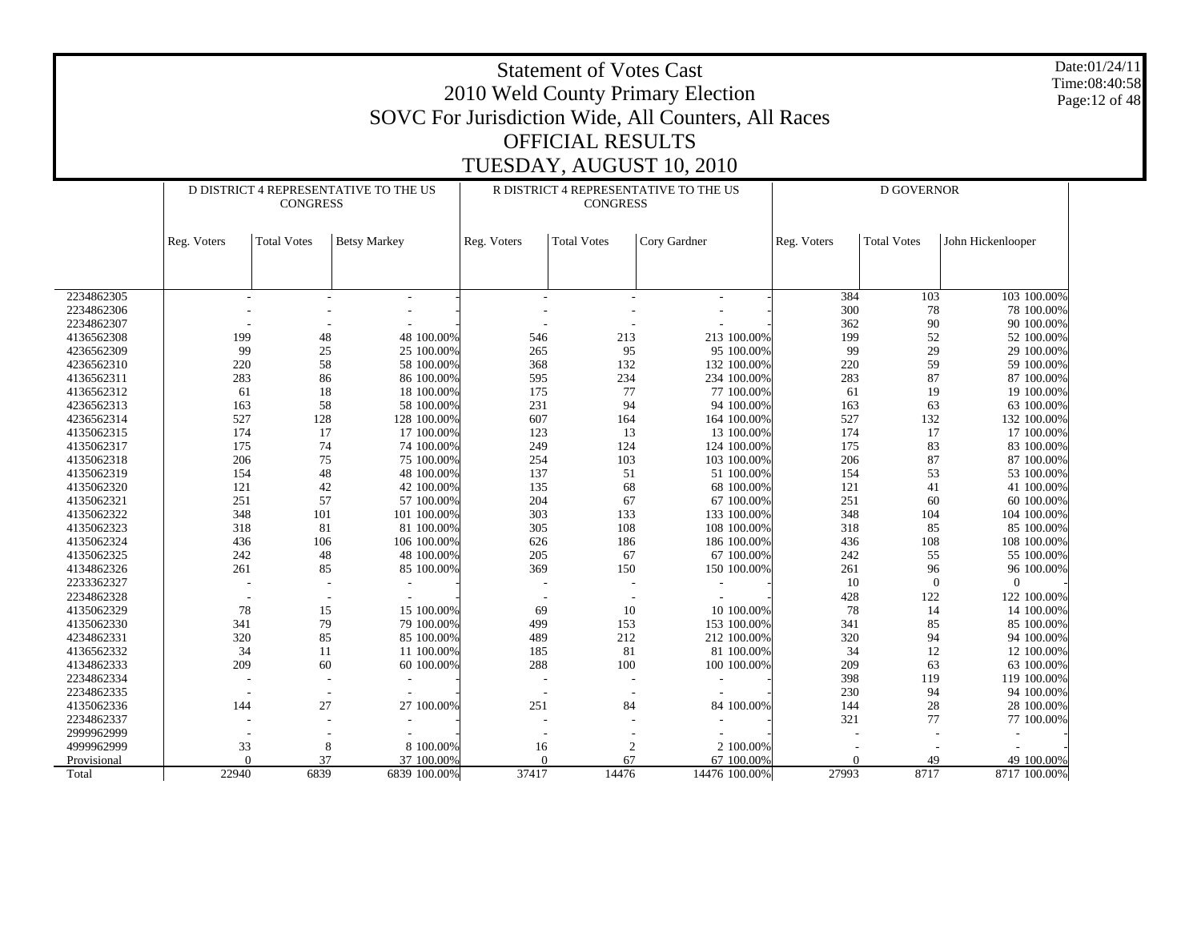# Statement of Votes Cast
## 2010 Weld County Primary Election
## SOVC For Jurisdiction Wide, All Counters, All Races
## OFFICIAL RESULTS
## TUESDAY, AUGUST 10, 2010

Date:01/24/11
Time:08:40:58

| | D DISTRICT 4 REPRESENTATIVE TO THE US CONGRESS | | | | R DISTRICT 4 REPRESENTATIVE TO THE US CONGRESS | | | | D GOVERNOR | | | |
|---|---|---|---|---|---|---|---|---|---|---|---|---|
| | Reg. Voters | Total Votes | Betsy Markey | | Reg. Voters | Total Votes | Cory Gardner | | Reg. Voters | Total Votes | John Hickenlooper | |
| 2234862305 | - | - | - | - | - | - | - | - | 384 | 103 | 103 | 100.00% |
| 2234862306 | - | - | - | - | - | - | - | - | 300 | 78 | 78 | 100.00% |
| 2234862307 | - | - | - | - | - | - | - | - | 362 | 90 | 90 | 100.00% |
| 4136562308 | 199 | 48 | 48 | 100.00% | 546 | 213 | 213 | 100.00% | 199 | 52 | 52 | 100.00% |
| 4236562309 | 99 | 25 | 25 | 100.00% | 265 | 95 | 95 | 100.00% | 99 | 29 | 29 | 100.00% |
| 4236562310 | 220 | 58 | 58 | 100.00% | 368 | 132 | 132 | 100.00% | 220 | 59 | 59 | 100.00% |
| 4136562311 | 283 | 86 | 86 | 100.00% | 595 | 234 | 234 | 100.00% | 283 | 87 | 87 | 100.00% |
| 4136562312 | 61 | 18 | 18 | 100.00% | 175 | 77 | 77 | 100.00% | 61 | 19 | 19 | 100.00% |
| 4236562313 | 163 | 58 | 58 | 100.00% | 231 | 94 | 94 | 100.00% | 163 | 63 | 63 | 100.00% |
| 4236562314 | 527 | 128 | 128 | 100.00% | 607 | 164 | 164 | 100.00% | 527 | 132 | 132 | 100.00% |
| 4135062315 | 174 | 17 | 17 | 100.00% | 123 | 13 | 13 | 100.00% | 174 | 17 | 17 | 100.00% |
| 4135062317 | 175 | 74 | 74 | 100.00% | 249 | 124 | 124 | 100.00% | 175 | 83 | 83 | 100.00% |
| 4135062318 | 206 | 75 | 75 | 100.00% | 254 | 103 | 103 | 100.00% | 206 | 87 | 87 | 100.00% |
| 4135062319 | 154 | 48 | 48 | 100.00% | 137 | 51 | 51 | 100.00% | 154 | 53 | 53 | 100.00% |
| 4135062320 | 121 | 42 | 42 | 100.00% | 135 | 68 | 68 | 100.00% | 121 | 41 | 41 | 100.00% |
| 4135062321 | 251 | 57 | 57 | 100.00% | 204 | 67 | 67 | 100.00% | 251 | 60 | 60 | 100.00% |
| 4135062322 | 348 | 101 | 101 | 100.00% | 303 | 133 | 133 | 100.00% | 348 | 104 | 104 | 100.00% |
| 4135062323 | 318 | 81 | 81 | 100.00% | 305 | 108 | 108 | 100.00% | 318 | 85 | 85 | 100.00% |
| 4135062324 | 436 | 106 | 106 | 100.00% | 626 | 186 | 186 | 100.00% | 436 | 108 | 108 | 100.00% |
| 4135062325 | 242 | 48 | 48 | 100.00% | 205 | 67 | 67 | 100.00% | 242 | 55 | 55 | 100.00% |
| 4134862326 | 261 | 85 | 85 | 100.00% | 369 | 150 | 150 | 100.00% | 261 | 96 | 96 | 100.00% |
| 2233362327 | - | - | - | - | - | - | - | - | 10 | 0 | 0 | - |
| 2234862328 | - | - | - | - | - | - | - | - | 428 | 122 | 122 | 100.00% |
| 4135062329 | 78 | 15 | 15 | 100.00% | 69 | 10 | 10 | 100.00% | 78 | 14 | 14 | 100.00% |
| 4135062330 | 341 | 79 | 79 | 100.00% | 499 | 153 | 153 | 100.00% | 341 | 85 | 85 | 100.00% |
| 4234862331 | 320 | 85 | 85 | 100.00% | 489 | 212 | 212 | 100.00% | 320 | 94 | 94 | 100.00% |
| 4136562332 | 34 | 11 | 11 | 100.00% | 185 | 81 | 81 | 100.00% | 34 | 12 | 12 | 100.00% |
| 4134862333 | 209 | 60 | 60 | 100.00% | 288 | 100 | 100 | 100.00% | 209 | 63 | 63 | 100.00% |
| 2234862334 | - | - | - | - | - | - | - | - | 398 | 119 | 119 | 100.00% |
| 2234862335 | - | - | - | - | - | - | - | - | 230 | 94 | 94 | 100.00% |
| 4135062336 | 144 | 27 | 27 | 100.00% | 251 | 84 | 84 | 100.00% | 144 | 28 | 28 | 100.00% |
| 2234862337 | - | - | - | - | - | - | - | - | 321 | 77 | 77 | 100.00% |
| 2999962999 | - | - | - | - | - | - | - | - | - | - | - | - |
| 4999962999 | 33 | 8 | 8 | 100.00% | 16 | 2 | 2 | 100.00% | - | - | - | - |
| Provisional | 0 | 37 | 37 | 100.00% | 0 | 67 | 67 | 100.00% | 0 | 49 | 49 | 100.00% |
| Total | 22940 | 6839 | 6839 | 100.00% | 37417 | 14476 | 14476 | 100.00% | 27993 | 8717 | 8717 | 100.00% |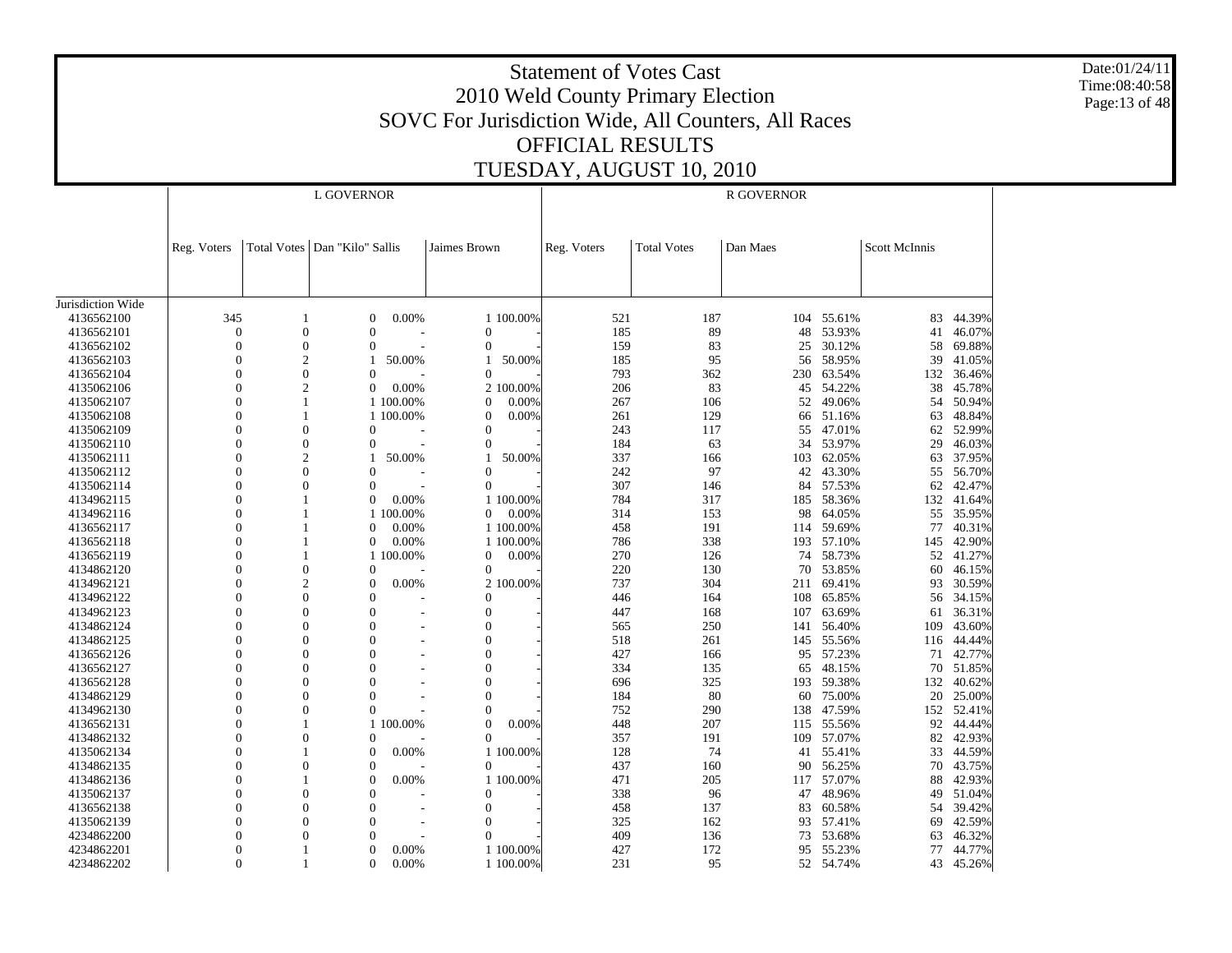# Statement of Votes Cast
## 2010 Weld County Primary Election
## SOVC For Jurisdiction Wide, All Counters, All Races
## OFFICIAL RESULTS
## TUESDAY, AUGUST 10, 2010

Date:01/24/11
Time:08:40:58

| | L GOVERNOR | | | | | | R GOVERNOR | | | | | |
|---|---|---|---|---|---|---|---|---|---|---|---|---|
| | Reg. Voters | Total Votes | Dan "Kilo" Sallis | | Jaimes Brown | | Reg. Voters | Total Votes | Dan Maes | | Scott McInnis | |
| Jurisdiction Wide | | | | | | | | | | | | |
| 4136562100 | 345 | 1 | 0 | 0.00% | 1 | 100.00% | 521 | 187 | 104 | 55.61% | 83 | 44.39% |
| 4136562101 | 0 | 0 | 0 | - | 0 | - | 185 | 89 | 48 | 53.93% | 41 | 46.07% |
| 4136562102 | 0 | 0 | 0 | - | 0 | - | 159 | 83 | 25 | 30.12% | 58 | 69.88% |
| 4136562103 | 0 | 2 | 1 | 50.00% | 1 | 50.00% | 185 | 95 | 56 | 58.95% | 39 | 41.05% |
| 4136562104 | 0 | 0 | 0 | - | 0 | - | 793 | 362 | 230 | 63.54% | 132 | 36.46% |
| 4135062106 | 0 | 2 | 0 | 0.00% | 2 | 100.00% | 206 | 83 | 45 | 54.22% | 38 | 45.78% |
| 4135062107 | 0 | 1 | 1 | 100.00% | 0 | 0.00% | 267 | 106 | 52 | 49.06% | 54 | 50.94% |
| 4135062108 | 0 | 1 | 1 | 100.00% | 0 | 0.00% | 261 | 129 | 66 | 51.16% | 63 | 48.84% |
| 4135062109 | 0 | 0 | 0 | - | 0 | - | 243 | 117 | 55 | 47.01% | 62 | 52.99% |
| 4135062110 | 0 | 0 | 0 | - | 0 | - | 184 | 63 | 34 | 53.97% | 29 | 46.03% |
| 4135062111 | 0 | 2 | 1 | 50.00% | 1 | 50.00% | 337 | 166 | 103 | 62.05% | 63 | 37.95% |
| 4135062112 | 0 | 0 | 0 | - | 0 | - | 242 | 97 | 42 | 43.30% | 55 | 56.70% |
| 4135062114 | 0 | 0 | 0 | - | 0 | - | 307 | 146 | 84 | 57.53% | 62 | 42.47% |
| 4134962115 | 0 | 1 | 0 | 0.00% | 1 | 100.00% | 784 | 317 | 185 | 58.36% | 132 | 41.64% |
| 4134962116 | 0 | 1 | 1 | 100.00% | 0 | 0.00% | 314 | 153 | 98 | 64.05% | 55 | 35.95% |
| 4136562117 | 0 | 1 | 0 | 0.00% | 1 | 100.00% | 458 | 191 | 114 | 59.69% | 77 | 40.31% |
| 4136562118 | 0 | 1 | 0 | 0.00% | 1 | 100.00% | 786 | 338 | 193 | 57.10% | 145 | 42.90% |
| 4136562119 | 0 | 1 | 1 | 100.00% | 0 | 0.00% | 270 | 126 | 74 | 58.73% | 52 | 41.27% |
| 4134862120 | 0 | 0 | 0 | - | 0 | - | 220 | 130 | 70 | 53.85% | 60 | 46.15% |
| 4134962121 | 0 | 2 | 0 | 0.00% | 2 | 100.00% | 737 | 304 | 211 | 69.41% | 93 | 30.59% |
| 4134962122 | 0 | 0 | 0 | - | 0 | - | 446 | 164 | 108 | 65.85% | 56 | 34.15% |
| 4134962123 | 0 | 0 | 0 | - | 0 | - | 447 | 168 | 107 | 63.69% | 61 | 36.31% |
| 4134862124 | 0 | 0 | 0 | - | 0 | - | 565 | 250 | 141 | 56.40% | 109 | 43.60% |
| 4134862125 | 0 | 0 | 0 | - | 0 | - | 518 | 261 | 145 | 55.56% | 116 | 44.44% |
| 4136562126 | 0 | 0 | 0 | - | 0 | - | 427 | 166 | 95 | 57.23% | 71 | 42.77% |
| 4136562127 | 0 | 0 | 0 | - | 0 | - | 334 | 135 | 65 | 48.15% | 70 | 51.85% |
| 4136562128 | 0 | 0 | 0 | - | 0 | - | 696 | 325 | 193 | 59.38% | 132 | 40.62% |
| 4134862129 | 0 | 0 | 0 | - | 0 | - | 184 | 80 | 60 | 75.00% | 20 | 25.00% |
| 4134962130 | 0 | 0 | 0 | - | 0 | - | 752 | 290 | 138 | 47.59% | 152 | 52.41% |
| 4136562131 | 0 | 1 | 1 | 100.00% | 0 | 0.00% | 448 | 207 | 115 | 55.56% | 92 | 44.44% |
| 4134862132 | 0 | 0 | 0 | - | 0 | - | 357 | 191 | 109 | 57.07% | 82 | 42.93% |
| 4135062134 | 0 | 1 | 0 | 0.00% | 1 | 100.00% | 128 | 74 | 41 | 55.41% | 33 | 44.59% |
| 4134862135 | 0 | 0 | 0 | - | 0 | - | 437 | 160 | 90 | 56.25% | 70 | 43.75% |
| 4134862136 | 0 | 1 | 0 | 0.00% | 1 | 100.00% | 471 | 205 | 117 | 57.07% | 88 | 42.93% |
| 4135062137 | 0 | 0 | 0 | - | 0 | - | 338 | 96 | 47 | 48.96% | 49 | 51.04% |
| 4136562138 | 0 | 0 | 0 | - | 0 | - | 458 | 137 | 83 | 60.58% | 54 | 39.42% |
| 4135062139 | 0 | 0 | 0 | - | 0 | - | 325 | 162 | 93 | 57.41% | 69 | 42.59% |
| 4234862200 | 0 | 0 | 0 | - | 0 | - | 409 | 136 | 73 | 53.68% | 63 | 46.32% |
| 4234862201 | 0 | 1 | 0 | 0.00% | 1 | 100.00% | 427 | 172 | 95 | 55.23% | 77 | 44.77% |
| 4234862202 | 0 | 1 | 0 | 0.00% | 1 | 100.00% | 231 | 95 | 52 | 54.74% | 43 | 45.26% |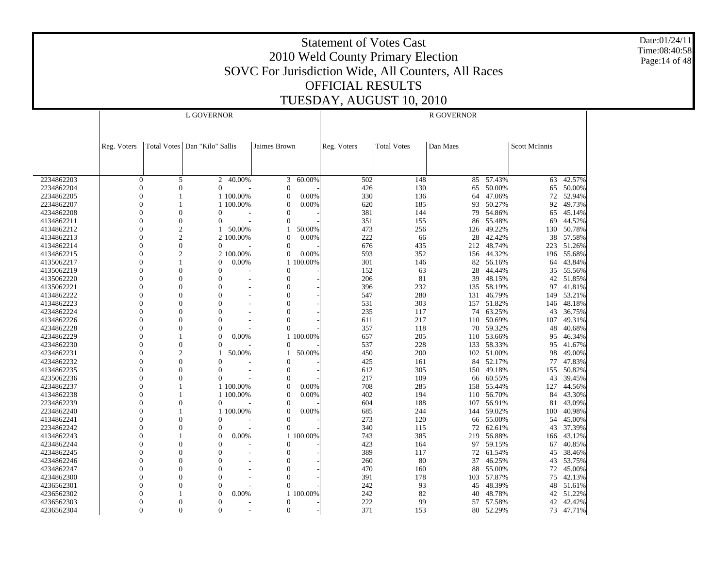# Statement of Votes Cast

## 2010 Weld County Primary Election

## SOVC For Jurisdiction Wide, All Counters, All Races

## OFFICIAL RESULTS

## TUESDAY, AUGUST 10, 2010

Date:01/24/11
Time:08:40:58

| | L GOVERNOR | | | | | | R GOVERNOR | | | | | |
|---|---|---|---|---|---|---|---|---|---|---|---|---|
| | Reg. Voters | Total Votes | Dan "Kilo" Sallis | | Jaimes Brown | | Reg. Voters | Total Votes | Dan Maes | | Scott McInnis | |
| 2234862203 | 0 | 5 | 2 | 40.00% | 3 | 60.00% | 502 | 148 | 85 | 57.43% | 63 | 42.57% |
| 2234862204 | 0 | 0 | 0 | - | 0 | - | 426 | 130 | 65 | 50.00% | 65 | 50.00% |
| 2234862205 | 0 | 1 | 1 | 100.00% | 0 | 0.00% | 330 | 136 | 64 | 47.06% | 72 | 52.94% |
| 2234862207 | 0 | 1 | 1 | 100.00% | 0 | 0.00% | 620 | 185 | 93 | 50.27% | 92 | 49.73% |
| 4234862208 | 0 | 0 | 0 | - | 0 | - | 381 | 144 | 79 | 54.86% | 65 | 45.14% |
| 4134862211 | 0 | 0 | 0 | - | 0 | - | 351 | 155 | 86 | 55.48% | 69 | 44.52% |
| 4134862212 | 0 | 2 | 1 | 50.00% | 1 | 50.00% | 473 | 256 | 126 | 49.22% | 130 | 50.78% |
| 4134862213 | 0 | 2 | 2 | 100.00% | 0 | 0.00% | 222 | 66 | 28 | 42.42% | 38 | 57.58% |
| 4134862214 | 0 | 0 | 0 | - | 0 | - | 676 | 435 | 212 | 48.74% | 223 | 51.26% |
| 4134862215 | 0 | 2 | 2 | 100.00% | 0 | 0.00% | 593 | 352 | 156 | 44.32% | 196 | 55.68% |
| 4135062217 | 0 | 1 | 0 | 0.00% | 1 | 100.00% | 301 | 146 | 82 | 56.16% | 64 | 43.84% |
| 4135062219 | 0 | 0 | 0 | - | 0 | - | 152 | 63 | 28 | 44.44% | 35 | 55.56% |
| 4135062220 | 0 | 0 | 0 | - | 0 | - | 206 | 81 | 39 | 48.15% | 42 | 51.85% |
| 4135062221 | 0 | 0 | 0 | - | 0 | - | 396 | 232 | 135 | 58.19% | 97 | 41.81% |
| 4134862222 | 0 | 0 | 0 | - | 0 | - | 547 | 280 | 131 | 46.79% | 149 | 53.21% |
| 4134862223 | 0 | 0 | 0 | - | 0 | - | 531 | 303 | 157 | 51.82% | 146 | 48.18% |
| 4234862224 | 0 | 0 | 0 | - | 0 | - | 235 | 117 | 74 | 63.25% | 43 | 36.75% |
| 4134862226 | 0 | 0 | 0 | - | 0 | - | 611 | 217 | 110 | 50.69% | 107 | 49.31% |
| 4234862228 | 0 | 0 | 0 | - | 0 | - | 357 | 118 | 70 | 59.32% | 48 | 40.68% |
| 4234862229 | 0 | 1 | 0 | 0.00% | 1 | 100.00% | 657 | 205 | 110 | 53.66% | 95 | 46.34% |
| 4234862230 | 0 | 0 | 0 | - | 0 | - | 537 | 228 | 133 | 58.33% | 95 | 41.67% |
| 4234862231 | 0 | 2 | 1 | 50.00% | 1 | 50.00% | 450 | 200 | 102 | 51.00% | 98 | 49.00% |
| 4234862232 | 0 | 0 | 0 | - | 0 | - | 425 | 161 | 84 | 52.17% | 77 | 47.83% |
| 4134862235 | 0 | 0 | 0 | - | 0 | - | 612 | 305 | 150 | 49.18% | 155 | 50.82% |
| 4235062236 | 0 | 0 | 0 | - | 0 | - | 217 | 109 | 66 | 60.55% | 43 | 39.45% |
| 4234862237 | 0 | 1 | 1 | 100.00% | 0 | 0.00% | 708 | 285 | 158 | 55.44% | 127 | 44.56% |
| 4134862238 | 0 | 1 | 1 | 100.00% | 0 | 0.00% | 402 | 194 | 110 | 56.70% | 84 | 43.30% |
| 2234862239 | 0 | 0 | 0 | - | 0 | - | 604 | 188 | 107 | 56.91% | 81 | 43.09% |
| 2234862240 | 0 | 1 | 1 | 100.00% | 0 | 0.00% | 685 | 244 | 144 | 59.02% | 100 | 40.98% |
| 4134862241 | 0 | 0 | 0 | - | 0 | - | 273 | 120 | 66 | 55.00% | 54 | 45.00% |
| 2234862242 | 0 | 0 | 0 | - | 0 | - | 340 | 115 | 72 | 62.61% | 43 | 37.39% |
| 4134862243 | 0 | 1 | 0 | 0.00% | 1 | 100.00% | 743 | 385 | 219 | 56.88% | 166 | 43.12% |
| 4234862244 | 0 | 0 | 0 | - | 0 | - | 423 | 164 | 97 | 59.15% | 67 | 40.85% |
| 4234862245 | 0 | 0 | 0 | - | 0 | - | 389 | 117 | 72 | 61.54% | 45 | 38.46% |
| 4234862246 | 0 | 0 | 0 | - | 0 | - | 260 | 80 | 37 | 46.25% | 43 | 53.75% |
| 4234862247 | 0 | 0 | 0 | - | 0 | - | 470 | 160 | 88 | 55.00% | 72 | 45.00% |
| 4234862300 | 0 | 0 | 0 | - | 0 | - | 391 | 178 | 103 | 57.87% | 75 | 42.13% |
| 4236562301 | 0 | 0 | 0 | - | 0 | - | 242 | 93 | 45 | 48.39% | 48 | 51.61% |
| 4236562302 | 0 | 1 | 0 | 0.00% | 1 | 100.00% | 242 | 82 | 40 | 48.78% | 42 | 51.22% |
| 4236562303 | 0 | 0 | 0 | - | 0 | - | 222 | 99 | 57 | 57.58% | 42 | 42.42% |
| 4236562304 | 0 | 0 | 0 | - | 0 | - | 371 | 153 | 80 | 52.29% | 73 | 47.71% |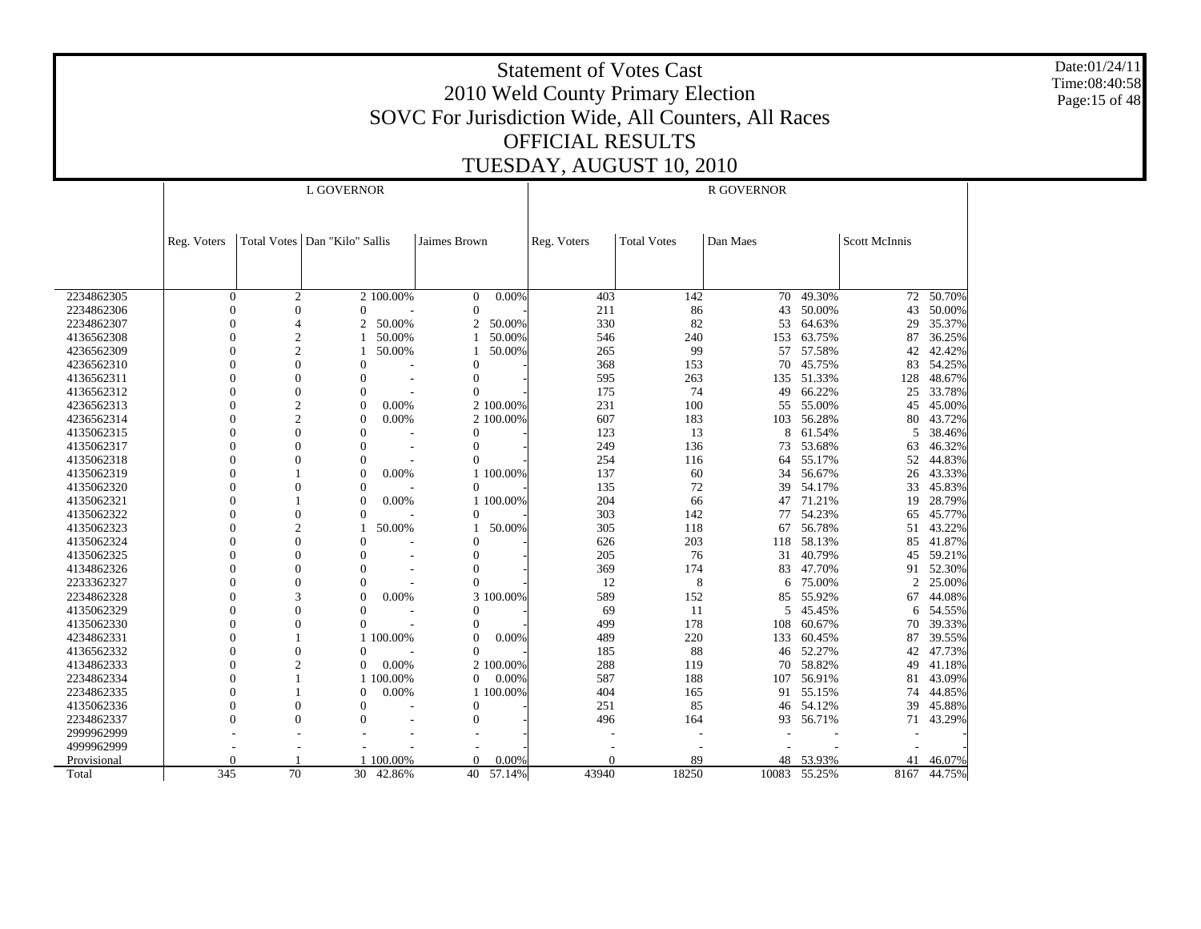# Statement of Votes Cast
## 2010 Weld County Primary Election
## SOVC For Jurisdiction Wide, All Counters, All Races
## OFFICIAL RESULTS
## TUESDAY, AUGUST 10, 2010

| | L GOVERNOR | | | | | | R GOVERNOR | | | | | |
|---|---|---|---|---|---|---|---|---|---|---|---|---|
| | Reg. Voters | Total Votes | Dan "Kilo" Sallis | | Jaimes Brown | | Reg. Voters | Total Votes | Dan Maes | | Scott McInnis | |
| 2234862305 | 0 | 2 | 2 | 100.00% | 0 | 0.00% | 403 | 142 | 70 | 49.30% | 72 | 50.70% |
| 2234862306 | 0 | 0 | 0 | - | 0 | - | 211 | 86 | 43 | 50.00% | 43 | 50.00% |
| 2234862307 | 0 | 4 | 2 | 50.00% | 2 | 50.00% | 330 | 82 | 53 | 64.63% | 29 | 35.37% |
| 4136562308 | 0 | 2 | 1 | 50.00% | 1 | 50.00% | 546 | 240 | 153 | 63.75% | 87 | 36.25% |
| 4236562309 | 0 | 2 | 1 | 50.00% | 1 | 50.00% | 265 | 99 | 57 | 57.58% | 42 | 42.42% |
| 4236562310 | 0 | 0 | 0 | - | 0 | - | 368 | 153 | 70 | 45.75% | 83 | 54.25% |
| 4136562311 | 0 | 0 | 0 | - | 0 | - | 595 | 263 | 135 | 51.33% | 128 | 48.67% |
| 4136562312 | 0 | 0 | 0 | - | 0 | - | 175 | 74 | 49 | 66.22% | 25 | 33.78% |
| 4236562313 | 0 | 2 | 0 | 0.00% | 2 | 100.00% | 231 | 100 | 55 | 55.00% | 45 | 45.00% |
| 4236562314 | 0 | 2 | 0 | 0.00% | 2 | 100.00% | 607 | 183 | 103 | 56.28% | 80 | 43.72% |
| 4135062315 | 0 | 0 | 0 | - | 0 | - | 123 | 13 | 8 | 61.54% | 5 | 38.46% |
| 4135062317 | 0 | 0 | 0 | - | 0 | - | 249 | 136 | 73 | 53.68% | 63 | 46.32% |
| 4135062318 | 0 | 0 | 0 | - | 0 | - | 254 | 116 | 64 | 55.17% | 52 | 44.83% |
| 4135062319 | 0 | 1 | 0 | 0.00% | 1 | 100.00% | 137 | 60 | 34 | 56.67% | 26 | 43.33% |
| 4135062320 | 0 | 0 | 0 | - | 0 | - | 135 | 72 | 39 | 54.17% | 33 | 45.83% |
| 4135062321 | 0 | 1 | 0 | 0.00% | 1 | 100.00% | 204 | 66 | 47 | 71.21% | 19 | 28.79% |
| 4135062322 | 0 | 0 | 0 | - | 0 | - | 303 | 142 | 77 | 54.23% | 65 | 45.77% |
| 4135062323 | 0 | 2 | 1 | 50.00% | 1 | 50.00% | 305 | 118 | 67 | 56.78% | 51 | 43.22% |
| 4135062324 | 0 | 0 | 0 | - | 0 | - | 626 | 203 | 118 | 58.13% | 85 | 41.87% |
| 4135062325 | 0 | 0 | 0 | - | 0 | - | 205 | 76 | 31 | 40.79% | 45 | 59.21% |
| 4134862326 | 0 | 0 | 0 | - | 0 | - | 369 | 174 | 83 | 47.70% | 91 | 52.30% |
| 2233362327 | 0 | 0 | 0 | - | 0 | - | 12 | 8 | 6 | 75.00% | 2 | 25.00% |
| 2234862328 | 0 | 3 | 0 | 0.00% | 3 | 100.00% | 589 | 152 | 85 | 55.92% | 67 | 44.08% |
| 4135062329 | 0 | 0 | 0 | - | 0 | - | 69 | 11 | 5 | 45.45% | 6 | 54.55% |
| 4135062330 | 0 | 0 | 0 | - | 0 | - | 499 | 178 | 108 | 60.67% | 70 | 39.33% |
| 4234862331 | 0 | 1 | 1 | 100.00% | 0 | 0.00% | 489 | 220 | 133 | 60.45% | 87 | 39.55% |
| 4136562332 | 0 | 0 | 0 | - | 0 | - | 185 | 88 | 46 | 52.27% | 42 | 47.73% |
| 4134862333 | 0 | 2 | 0 | 0.00% | 2 | 100.00% | 288 | 119 | 70 | 58.82% | 49 | 41.18% |
| 2234862334 | 0 | 1 | 1 | 100.00% | 0 | 0.00% | 587 | 188 | 107 | 56.91% | 81 | 43.09% |
| 2234862335 | 0 | 1 | 0 | 0.00% | 1 | 100.00% | 404 | 165 | 91 | 55.15% | 74 | 44.85% |
| 4135062336 | 0 | 0 | 0 | - | 0 | - | 251 | 85 | 46 | 54.12% | 39 | 45.88% |
| 2234862337 | 0 | 0 | 0 | - | 0 | - | 496 | 164 | 93 | 56.71% | 71 | 43.29% |
| 2999962999 | - | - | - | - | - | - | - | - | - | - | - | - |
| 4999962999 | - | - | - | - | - | - | - | - | - | - | - | - |
| Provisional | 0 | 1 | 1 | 100.00% | 0 | 0.00% | 0 | 89 | 48 | 53.93% | 41 | 46.07% |
| Total | 345 | 70 | 30 | 42.86% | 40 | 57.14% | 43940 | 18250 | 10083 | 55.25% | 8167 | 44.75% |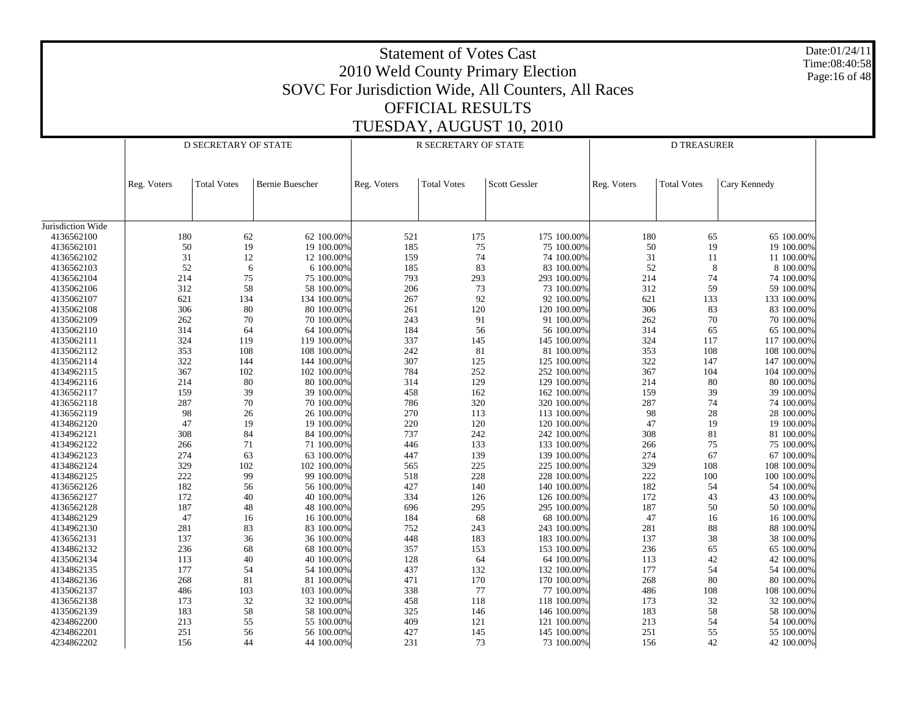# Statement of Votes Cast
## 2010 Weld County Primary Election
## SOVC For Jurisdiction Wide, All Counters, All Races
## OFFICIAL RESULTS
## TUESDAY, AUGUST 10, 2010

Date:01/24/11
Time:08:40:58

| | D SECRETARY OF STATE | | | | R SECRETARY OF STATE | | | | D TREASURER | | | |
|---|---|---|---|---|---|---|---|---|---|---|---|---|
| | Reg. Voters | Total Votes | Bernie Buescher | | Reg. Voters | Total Votes | Scott Gessler | | Reg. Voters | Total Votes | Cary Kennedy | |
| Jurisdiction Wide | | | | | | | | | | | | |
| 4136562100 | 180 | 62 | 62 | 100.00% | 521 | 175 | 175 | 100.00% | 180 | 65 | 65 | 100.00% |
| 4136562101 | 50 | 19 | 19 | 100.00% | 185 | 75 | 75 | 100.00% | 50 | 19 | 19 | 100.00% |
| 4136562102 | 31 | 12 | 12 | 100.00% | 159 | 74 | 74 | 100.00% | 31 | 11 | 11 | 100.00% |
| 4136562103 | 52 | 6 | 6 | 100.00% | 185 | 83 | 83 | 100.00% | 52 | 8 | 8 | 100.00% |
| 4136562104 | 214 | 75 | 75 | 100.00% | 793 | 293 | 293 | 100.00% | 214 | 74 | 74 | 100.00% |
| 4135062106 | 312 | 58 | 58 | 100.00% | 206 | 73 | 73 | 100.00% | 312 | 59 | 59 | 100.00% |
| 4135062107 | 621 | 134 | 134 | 100.00% | 267 | 92 | 92 | 100.00% | 621 | 133 | 133 | 100.00% |
| 4135062108 | 306 | 80 | 80 | 100.00% | 261 | 120 | 120 | 100.00% | 306 | 83 | 83 | 100.00% |
| 4135062109 | 262 | 70 | 70 | 100.00% | 243 | 91 | 91 | 100.00% | 262 | 70 | 70 | 100.00% |
| 4135062110 | 314 | 64 | 64 | 100.00% | 184 | 56 | 56 | 100.00% | 314 | 65 | 65 | 100.00% |
| 4135062111 | 324 | 119 | 119 | 100.00% | 337 | 145 | 145 | 100.00% | 324 | 117 | 117 | 100.00% |
| 4135062112 | 353 | 108 | 108 | 100.00% | 242 | 81 | 81 | 100.00% | 353 | 108 | 108 | 100.00% |
| 4135062114 | 322 | 144 | 144 | 100.00% | 307 | 125 | 125 | 100.00% | 322 | 147 | 147 | 100.00% |
| 4134962115 | 367 | 102 | 102 | 100.00% | 784 | 252 | 252 | 100.00% | 367 | 104 | 104 | 100.00% |
| 4134962116 | 214 | 80 | 80 | 100.00% | 314 | 129 | 129 | 100.00% | 214 | 80 | 80 | 100.00% |
| 4136562117 | 159 | 39 | 39 | 100.00% | 458 | 162 | 162 | 100.00% | 159 | 39 | 39 | 100.00% |
| 4136562118 | 287 | 70 | 70 | 100.00% | 786 | 320 | 320 | 100.00% | 287 | 74 | 74 | 100.00% |
| 4136562119 | 98 | 26 | 26 | 100.00% | 270 | 113 | 113 | 100.00% | 98 | 28 | 28 | 100.00% |
| 4134862120 | 47 | 19 | 19 | 100.00% | 220 | 120 | 120 | 100.00% | 47 | 19 | 19 | 100.00% |
| 4134962121 | 308 | 84 | 84 | 100.00% | 737 | 242 | 242 | 100.00% | 308 | 81 | 81 | 100.00% |
| 4134962122 | 266 | 71 | 71 | 100.00% | 446 | 133 | 133 | 100.00% | 266 | 75 | 75 | 100.00% |
| 4134962123 | 274 | 63 | 63 | 100.00% | 447 | 139 | 139 | 100.00% | 274 | 67 | 67 | 100.00% |
| 4134862124 | 329 | 102 | 102 | 100.00% | 565 | 225 | 225 | 100.00% | 329 | 108 | 108 | 100.00% |
| 4134862125 | 222 | 99 | 99 | 100.00% | 518 | 228 | 228 | 100.00% | 222 | 100 | 100 | 100.00% |
| 4136562126 | 182 | 56 | 56 | 100.00% | 427 | 140 | 140 | 100.00% | 182 | 54 | 54 | 100.00% |
| 4136562127 | 172 | 40 | 40 | 100.00% | 334 | 126 | 126 | 100.00% | 172 | 43 | 43 | 100.00% |
| 4136562128 | 187 | 48 | 48 | 100.00% | 696 | 295 | 295 | 100.00% | 187 | 50 | 50 | 100.00% |
| 4134862129 | 47 | 16 | 16 | 100.00% | 184 | 68 | 68 | 100.00% | 47 | 16 | 16 | 100.00% |
| 4134962130 | 281 | 83 | 83 | 100.00% | 752 | 243 | 243 | 100.00% | 281 | 88 | 88 | 100.00% |
| 4136562131 | 137 | 36 | 36 | 100.00% | 448 | 183 | 183 | 100.00% | 137 | 38 | 38 | 100.00% |
| 4134862132 | 236 | 68 | 68 | 100.00% | 357 | 153 | 153 | 100.00% | 236 | 65 | 65 | 100.00% |
| 4135062134 | 113 | 40 | 40 | 100.00% | 128 | 64 | 64 | 100.00% | 113 | 42 | 42 | 100.00% |
| 4134862135 | 177 | 54 | 54 | 100.00% | 437 | 132 | 132 | 100.00% | 177 | 54 | 54 | 100.00% |
| 4134862136 | 268 | 81 | 81 | 100.00% | 471 | 170 | 170 | 100.00% | 268 | 80 | 80 | 100.00% |
| 4135062137 | 486 | 103 | 103 | 100.00% | 338 | 77 | 77 | 100.00% | 486 | 108 | 108 | 100.00% |
| 4136562138 | 173 | 32 | 32 | 100.00% | 458 | 118 | 118 | 100.00% | 173 | 32 | 32 | 100.00% |
| 4135062139 | 183 | 58 | 58 | 100.00% | 325 | 146 | 146 | 100.00% | 183 | 58 | 58 | 100.00% |
| 4234862200 | 213 | 55 | 55 | 100.00% | 409 | 121 | 121 | 100.00% | 213 | 54 | 54 | 100.00% |
| 4234862201 | 251 | 56 | 56 | 100.00% | 427 | 145 | 145 | 100.00% | 251 | 55 | 55 | 100.00% |
| 4234862202 | 156 | 44 | 44 | 100.00% | 231 | 73 | 73 | 100.00% | 156 | 42 | 42 | 100.00% |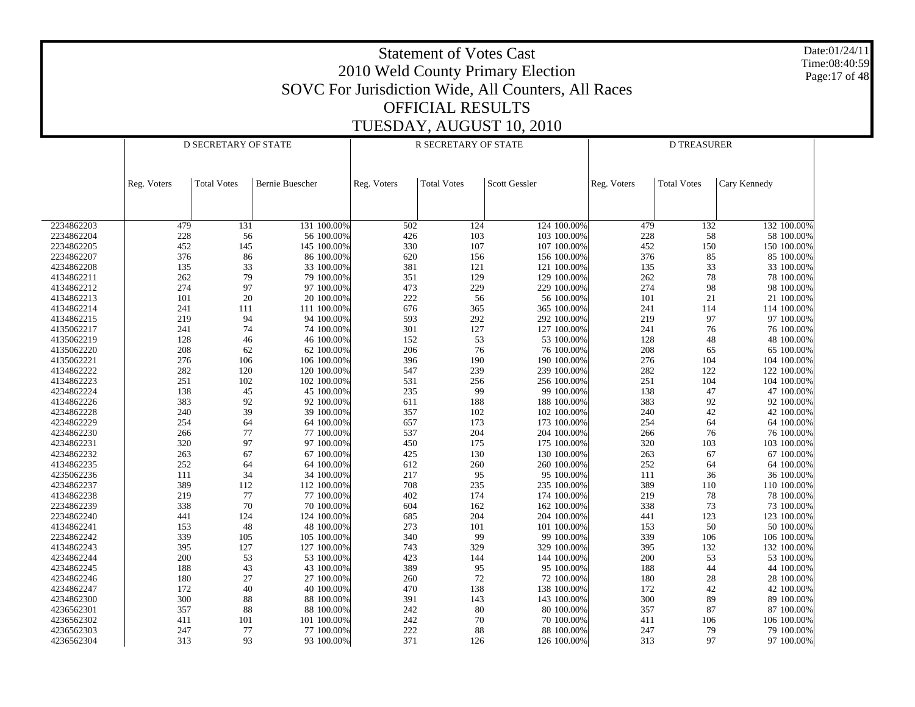# Statement of Votes Cast
## 2010 Weld County Primary Election
## SOVC For Jurisdiction Wide, All Counters, All Races
## OFFICIAL RESULTS
## TUESDAY, AUGUST 10, 2010

Date:01/24/11
Time:08:40:59

| | D SECRETARY OF STATE | | | | R SECRETARY OF STATE | | | | D TREASURER | | | |
|---|---|---|---|---|---|---|---|---|---|---|---|---|
| | Reg. Voters | Total Votes | Bernie Buescher | | Reg. Voters | Total Votes | Scott Gessler | | Reg. Voters | Total Votes | Cary Kennedy | |
| 2234862203 | 479 | 131 | 131 | 100.00% | 502 | 124 | 124 | 100.00% | 479 | 132 | 132 | 100.00% |
| 2234862204 | 228 | 56 | 56 | 100.00% | 426 | 103 | 103 | 100.00% | 228 | 58 | 58 | 100.00% |
| 2234862205 | 452 | 145 | 145 | 100.00% | 330 | 107 | 107 | 100.00% | 452 | 150 | 150 | 100.00% |
| 2234862207 | 376 | 86 | 86 | 100.00% | 620 | 156 | 156 | 100.00% | 376 | 85 | 85 | 100.00% |
| 4234862208 | 135 | 33 | 33 | 100.00% | 381 | 121 | 121 | 100.00% | 135 | 33 | 33 | 100.00% |
| 4134862211 | 262 | 79 | 79 | 100.00% | 351 | 129 | 129 | 100.00% | 262 | 78 | 78 | 100.00% |
| 4134862212 | 274 | 97 | 97 | 100.00% | 473 | 229 | 229 | 100.00% | 274 | 98 | 98 | 100.00% |
| 4134862213 | 101 | 20 | 20 | 100.00% | 222 | 56 | 56 | 100.00% | 101 | 21 | 21 | 100.00% |
| 4134862214 | 241 | 111 | 111 | 100.00% | 676 | 365 | 365 | 100.00% | 241 | 114 | 114 | 100.00% |
| 4134862215 | 219 | 94 | 94 | 100.00% | 593 | 292 | 292 | 100.00% | 219 | 97 | 97 | 100.00% |
| 4135062217 | 241 | 74 | 74 | 100.00% | 301 | 127 | 127 | 100.00% | 241 | 76 | 76 | 100.00% |
| 4135062219 | 128 | 46 | 46 | 100.00% | 152 | 53 | 53 | 100.00% | 128 | 48 | 48 | 100.00% |
| 4135062220 | 208 | 62 | 62 | 100.00% | 206 | 76 | 76 | 100.00% | 208 | 65 | 65 | 100.00% |
| 4135062221 | 276 | 106 | 106 | 100.00% | 396 | 190 | 190 | 100.00% | 276 | 104 | 104 | 100.00% |
| 4134862222 | 282 | 120 | 120 | 100.00% | 547 | 239 | 239 | 100.00% | 282 | 122 | 122 | 100.00% |
| 4134862223 | 251 | 102 | 102 | 100.00% | 531 | 256 | 256 | 100.00% | 251 | 104 | 104 | 100.00% |
| 4234862224 | 138 | 45 | 45 | 100.00% | 235 | 99 | 99 | 100.00% | 138 | 47 | 47 | 100.00% |
| 4134862226 | 383 | 92 | 92 | 100.00% | 611 | 188 | 188 | 100.00% | 383 | 92 | 92 | 100.00% |
| 4234862228 | 240 | 39 | 39 | 100.00% | 357 | 102 | 102 | 100.00% | 240 | 42 | 42 | 100.00% |
| 4234862229 | 254 | 64 | 64 | 100.00% | 657 | 173 | 173 | 100.00% | 254 | 64 | 64 | 100.00% |
| 4234862230 | 266 | 77 | 77 | 100.00% | 537 | 204 | 204 | 100.00% | 266 | 76 | 76 | 100.00% |
| 4234862231 | 320 | 97 | 97 | 100.00% | 450 | 175 | 175 | 100.00% | 320 | 103 | 103 | 100.00% |
| 4234862232 | 263 | 67 | 67 | 100.00% | 425 | 130 | 130 | 100.00% | 263 | 67 | 67 | 100.00% |
| 4134862235 | 252 | 64 | 64 | 100.00% | 612 | 260 | 260 | 100.00% | 252 | 64 | 64 | 100.00% |
| 4235062236 | 111 | 34 | 34 | 100.00% | 217 | 95 | 95 | 100.00% | 111 | 36 | 36 | 100.00% |
| 4234862237 | 389 | 112 | 112 | 100.00% | 708 | 235 | 235 | 100.00% | 389 | 110 | 110 | 100.00% |
| 4134862238 | 219 | 77 | 77 | 100.00% | 402 | 174 | 174 | 100.00% | 219 | 78 | 78 | 100.00% |
| 2234862239 | 338 | 70 | 70 | 100.00% | 604 | 162 | 162 | 100.00% | 338 | 73 | 73 | 100.00% |
| 2234862240 | 441 | 124 | 124 | 100.00% | 685 | 204 | 204 | 100.00% | 441 | 123 | 123 | 100.00% |
| 4134862241 | 153 | 48 | 48 | 100.00% | 273 | 101 | 101 | 100.00% | 153 | 50 | 50 | 100.00% |
| 2234862242 | 339 | 105 | 105 | 100.00% | 340 | 99 | 99 | 100.00% | 339 | 106 | 106 | 100.00% |
| 4134862243 | 395 | 127 | 127 | 100.00% | 743 | 329 | 329 | 100.00% | 395 | 132 | 132 | 100.00% |
| 4234862244 | 200 | 53 | 53 | 100.00% | 423 | 144 | 144 | 100.00% | 200 | 53 | 53 | 100.00% |
| 4234862245 | 188 | 43 | 43 | 100.00% | 389 | 95 | 95 | 100.00% | 188 | 44 | 44 | 100.00% |
| 4234862246 | 180 | 27 | 27 | 100.00% | 260 | 72 | 72 | 100.00% | 180 | 28 | 28 | 100.00% |
| 4234862247 | 172 | 40 | 40 | 100.00% | 470 | 138 | 138 | 100.00% | 172 | 42 | 42 | 100.00% |
| 4234862300 | 300 | 88 | 88 | 100.00% | 391 | 143 | 143 | 100.00% | 300 | 89 | 89 | 100.00% |
| 4236562301 | 357 | 88 | 88 | 100.00% | 242 | 80 | 80 | 100.00% | 357 | 87 | 87 | 100.00% |
| 4236562302 | 411 | 101 | 101 | 100.00% | 242 | 70 | 70 | 100.00% | 411 | 106 | 106 | 100.00% |
| 4236562303 | 247 | 77 | 77 | 100.00% | 222 | 88 | 88 | 100.00% | 247 | 79 | 79 | 100.00% |
| 4236562304 | 313 | 93 | 93 | 100.00% | 371 | 126 | 126 | 100.00% | 313 | 97 | 97 | 100.00% |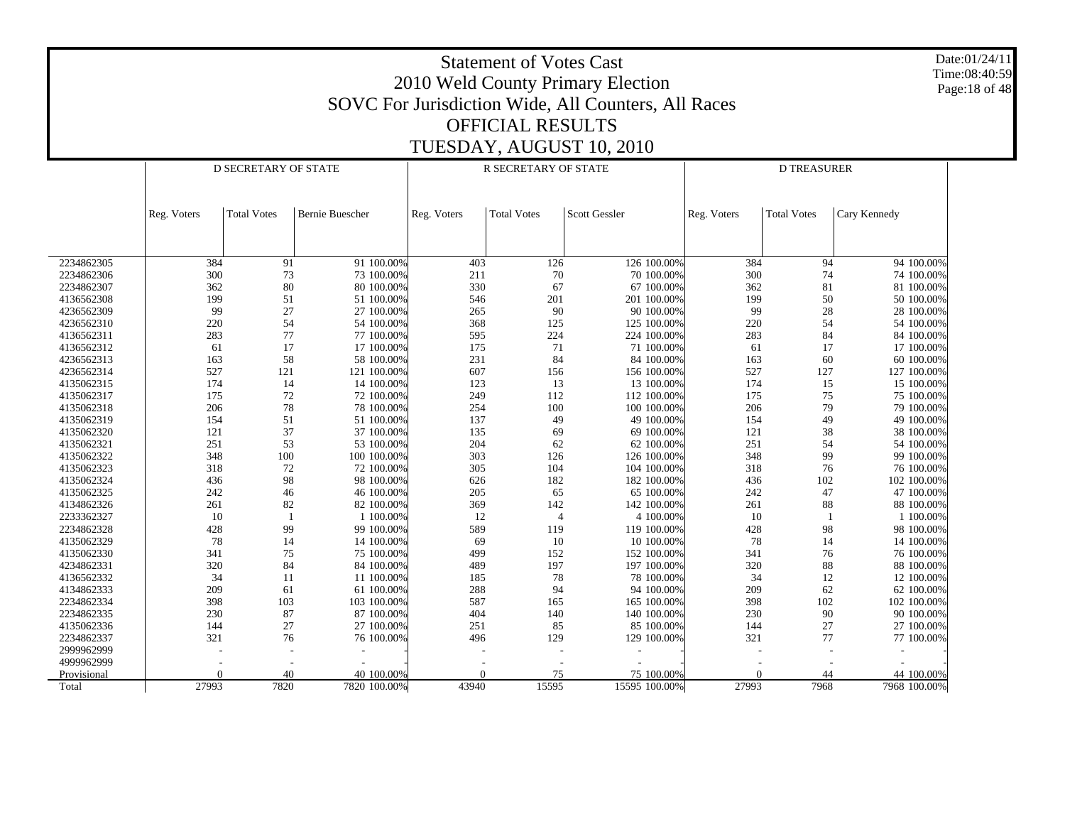# Statement of Votes Cast
## 2010 Weld County Primary Election
## SOVC For Jurisdiction Wide, All Counters, All Races
## OFFICIAL RESULTS
## TUESDAY, AUGUST 10, 2010

Date:01/24/11
Time:08:40:59

| | D SECRETARY OF STATE | | | | R SECRETARY OF STATE | | | | D TREASURER | | | |
|---|---|---|---|---|---|---|---|---|---|---|---|---|
| | Reg. Voters | Total Votes | Bernie Buescher | | Reg. Voters | Total Votes | Scott Gessler | | Reg. Voters | Total Votes | Cary Kennedy | |
| 2234862305 | 384 | 91 | 91 | 100.00% | 403 | 126 | 126 | 100.00% | 384 | 94 | 94 | 100.00% |
| 2234862306 | 300 | 73 | 73 | 100.00% | 211 | 70 | 70 | 100.00% | 300 | 74 | 74 | 100.00% |
| 2234862307 | 362 | 80 | 80 | 100.00% | 330 | 67 | 67 | 100.00% | 362 | 81 | 81 | 100.00% |
| 4136562308 | 199 | 51 | 51 | 100.00% | 546 | 201 | 201 | 100.00% | 199 | 50 | 50 | 100.00% |
| 4236562309 | 99 | 27 | 27 | 100.00% | 265 | 90 | 90 | 100.00% | 99 | 28 | 28 | 100.00% |
| 4236562310 | 220 | 54 | 54 | 100.00% | 368 | 125 | 125 | 100.00% | 220 | 54 | 54 | 100.00% |
| 4136562311 | 283 | 77 | 77 | 100.00% | 595 | 224 | 224 | 100.00% | 283 | 84 | 84 | 100.00% |
| 4136562312 | 61 | 17 | 17 | 100.00% | 175 | 71 | 71 | 100.00% | 61 | 17 | 17 | 100.00% |
| 4236562313 | 163 | 58 | 58 | 100.00% | 231 | 84 | 84 | 100.00% | 163 | 60 | 60 | 100.00% |
| 4236562314 | 527 | 121 | 121 | 100.00% | 607 | 156 | 156 | 100.00% | 527 | 127 | 127 | 100.00% |
| 4135062315 | 174 | 14 | 14 | 100.00% | 123 | 13 | 13 | 100.00% | 174 | 15 | 15 | 100.00% |
| 4135062317 | 175 | 72 | 72 | 100.00% | 249 | 112 | 112 | 100.00% | 175 | 75 | 75 | 100.00% |
| 4135062318 | 206 | 78 | 78 | 100.00% | 254 | 100 | 100 | 100.00% | 206 | 79 | 79 | 100.00% |
| 4135062319 | 154 | 51 | 51 | 100.00% | 137 | 49 | 49 | 100.00% | 154 | 49 | 49 | 100.00% |
| 4135062320 | 121 | 37 | 37 | 100.00% | 135 | 69 | 69 | 100.00% | 121 | 38 | 38 | 100.00% |
| 4135062321 | 251 | 53 | 53 | 100.00% | 204 | 62 | 62 | 100.00% | 251 | 54 | 54 | 100.00% |
| 4135062322 | 348 | 100 | 100 | 100.00% | 303 | 126 | 126 | 100.00% | 348 | 99 | 99 | 100.00% |
| 4135062323 | 318 | 72 | 72 | 100.00% | 305 | 104 | 104 | 100.00% | 318 | 76 | 76 | 100.00% |
| 4135062324 | 436 | 98 | 98 | 100.00% | 626 | 182 | 182 | 100.00% | 436 | 102 | 102 | 100.00% |
| 4135062325 | 242 | 46 | 46 | 100.00% | 205 | 65 | 65 | 100.00% | 242 | 47 | 47 | 100.00% |
| 4134862326 | 261 | 82 | 82 | 100.00% | 369 | 142 | 142 | 100.00% | 261 | 88 | 88 | 100.00% |
| 2233362327 | 10 | 1 | 1 | 100.00% | 12 | 4 | 4 | 100.00% | 10 | 1 | 1 | 100.00% |
| 2234862328 | 428 | 99 | 99 | 100.00% | 589 | 119 | 119 | 100.00% | 428 | 98 | 98 | 100.00% |
| 4135062329 | 78 | 14 | 14 | 100.00% | 69 | 10 | 10 | 100.00% | 78 | 14 | 14 | 100.00% |
| 4135062330 | 341 | 75 | 75 | 100.00% | 499 | 152 | 152 | 100.00% | 341 | 76 | 76 | 100.00% |
| 4234862331 | 320 | 84 | 84 | 100.00% | 489 | 197 | 197 | 100.00% | 320 | 88 | 88 | 100.00% |
| 4136562332 | 34 | 11 | 11 | 100.00% | 185 | 78 | 78 | 100.00% | 34 | 12 | 12 | 100.00% |
| 4134862333 | 209 | 61 | 61 | 100.00% | 288 | 94 | 94 | 100.00% | 209 | 62 | 62 | 100.00% |
| 2234862334 | 398 | 103 | 103 | 100.00% | 587 | 165 | 165 | 100.00% | 398 | 102 | 102 | 100.00% |
| 2234862335 | 230 | 87 | 87 | 100.00% | 404 | 140 | 140 | 100.00% | 230 | 90 | 90 | 100.00% |
| 4135062336 | 144 | 27 | 27 | 100.00% | 251 | 85 | 85 | 100.00% | 144 | 27 | 27 | 100.00% |
| 2234862337 | 321 | 76 | 76 | 100.00% | 496 | 129 | 129 | 100.00% | 321 | 77 | 77 | 100.00% |
| 2999962999 | - | - | - | - | - | - | - | - | - | - | - | - |
| 4999962999 | - | - | - | - | - | - | - | - | - | - | - | - |
| Provisional | 0 | 40 | 40 | 100.00% | 0 | 75 | 75 | 100.00% | 0 | 44 | 44 | 100.00% |
| Total | 27993 | 7820 | 7820 | 100.00% | 43940 | 15595 | 15595 | 100.00% | 27993 | 7968 | 7968 | 100.00% |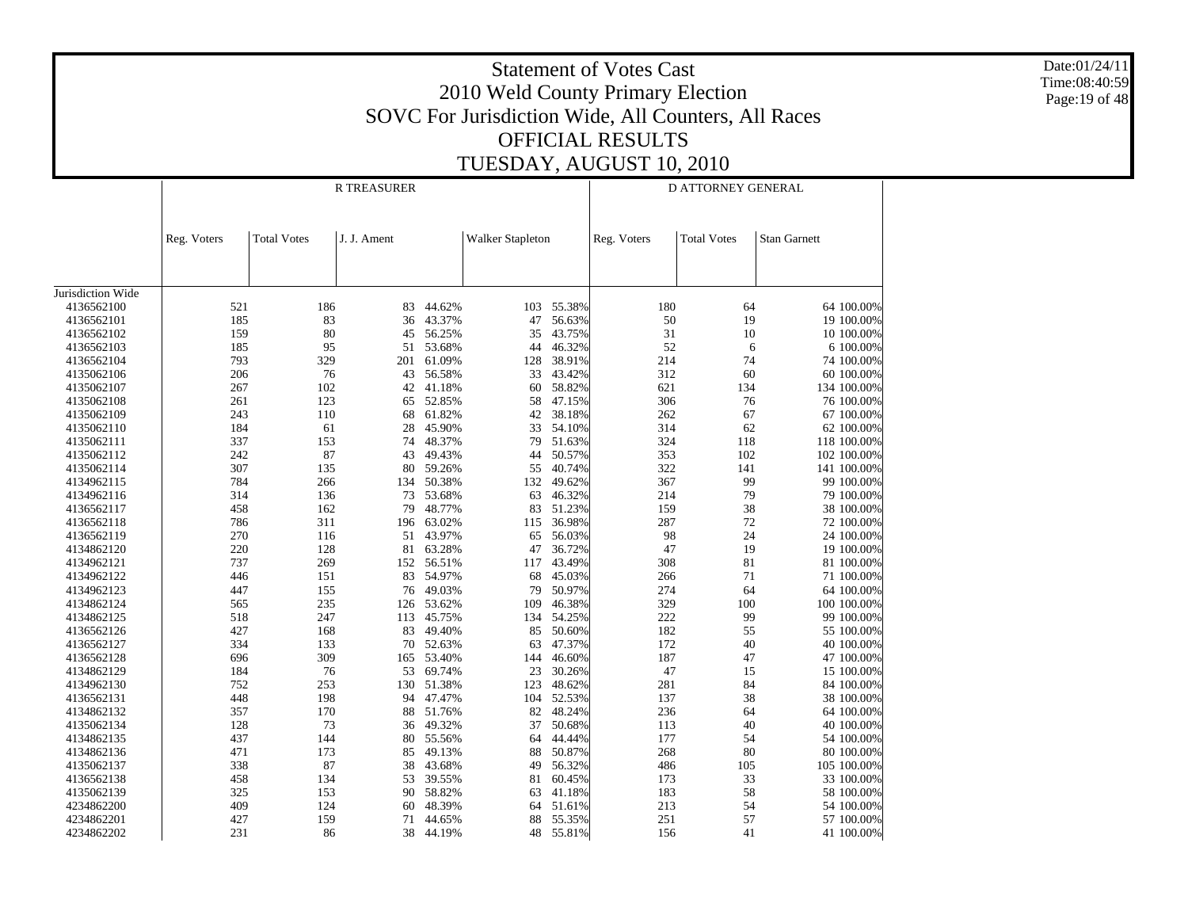# Statement of Votes Cast
## 2010 Weld County Primary Election
## SOVC For Jurisdiction Wide, All Counters, All Races
## OFFICIAL RESULTS
## TUESDAY, AUGUST 10, 2010

Date:01/24/11
Time:08:40:59

| | R TREASURER | | | | | | D ATTORNEY GENERAL | | | |
|---|---|---|---|---|---|---|---|---|---|---|
| | Reg. Voters | Total Votes | J. J. Ament | | Walker Stapleton | | Reg. Voters | Total Votes | Stan Garnett | |
| Jurisdiction Wide | | | | | | | | | | |
| 4136562100 | 521 | 186 | 83 | 44.62% | 103 | 55.38% | 180 | 64 | 64 | 100.00% |
| 4136562101 | 185 | 83 | 36 | 43.37% | 47 | 56.63% | 50 | 19 | 19 | 100.00% |
| 4136562102 | 159 | 80 | 45 | 56.25% | 35 | 43.75% | 31 | 10 | 10 | 100.00% |
| 4136562103 | 185 | 95 | 51 | 53.68% | 44 | 46.32% | 52 | 6 | 6 | 100.00% |
| 4136562104 | 793 | 329 | 201 | 61.09% | 128 | 38.91% | 214 | 74 | 74 | 100.00% |
| 4135062106 | 206 | 76 | 43 | 56.58% | 33 | 43.42% | 312 | 60 | 60 | 100.00% |
| 4135062107 | 267 | 102 | 42 | 41.18% | 60 | 58.82% | 621 | 134 | 134 | 100.00% |
| 4135062108 | 261 | 123 | 65 | 52.85% | 58 | 47.15% | 306 | 76 | 76 | 100.00% |
| 4135062109 | 243 | 110 | 68 | 61.82% | 42 | 38.18% | 262 | 67 | 67 | 100.00% |
| 4135062110 | 184 | 61 | 28 | 45.90% | 33 | 54.10% | 314 | 62 | 62 | 100.00% |
| 4135062111 | 337 | 153 | 74 | 48.37% | 79 | 51.63% | 324 | 118 | 118 | 100.00% |
| 4135062112 | 242 | 87 | 43 | 49.43% | 44 | 50.57% | 353 | 102 | 102 | 100.00% |
| 4135062114 | 307 | 135 | 80 | 59.26% | 55 | 40.74% | 322 | 141 | 141 | 100.00% |
| 4134962115 | 784 | 266 | 134 | 50.38% | 132 | 49.62% | 367 | 99 | 99 | 100.00% |
| 4134962116 | 314 | 136 | 73 | 53.68% | 63 | 46.32% | 214 | 79 | 79 | 100.00% |
| 4136562117 | 458 | 162 | 79 | 48.77% | 83 | 51.23% | 159 | 38 | 38 | 100.00% |
| 4136562118 | 786 | 311 | 196 | 63.02% | 115 | 36.98% | 287 | 72 | 72 | 100.00% |
| 4136562119 | 270 | 116 | 51 | 43.97% | 65 | 56.03% | 98 | 24 | 24 | 100.00% |
| 4134862120 | 220 | 128 | 81 | 63.28% | 47 | 36.72% | 47 | 19 | 19 | 100.00% |
| 4134962121 | 737 | 269 | 152 | 56.51% | 117 | 43.49% | 308 | 81 | 81 | 100.00% |
| 4134962122 | 446 | 151 | 83 | 54.97% | 68 | 45.03% | 266 | 71 | 71 | 100.00% |
| 4134962123 | 447 | 155 | 76 | 49.03% | 79 | 50.97% | 274 | 64 | 64 | 100.00% |
| 4134862124 | 565 | 235 | 126 | 53.62% | 109 | 46.38% | 329 | 100 | 100 | 100.00% |
| 4134862125 | 518 | 247 | 113 | 45.75% | 134 | 54.25% | 222 | 99 | 99 | 100.00% |
| 4136562126 | 427 | 168 | 83 | 49.40% | 85 | 50.60% | 182 | 55 | 55 | 100.00% |
| 4136562127 | 334 | 133 | 70 | 52.63% | 63 | 47.37% | 172 | 40 | 40 | 100.00% |
| 4136562128 | 696 | 309 | 165 | 53.40% | 144 | 46.60% | 187 | 47 | 47 | 100.00% |
| 4134862129 | 184 | 76 | 53 | 69.74% | 23 | 30.26% | 47 | 15 | 15 | 100.00% |
| 4134962130 | 752 | 253 | 130 | 51.38% | 123 | 48.62% | 281 | 84 | 84 | 100.00% |
| 4136562131 | 448 | 198 | 94 | 47.47% | 104 | 52.53% | 137 | 38 | 38 | 100.00% |
| 4134862132 | 357 | 170 | 88 | 51.76% | 82 | 48.24% | 236 | 64 | 64 | 100.00% |
| 4135062134 | 128 | 73 | 36 | 49.32% | 37 | 50.68% | 113 | 40 | 40 | 100.00% |
| 4134862135 | 437 | 144 | 80 | 55.56% | 64 | 44.44% | 177 | 54 | 54 | 100.00% |
| 4134862136 | 471 | 173 | 85 | 49.13% | 88 | 50.87% | 268 | 80 | 80 | 100.00% |
| 4135062137 | 338 | 87 | 38 | 43.68% | 49 | 56.32% | 486 | 105 | 105 | 100.00% |
| 4136562138 | 458 | 134 | 53 | 39.55% | 81 | 60.45% | 173 | 33 | 33 | 100.00% |
| 4135062139 | 325 | 153 | 90 | 58.82% | 63 | 41.18% | 183 | 58 | 58 | 100.00% |
| 4234862200 | 409 | 124 | 60 | 48.39% | 64 | 51.61% | 213 | 54 | 54 | 100.00% |
| 4234862201 | 427 | 159 | 71 | 44.65% | 88 | 55.35% | 251 | 57 | 57 | 100.00% |
| 4234862202 | 231 | 86 | 38 | 44.19% | 48 | 55.81% | 156 | 41 | 41 | 100.00% |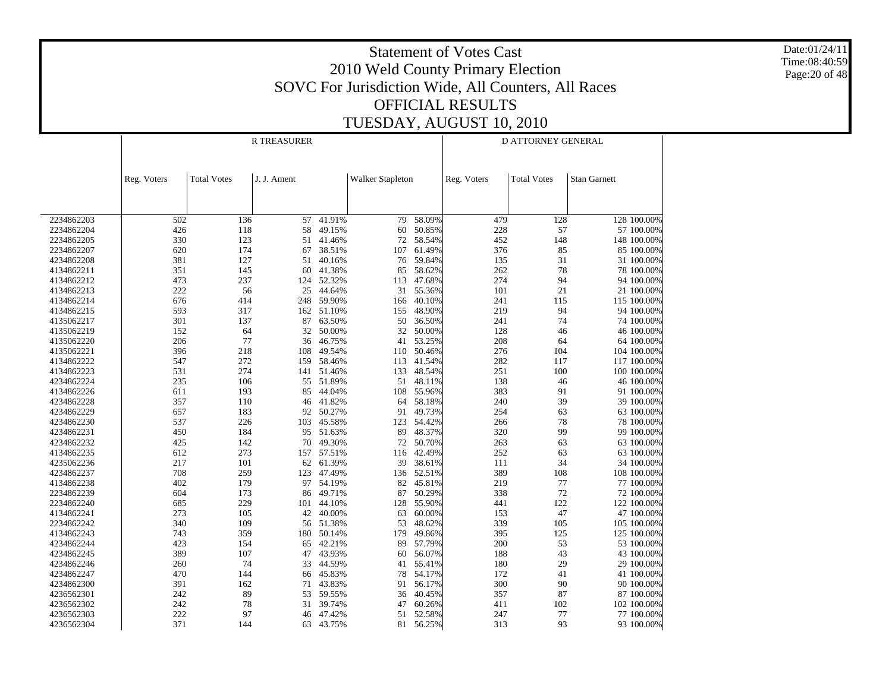# Statement of Votes Cast
## 2010 Weld County Primary Election
## SOVC For Jurisdiction Wide, All Counters, All Races
## OFFICIAL RESULTS
## TUESDAY, AUGUST 10, 2010

Date:01/24/11
Time:08:40:59

| | R TREASURER | | | | | | D ATTORNEY GENERAL | | | |
|---|---|---|---|---|---|---|---|---|---|---|
| | Reg. Voters | Total Votes | J. J. Ament | | Walker Stapleton | | Reg. Voters | Total Votes | Stan Garnett | |
| 2234862203 | 502 | 136 | 57 | 41.91% | 79 | 58.09% | 479 | 128 | 128 | 100.00% |
| 2234862204 | 426 | 118 | 58 | 49.15% | 60 | 50.85% | 228 | 57 | 57 | 100.00% |
| 2234862205 | 330 | 123 | 51 | 41.46% | 72 | 58.54% | 452 | 148 | 148 | 100.00% |
| 2234862207 | 620 | 174 | 67 | 38.51% | 107 | 61.49% | 376 | 85 | 85 | 100.00% |
| 4234862208 | 381 | 127 | 51 | 40.16% | 76 | 59.84% | 135 | 31 | 31 | 100.00% |
| 4134862211 | 351 | 145 | 60 | 41.38% | 85 | 58.62% | 262 | 78 | 78 | 100.00% |
| 4134862212 | 473 | 237 | 124 | 52.32% | 113 | 47.68% | 274 | 94 | 94 | 100.00% |
| 4134862213 | 222 | 56 | 25 | 44.64% | 31 | 55.36% | 101 | 21 | 21 | 100.00% |
| 4134862214 | 676 | 414 | 248 | 59.90% | 166 | 40.10% | 241 | 115 | 115 | 100.00% |
| 4134862215 | 593 | 317 | 162 | 51.10% | 155 | 48.90% | 219 | 94 | 94 | 100.00% |
| 4135062217 | 301 | 137 | 87 | 63.50% | 50 | 36.50% | 241 | 74 | 74 | 100.00% |
| 4135062219 | 152 | 64 | 32 | 50.00% | 32 | 50.00% | 128 | 46 | 46 | 100.00% |
| 4135062220 | 206 | 77 | 36 | 46.75% | 41 | 53.25% | 208 | 64 | 64 | 100.00% |
| 4135062221 | 396 | 218 | 108 | 49.54% | 110 | 50.46% | 276 | 104 | 104 | 100.00% |
| 4134862222 | 547 | 272 | 159 | 58.46% | 113 | 41.54% | 282 | 117 | 117 | 100.00% |
| 4134862223 | 531 | 274 | 141 | 51.46% | 133 | 48.54% | 251 | 100 | 100 | 100.00% |
| 4234862224 | 235 | 106 | 55 | 51.89% | 51 | 48.11% | 138 | 46 | 46 | 100.00% |
| 4134862226 | 611 | 193 | 85 | 44.04% | 108 | 55.96% | 383 | 91 | 91 | 100.00% |
| 4234862228 | 357 | 110 | 46 | 41.82% | 64 | 58.18% | 240 | 39 | 39 | 100.00% |
| 4234862229 | 657 | 183 | 92 | 50.27% | 91 | 49.73% | 254 | 63 | 63 | 100.00% |
| 4234862230 | 537 | 226 | 103 | 45.58% | 123 | 54.42% | 266 | 78 | 78 | 100.00% |
| 4234862231 | 450 | 184 | 95 | 51.63% | 89 | 48.37% | 320 | 99 | 99 | 100.00% |
| 4234862232 | 425 | 142 | 70 | 49.30% | 72 | 50.70% | 263 | 63 | 63 | 100.00% |
| 4134862235 | 612 | 273 | 157 | 57.51% | 116 | 42.49% | 252 | 63 | 63 | 100.00% |
| 4235062236 | 217 | 101 | 62 | 61.39% | 39 | 38.61% | 111 | 34 | 34 | 100.00% |
| 4234862237 | 708 | 259 | 123 | 47.49% | 136 | 52.51% | 389 | 108 | 108 | 100.00% |
| 4134862238 | 402 | 179 | 97 | 54.19% | 82 | 45.81% | 219 | 77 | 77 | 100.00% |
| 2234862239 | 604 | 173 | 86 | 49.71% | 87 | 50.29% | 338 | 72 | 72 | 100.00% |
| 2234862240 | 685 | 229 | 101 | 44.10% | 128 | 55.90% | 441 | 122 | 122 | 100.00% |
| 4134862241 | 273 | 105 | 42 | 40.00% | 63 | 60.00% | 153 | 47 | 47 | 100.00% |
| 2234862242 | 340 | 109 | 56 | 51.38% | 53 | 48.62% | 339 | 105 | 105 | 100.00% |
| 4134862243 | 743 | 359 | 180 | 50.14% | 179 | 49.86% | 395 | 125 | 125 | 100.00% |
| 4234862244 | 423 | 154 | 65 | 42.21% | 89 | 57.79% | 200 | 53 | 53 | 100.00% |
| 4234862245 | 389 | 107 | 47 | 43.93% | 60 | 56.07% | 188 | 43 | 43 | 100.00% |
| 4234862246 | 260 | 74 | 33 | 44.59% | 41 | 55.41% | 180 | 29 | 29 | 100.00% |
| 4234862247 | 470 | 144 | 66 | 45.83% | 78 | 54.17% | 172 | 41 | 41 | 100.00% |
| 4234862300 | 391 | 162 | 71 | 43.83% | 91 | 56.17% | 300 | 90 | 90 | 100.00% |
| 4236562301 | 242 | 89 | 53 | 59.55% | 36 | 40.45% | 357 | 87 | 87 | 100.00% |
| 4236562302 | 242 | 78 | 31 | 39.74% | 47 | 60.26% | 411 | 102 | 102 | 100.00% |
| 4236562303 | 222 | 97 | 46 | 47.42% | 51 | 52.58% | 247 | 77 | 77 | 100.00% |
| 4236562304 | 371 | 144 | 63 | 43.75% | 81 | 56.25% | 313 | 93 | 93 | 100.00% |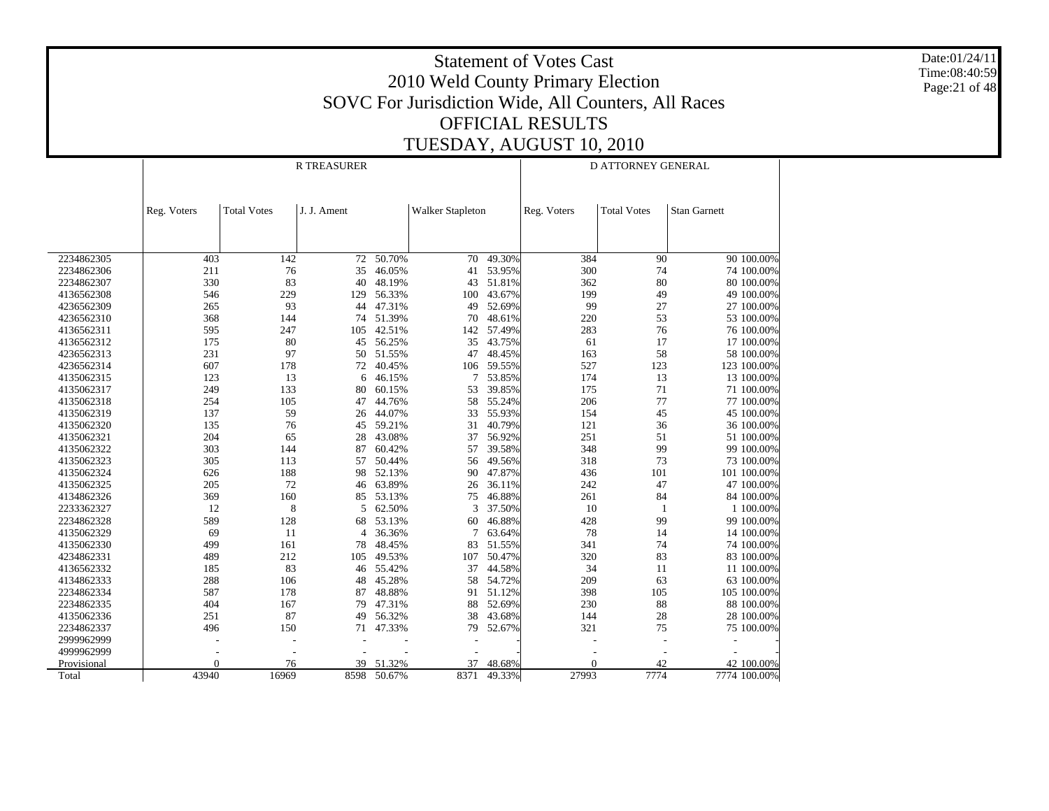# Statement of Votes Cast
## 2010 Weld County Primary Election
## SOVC For Jurisdiction Wide, All Counters, All Races
## OFFICIAL RESULTS
## TUESDAY, AUGUST 10, 2010

Date:01/24/11
Time:08:40:59

| | R TREASURER | | | | | | D ATTORNEY GENERAL | | | |
|---|---|---|---|---|---|---|---|---|---|---|
| | Reg. Voters | Total Votes | J. J. Ament | | Walker Stapleton | | Reg. Voters | Total Votes | Stan Garnett | |
| 2234862305 | 403 | 142 | 72 | 50.70% | 70 | 49.30% | 384 | 90 | 90 | 100.00% |
| 2234862306 | 211 | 76 | 35 | 46.05% | 41 | 53.95% | 300 | 74 | 74 | 100.00% |
| 2234862307 | 330 | 83 | 40 | 48.19% | 43 | 51.81% | 362 | 80 | 80 | 100.00% |
| 4136562308 | 546 | 229 | 129 | 56.33% | 100 | 43.67% | 199 | 49 | 49 | 100.00% |
| 4236562309 | 265 | 93 | 44 | 47.31% | 49 | 52.69% | 99 | 27 | 27 | 100.00% |
| 4236562310 | 368 | 144 | 74 | 51.39% | 70 | 48.61% | 220 | 53 | 53 | 100.00% |
| 4136562311 | 595 | 247 | 105 | 42.51% | 142 | 57.49% | 283 | 76 | 76 | 100.00% |
| 4136562312 | 175 | 80 | 45 | 56.25% | 35 | 43.75% | 61 | 17 | 17 | 100.00% |
| 4236562313 | 231 | 97 | 50 | 51.55% | 47 | 48.45% | 163 | 58 | 58 | 100.00% |
| 4236562314 | 607 | 178 | 72 | 40.45% | 106 | 59.55% | 527 | 123 | 123 | 100.00% |
| 4135062315 | 123 | 13 | 6 | 46.15% | 7 | 53.85% | 174 | 13 | 13 | 100.00% |
| 4135062317 | 249 | 133 | 80 | 60.15% | 53 | 39.85% | 175 | 71 | 71 | 100.00% |
| 4135062318 | 254 | 105 | 47 | 44.76% | 58 | 55.24% | 206 | 77 | 77 | 100.00% |
| 4135062319 | 137 | 59 | 26 | 44.07% | 33 | 55.93% | 154 | 45 | 45 | 100.00% |
| 4135062320 | 135 | 76 | 45 | 59.21% | 31 | 40.79% | 121 | 36 | 36 | 100.00% |
| 4135062321 | 204 | 65 | 28 | 43.08% | 37 | 56.92% | 251 | 51 | 51 | 100.00% |
| 4135062322 | 303 | 144 | 87 | 60.42% | 57 | 39.58% | 348 | 99 | 99 | 100.00% |
| 4135062323 | 305 | 113 | 57 | 50.44% | 56 | 49.56% | 318 | 73 | 73 | 100.00% |
| 4135062324 | 626 | 188 | 98 | 52.13% | 90 | 47.87% | 436 | 101 | 101 | 100.00% |
| 4135062325 | 205 | 72 | 46 | 63.89% | 26 | 36.11% | 242 | 47 | 47 | 100.00% |
| 4134862326 | 369 | 160 | 85 | 53.13% | 75 | 46.88% | 261 | 84 | 84 | 100.00% |
| 2233362327 | 12 | 8 | 5 | 62.50% | 3 | 37.50% | 10 | 1 | 1 | 100.00% |
| 2234862328 | 589 | 128 | 68 | 53.13% | 60 | 46.88% | 428 | 99 | 99 | 100.00% |
| 4135062329 | 69 | 11 | 4 | 36.36% | 7 | 63.64% | 78 | 14 | 14 | 100.00% |
| 4135062330 | 499 | 161 | 78 | 48.45% | 83 | 51.55% | 341 | 74 | 74 | 100.00% |
| 4234862331 | 489 | 212 | 105 | 49.53% | 107 | 50.47% | 320 | 83 | 83 | 100.00% |
| 4136562332 | 185 | 83 | 46 | 55.42% | 37 | 44.58% | 34 | 11 | 11 | 100.00% |
| 4134862333 | 288 | 106 | 48 | 45.28% | 58 | 54.72% | 209 | 63 | 63 | 100.00% |
| 2234862334 | 587 | 178 | 87 | 48.88% | 91 | 51.12% | 398 | 105 | 105 | 100.00% |
| 2234862335 | 404 | 167 | 79 | 47.31% | 88 | 52.69% | 230 | 88 | 88 | 100.00% |
| 4135062336 | 251 | 87 | 49 | 56.32% | 38 | 43.68% | 144 | 28 | 28 | 100.00% |
| 2234862337 | 496 | 150 | 71 | 47.33% | 79 | 52.67% | 321 | 75 | 75 | 100.00% |
| 2999962999 | - | - | - | - | - | - | - | - | - | - |
| 4999962999 | - | - | - | - | - | - | - | - | - | - |
| Provisional | 0 | 76 | 39 | 51.32% | 37 | 48.68% | 0 | 42 | 42 | 100.00% |
| Total | 43940 | 16969 | 8598 | 50.67% | 8371 | 49.33% | 27993 | 7774 | 7774 | 100.00% |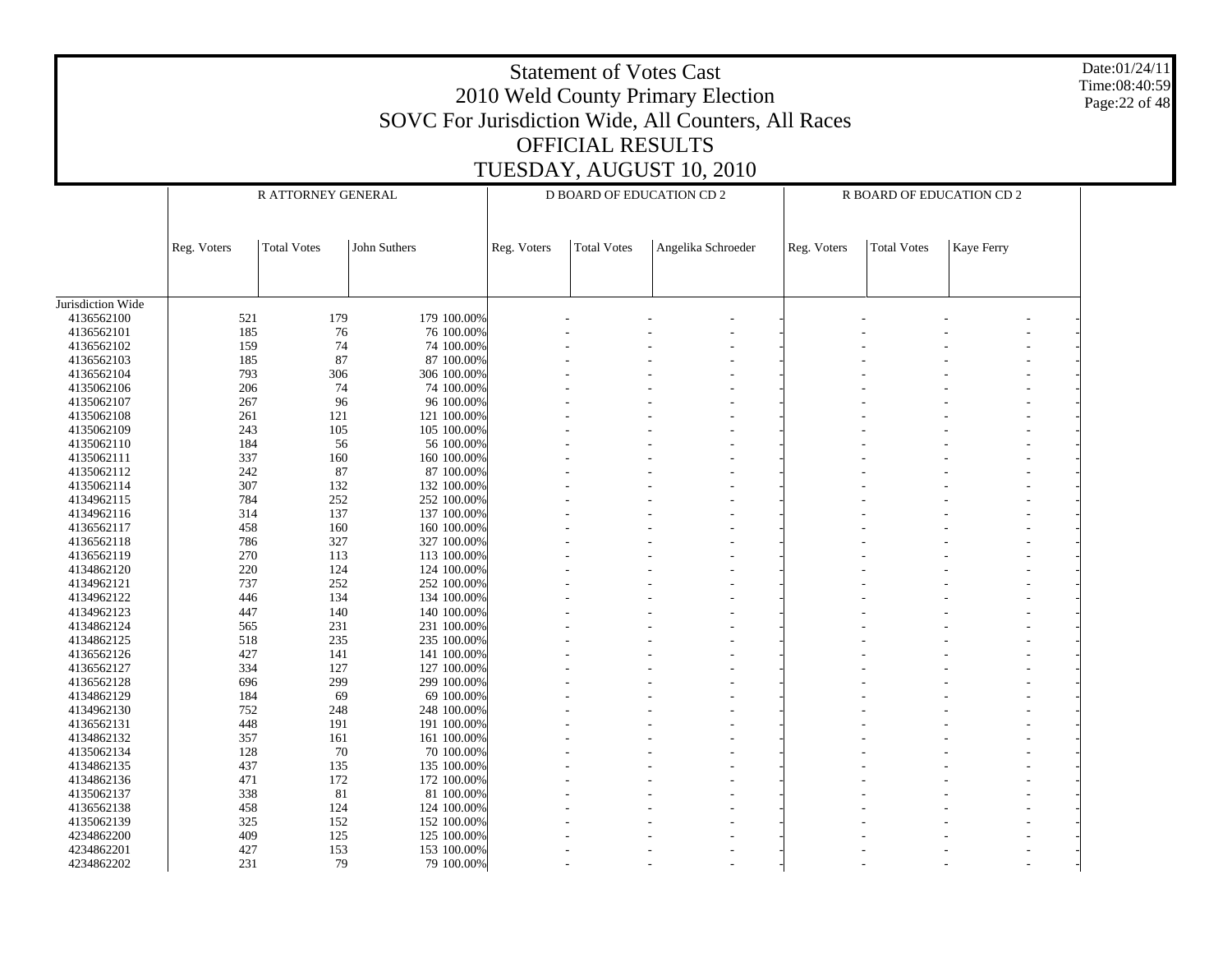# Statement of Votes Cast
# 2010 Weld County Primary Election
## SOVC For Jurisdiction Wide, All Counters, All Races
## OFFICIAL RESULTS
## TUESDAY, AUGUST 10, 2010

Date:01/24/11
Time:08:40:59

| | R ATTORNEY GENERAL | | | | D BOARD OF EDUCATION CD 2 | | | | R BOARD OF EDUCATION CD 2 | | | |
|---|---|---|---|---|---|---|---|---|---|---|---|---|
| | Reg. Voters | Total Votes | John Suthers | | Reg. Voters | Total Votes | Angelika Schroeder | | Reg. Voters | Total Votes | Kaye Ferry | |
| Jurisdiction Wide | | | | | | | | | | | | |
| 4136562100 | 521 | 179 | 179 | 100.00% | - | - | - | - | - | - | - | - |
| 4136562101 | 185 | 76 | 76 | 100.00% | - | - | - | - | - | - | - | - |
| 4136562102 | 159 | 74 | 74 | 100.00% | - | - | - | - | - | - | - | - |
| 4136562103 | 185 | 87 | 87 | 100.00% | - | - | - | - | - | - | - | - |
| 4136562104 | 793 | 306 | 306 | 100.00% | - | - | - | - | - | - | - | - |
| 4135062106 | 206 | 74 | 74 | 100.00% | - | - | - | - | - | - | - | - |
| 4135062107 | 267 | 96 | 96 | 100.00% | - | - | - | - | - | - | - | - |
| 4135062108 | 261 | 121 | 121 | 100.00% | - | - | - | - | - | - | - | - |
| 4135062109 | 243 | 105 | 105 | 100.00% | - | - | - | - | - | - | - | - |
| 4135062110 | 184 | 56 | 56 | 100.00% | - | - | - | - | - | - | - | - |
| 4135062111 | 337 | 160 | 160 | 100.00% | - | - | - | - | - | - | - | - |
| 4135062112 | 242 | 87 | 87 | 100.00% | - | - | - | - | - | - | - | - |
| 4135062114 | 307 | 132 | 132 | 100.00% | - | - | - | - | - | - | - | - |
| 4134962115 | 784 | 252 | 252 | 100.00% | - | - | - | - | - | - | - | - |
| 4134962116 | 314 | 137 | 137 | 100.00% | - | - | - | - | - | - | - | - |
| 4136562117 | 458 | 160 | 160 | 100.00% | - | - | - | - | - | - | - | - |
| 4136562118 | 786 | 327 | 327 | 100.00% | - | - | - | - | - | - | - | - |
| 4136562119 | 270 | 113 | 113 | 100.00% | - | - | - | - | - | - | - | - |
| 4134862120 | 220 | 124 | 124 | 100.00% | - | - | - | - | - | - | - | - |
| 4134962121 | 737 | 252 | 252 | 100.00% | - | - | - | - | - | - | - | - |
| 4134962122 | 446 | 134 | 134 | 100.00% | - | - | - | - | - | - | - | - |
| 4134962123 | 447 | 140 | 140 | 100.00% | - | - | - | - | - | - | - | - |
| 4134862124 | 565 | 231 | 231 | 100.00% | - | - | - | - | - | - | - | - |
| 4134862125 | 518 | 235 | 235 | 100.00% | - | - | - | - | - | - | - | - |
| 4136562126 | 427 | 141 | 141 | 100.00% | - | - | - | - | - | - | - | - |
| 4136562127 | 334 | 127 | 127 | 100.00% | - | - | - | - | - | - | - | - |
| 4136562128 | 696 | 299 | 299 | 100.00% | - | - | - | - | - | - | - | - |
| 4134862129 | 184 | 69 | 69 | 100.00% | - | - | - | - | - | - | - | - |
| 4134962130 | 752 | 248 | 248 | 100.00% | - | - | - | - | - | - | - | - |
| 4136562131 | 448 | 191 | 191 | 100.00% | - | - | - | - | - | - | - | - |
| 4134862132 | 357 | 161 | 161 | 100.00% | - | - | - | - | - | - | - | - |
| 4135062134 | 128 | 70 | 70 | 100.00% | - | - | - | - | - | - | - | - |
| 4134862135 | 437 | 135 | 135 | 100.00% | - | - | - | - | - | - | - | - |
| 4134862136 | 471 | 172 | 172 | 100.00% | - | - | - | - | - | - | - | - |
| 4135062137 | 338 | 81 | 81 | 100.00% | - | - | - | - | - | - | - | - |
| 4136562138 | 458 | 124 | 124 | 100.00% | - | - | - | - | - | - | - | - |
| 4135062139 | 325 | 152 | 152 | 100.00% | - | - | - | - | - | - | - | - |
| 4234862200 | 409 | 125 | 125 | 100.00% | - | - | - | - | - | - | - | - |
| 4234862201 | 427 | 153 | 153 | 100.00% | - | - | - | - | - | - | - | - |
| 4234862202 | 231 | 79 | 79 | 100.00% | - | - | - | - | - | - | - | - |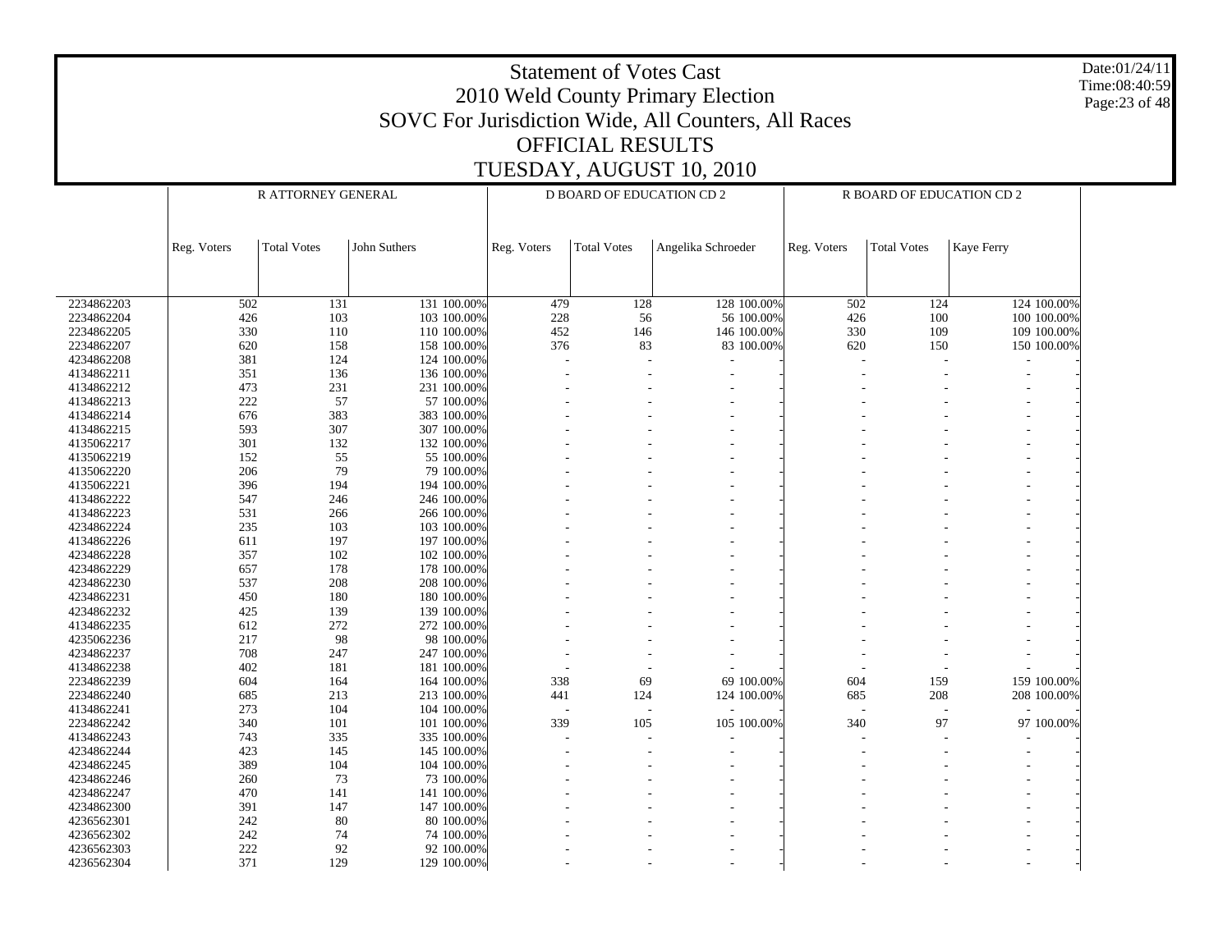# Statement of Votes Cast
## 2010 Weld County Primary Election
## SOVC For Jurisdiction Wide, All Counters, All Races
## OFFICIAL RESULTS
## TUESDAY, AUGUST 10, 2010

Date:01/24/11
Time:08:40:59

| | R ATTORNEY GENERAL | | | | D BOARD OF EDUCATION CD 2 | | | | R BOARD OF EDUCATION CD 2 | | | |
|---|---|---|---|---|---|---|---|---|---|---|---|---|
| | Reg. Voters | Total Votes | John Suthers | | Reg. Voters | Total Votes | Angelika Schroeder | | Reg. Voters | Total Votes | Kaye Ferry | |
| 2234862203 | 502 | 131 | 131 | 100.00% | 479 | 128 | 128 | 100.00% | 502 | 124 | 124 | 100.00% |
| 2234862204 | 426 | 103 | 103 | 100.00% | 228 | 56 | 56 | 100.00% | 426 | 100 | 100 | 100.00% |
| 2234862205 | 330 | 110 | 110 | 100.00% | 452 | 146 | 146 | 100.00% | 330 | 109 | 109 | 100.00% |
| 2234862207 | 620 | 158 | 158 | 100.00% | 376 | 83 | 83 | 100.00% | 620 | 150 | 150 | 100.00% |
| 4234862208 | 381 | 124 | 124 | 100.00% | - | - | - | - | - | - | - | - |
| 4134862211 | 351 | 136 | 136 | 100.00% | - | - | - | - | - | - | - | - |
| 4134862212 | 473 | 231 | 231 | 100.00% | - | - | - | - | - | - | - | - |
| 4134862213 | 222 | 57 | 57 | 100.00% | - | - | - | - | - | - | - | - |
| 4134862214 | 676 | 383 | 383 | 100.00% | - | - | - | - | - | - | - | - |
| 4134862215 | 593 | 307 | 307 | 100.00% | - | - | - | - | - | - | - | - |
| 4135062217 | 301 | 132 | 132 | 100.00% | - | - | - | - | - | - | - | - |
| 4135062219 | 152 | 55 | 55 | 100.00% | - | - | - | - | - | - | - | - |
| 4135062220 | 206 | 79 | 79 | 100.00% | - | - | - | - | - | - | - | - |
| 4135062221 | 396 | 194 | 194 | 100.00% | - | - | - | - | - | - | - | - |
| 4134862222 | 547 | 246 | 246 | 100.00% | - | - | - | - | - | - | - | - |
| 4134862223 | 531 | 266 | 266 | 100.00% | - | - | - | - | - | - | - | - |
| 4234862224 | 235 | 103 | 103 | 100.00% | - | - | - | - | - | - | - | - |
| 4134862226 | 611 | 197 | 197 | 100.00% | - | - | - | - | - | - | - | - |
| 4234862228 | 357 | 102 | 102 | 100.00% | - | - | - | - | - | - | - | - |
| 4234862229 | 657 | 178 | 178 | 100.00% | - | - | - | - | - | - | - | - |
| 4234862230 | 537 | 208 | 208 | 100.00% | - | - | - | - | - | - | - | - |
| 4234862231 | 450 | 180 | 180 | 100.00% | - | - | - | - | - | - | - | - |
| 4234862232 | 425 | 139 | 139 | 100.00% | - | - | - | - | - | - | - | - |
| 4134862235 | 612 | 272 | 272 | 100.00% | - | - | - | - | - | - | - | - |
| 4235062236 | 217 | 98 | 98 | 100.00% | - | - | - | - | - | - | - | - |
| 4234862237 | 708 | 247 | 247 | 100.00% | - | - | - | - | - | - | - | - |
| 4134862238 | 402 | 181 | 181 | 100.00% | - | - | - | - | - | - | - | - |
| 2234862239 | 604 | 164 | 164 | 100.00% | 338 | 69 | 69 | 100.00% | 604 | 159 | 159 | 100.00% |
| 2234862240 | 685 | 213 | 213 | 100.00% | 441 | 124 | 124 | 100.00% | 685 | 208 | 208 | 100.00% |
| 4134862241 | 273 | 104 | 104 | 100.00% | - | - | - | - | - | - | - | - |
| 2234862242 | 340 | 101 | 101 | 100.00% | 339 | 105 | 105 | 100.00% | 340 | 97 | 97 | 100.00% |
| 4134862243 | 743 | 335 | 335 | 100.00% | - | - | - | - | - | - | - | - |
| 4234862244 | 423 | 145 | 145 | 100.00% | - | - | - | - | - | - | - | - |
| 4234862245 | 389 | 104 | 104 | 100.00% | - | - | - | - | - | - | - | - |
| 4234862246 | 260 | 73 | 73 | 100.00% | - | - | - | - | - | - | - | - |
| 4234862247 | 470 | 141 | 141 | 100.00% | - | - | - | - | - | - | - | - |
| 4234862300 | 391 | 147 | 147 | 100.00% | - | - | - | - | - | - | - | - |
| 4236562301 | 242 | 80 | 80 | 100.00% | - | - | - | - | - | - | - | - |
| 4236562302 | 242 | 74 | 74 | 100.00% | - | - | - | - | - | - | - | - |
| 4236562303 | 222 | 92 | 92 | 100.00% | - | - | - | - | - | - | - | - |
| 4236562304 | 371 | 129 | 129 | 100.00% | - | - | - | - | - | - | - | - |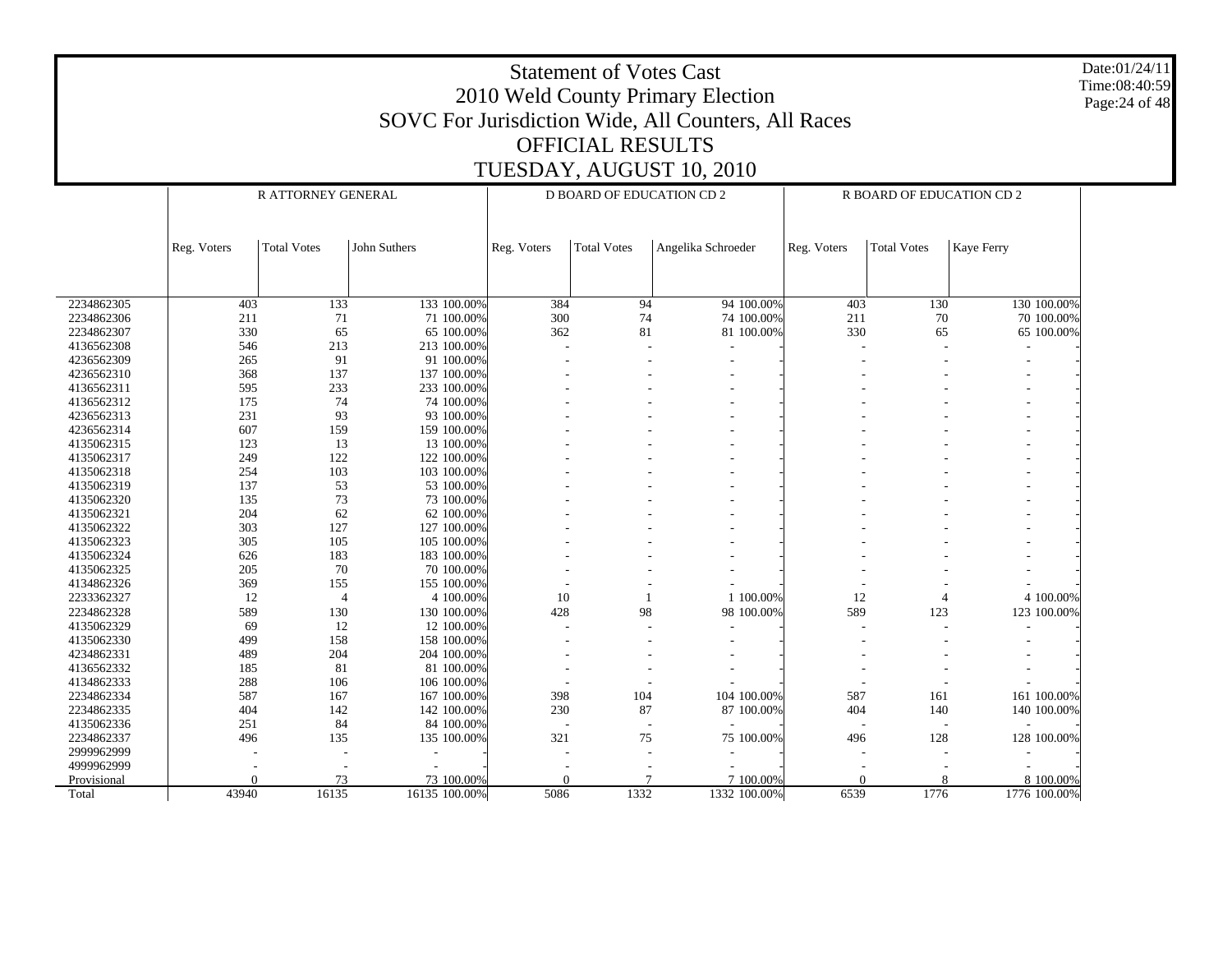# Statement of Votes Cast

## 2010 Weld County Primary Election

## SOVC For Jurisdiction Wide, All Counters, All Races

## OFFICIAL RESULTS

## TUESDAY, AUGUST 10, 2010

Date:01/24/11
Time:08:40:59

| | R ATTORNEY GENERAL | | | | D BOARD OF EDUCATION CD 2 | | | | R BOARD OF EDUCATION CD 2 | | | |
|---|---|---|---|---|---|---|---|---|---|---|---|---|
| | Reg. Voters | Total Votes | John Suthers | | Reg. Voters | Total Votes | Angelika Schroeder | | Reg. Voters | Total Votes | Kaye Ferry | |
| 2234862305 | 403 | 133 | 133 | 100.00% | 384 | 94 | 94 | 100.00% | 403 | 130 | 130 | 100.00% |
| 2234862306 | 211 | 71 | 71 | 100.00% | 300 | 74 | 74 | 100.00% | 211 | 70 | 70 | 100.00% |
| 2234862307 | 330 | 65 | 65 | 100.00% | 362 | 81 | 81 | 100.00% | 330 | 65 | 65 | 100.00% |
| 4136562308 | 546 | 213 | 213 | 100.00% | - | - | - | - | - | - | - | - |
| 4236562309 | 265 | 91 | 91 | 100.00% | - | - | - | - | - | - | - | - |
| 4236562310 | 368 | 137 | 137 | 100.00% | - | - | - | - | - | - | - | - |
| 4136562311 | 595 | 233 | 233 | 100.00% | - | - | - | - | - | - | - | - |
| 4136562312 | 175 | 74 | 74 | 100.00% | - | - | - | - | - | - | - | - |
| 4236562313 | 231 | 93 | 93 | 100.00% | - | - | - | - | - | - | - | - |
| 4236562314 | 607 | 159 | 159 | 100.00% | - | - | - | - | - | - | - | - |
| 4135062315 | 123 | 13 | 13 | 100.00% | - | - | - | - | - | - | - | - |
| 4135062317 | 249 | 122 | 122 | 100.00% | - | - | - | - | - | - | - | - |
| 4135062318 | 254 | 103 | 103 | 100.00% | - | - | - | - | - | - | - | - |
| 4135062319 | 137 | 53 | 53 | 100.00% | - | - | - | - | - | - | - | - |
| 4135062320 | 135 | 73 | 73 | 100.00% | - | - | - | - | - | - | - | - |
| 4135062321 | 204 | 62 | 62 | 100.00% | - | - | - | - | - | - | - | - |
| 4135062322 | 303 | 127 | 127 | 100.00% | - | - | - | - | - | - | - | - |
| 4135062323 | 305 | 105 | 105 | 100.00% | - | - | - | - | - | - | - | - |
| 4135062324 | 626 | 183 | 183 | 100.00% | - | - | - | - | - | - | - | - |
| 4135062325 | 205 | 70 | 70 | 100.00% | - | - | - | - | - | - | - | - |
| 4134862326 | 369 | 155 | 155 | 100.00% | - | - | - | - | - | - | - | - |
| 2233362327 | 12 | 4 | 4 | 100.00% | 10 | 1 | 1 | 100.00% | 12 | 4 | 4 | 100.00% |
| 2234862328 | 589 | 130 | 130 | 100.00% | 428 | 98 | 98 | 100.00% | 589 | 123 | 123 | 100.00% |
| 4135062329 | 69 | 12 | 12 | 100.00% | - | - | - | - | - | - | - | - |
| 4135062330 | 499 | 158 | 158 | 100.00% | - | - | - | - | - | - | - | - |
| 4234862331 | 489 | 204 | 204 | 100.00% | - | - | - | - | - | - | - | - |
| 4136562332 | 185 | 81 | 81 | 100.00% | - | - | - | - | - | - | - | - |
| 4134862333 | 288 | 106 | 106 | 100.00% | - | - | - | - | - | - | - | - |
| 2234862334 | 587 | 167 | 167 | 100.00% | 398 | 104 | 104 | 100.00% | 587 | 161 | 161 | 100.00% |
| 2234862335 | 404 | 142 | 142 | 100.00% | 230 | 87 | 87 | 100.00% | 404 | 140 | 140 | 100.00% |
| 4135062336 | 251 | 84 | 84 | 100.00% | - | - | - | - | - | - | - | - |
| 2234862337 | 496 | 135 | 135 | 100.00% | 321 | 75 | 75 | 100.00% | 496 | 128 | 128 | 100.00% |
| 2999962999 | - | - | - | - | - | - | - | - | - | - | - | - |
| 4999962999 | - | - | - | - | - | - | - | - | - | - | - | - |
| Provisional | 0 | 73 | 73 | 100.00% | 0 | 7 | 7 | 100.00% | 0 | 8 | 8 | 100.00% |
| Total | 43940 | 16135 | 16135 | 100.00% | 5086 | 1332 | 1332 | 100.00% | 6539 | 1776 | 1776 | 100.00% |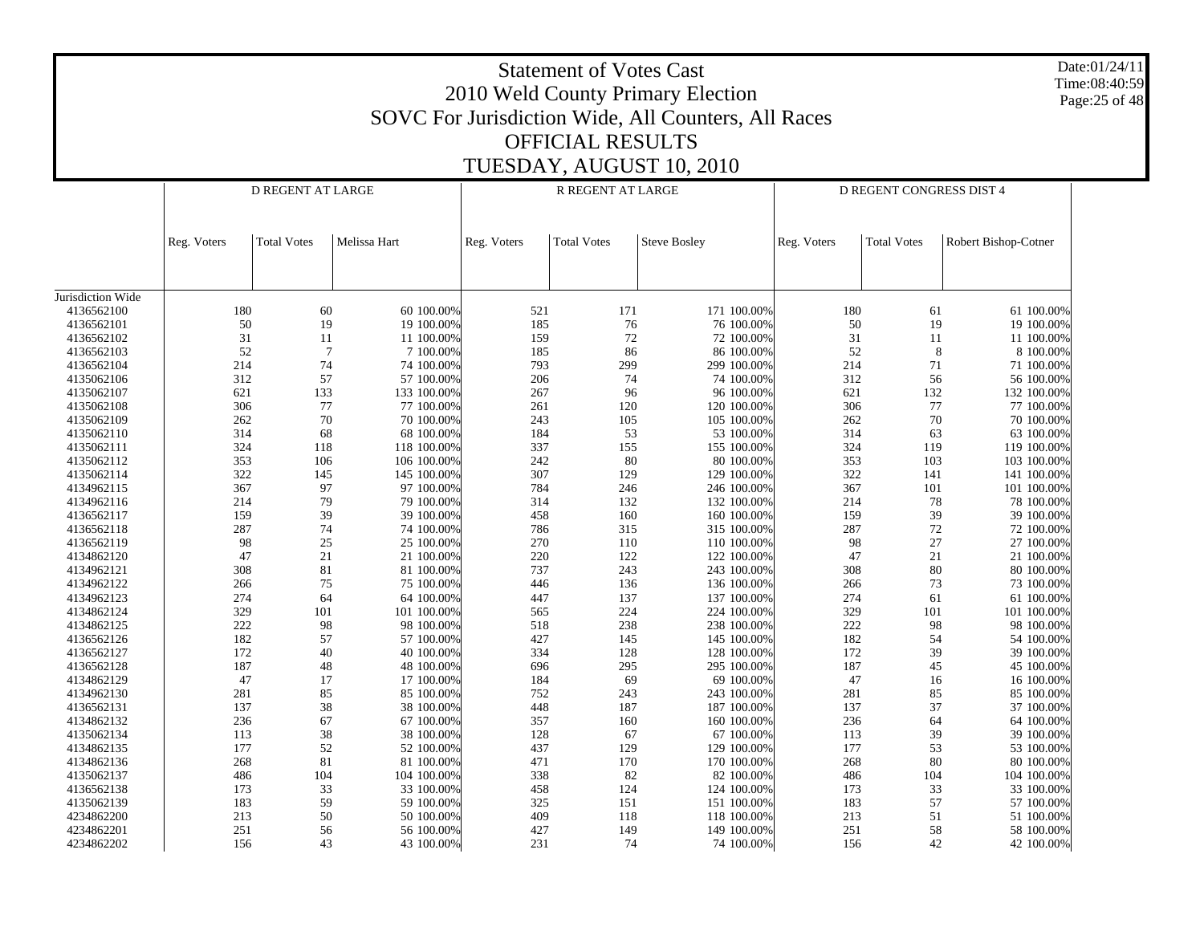# Statement of Votes Cast
# 2010 Weld County Primary Election
# SOVC For Jurisdiction Wide, All Counters, All Races
# OFFICIAL RESULTS
# TUESDAY, AUGUST 10, 2010

Date:01/24/11
Time:08:40:59

| | D REGENT AT LARGE | | | | R REGENT AT LARGE | | | | D REGENT CONGRESS DIST 4 | | | |
|---|---|---|---|---|---|---|---|---|---|---|---|---|
| | Reg. Voters | Total Votes | Melissa Hart | | Reg. Voters | Total Votes | Steve Bosley | | Reg. Voters | Total Votes | Robert Bishop-Cotner | |
| Jurisdiction Wide | | | | | | | | | | | | |
| 4136562100 | 180 | 60 | 60 | 100.00% | 521 | 171 | 171 | 100.00% | 180 | 61 | 61 | 100.00% |
| 4136562101 | 50 | 19 | 19 | 100.00% | 185 | 76 | 76 | 100.00% | 50 | 19 | 19 | 100.00% |
| 4136562102 | 31 | 11 | 11 | 100.00% | 159 | 72 | 72 | 100.00% | 31 | 11 | 11 | 100.00% |
| 4136562103 | 52 | 7 | 7 | 100.00% | 185 | 86 | 86 | 100.00% | 52 | 8 | 8 | 100.00% |
| 4136562104 | 214 | 74 | 74 | 100.00% | 793 | 299 | 299 | 100.00% | 214 | 71 | 71 | 100.00% |
| 4135062106 | 312 | 57 | 57 | 100.00% | 206 | 74 | 74 | 100.00% | 312 | 56 | 56 | 100.00% |
| 4135062107 | 621 | 133 | 133 | 100.00% | 267 | 96 | 96 | 100.00% | 621 | 132 | 132 | 100.00% |
| 4135062108 | 306 | 77 | 77 | 100.00% | 261 | 120 | 120 | 100.00% | 306 | 77 | 77 | 100.00% |
| 4135062109 | 262 | 70 | 70 | 100.00% | 243 | 105 | 105 | 100.00% | 262 | 70 | 70 | 100.00% |
| 4135062110 | 314 | 68 | 68 | 100.00% | 184 | 53 | 53 | 100.00% | 314 | 63 | 63 | 100.00% |
| 4135062111 | 324 | 118 | 118 | 100.00% | 337 | 155 | 155 | 100.00% | 324 | 119 | 119 | 100.00% |
| 4135062112 | 353 | 106 | 106 | 100.00% | 242 | 80 | 80 | 100.00% | 353 | 103 | 103 | 100.00% |
| 4135062114 | 322 | 145 | 145 | 100.00% | 307 | 129 | 129 | 100.00% | 322 | 141 | 141 | 100.00% |
| 4134962115 | 367 | 97 | 97 | 100.00% | 784 | 246 | 246 | 100.00% | 367 | 101 | 101 | 100.00% |
| 4134962116 | 214 | 79 | 79 | 100.00% | 314 | 132 | 132 | 100.00% | 214 | 78 | 78 | 100.00% |
| 4136562117 | 159 | 39 | 39 | 100.00% | 458 | 160 | 160 | 100.00% | 159 | 39 | 39 | 100.00% |
| 4136562118 | 287 | 74 | 74 | 100.00% | 786 | 315 | 315 | 100.00% | 287 | 72 | 72 | 100.00% |
| 4136562119 | 98 | 25 | 25 | 100.00% | 270 | 110 | 110 | 100.00% | 98 | 27 | 27 | 100.00% |
| 4134862120 | 47 | 21 | 21 | 100.00% | 220 | 122 | 122 | 100.00% | 47 | 21 | 21 | 100.00% |
| 4134962121 | 308 | 81 | 81 | 100.00% | 737 | 243 | 243 | 100.00% | 308 | 80 | 80 | 100.00% |
| 4134962122 | 266 | 75 | 75 | 100.00% | 446 | 136 | 136 | 100.00% | 266 | 73 | 73 | 100.00% |
| 4134962123 | 274 | 64 | 64 | 100.00% | 447 | 137 | 137 | 100.00% | 274 | 61 | 61 | 100.00% |
| 4134862124 | 329 | 101 | 101 | 100.00% | 565 | 224 | 224 | 100.00% | 329 | 101 | 101 | 100.00% |
| 4134862125 | 222 | 98 | 98 | 100.00% | 518 | 238 | 238 | 100.00% | 222 | 98 | 98 | 100.00% |
| 4136562126 | 182 | 57 | 57 | 100.00% | 427 | 145 | 145 | 100.00% | 182 | 54 | 54 | 100.00% |
| 4136562127 | 172 | 40 | 40 | 100.00% | 334 | 128 | 128 | 100.00% | 172 | 39 | 39 | 100.00% |
| 4136562128 | 187 | 48 | 48 | 100.00% | 696 | 295 | 295 | 100.00% | 187 | 45 | 45 | 100.00% |
| 4134862129 | 47 | 17 | 17 | 100.00% | 184 | 69 | 69 | 100.00% | 47 | 16 | 16 | 100.00% |
| 4134962130 | 281 | 85 | 85 | 100.00% | 752 | 243 | 243 | 100.00% | 281 | 85 | 85 | 100.00% |
| 4136562131 | 137 | 38 | 38 | 100.00% | 448 | 187 | 187 | 100.00% | 137 | 37 | 37 | 100.00% |
| 4134862132 | 236 | 67 | 67 | 100.00% | 357 | 160 | 160 | 100.00% | 236 | 64 | 64 | 100.00% |
| 4135062134 | 113 | 38 | 38 | 100.00% | 128 | 67 | 67 | 100.00% | 113 | 39 | 39 | 100.00% |
| 4134862135 | 177 | 52 | 52 | 100.00% | 437 | 129 | 129 | 100.00% | 177 | 53 | 53 | 100.00% |
| 4134862136 | 268 | 81 | 81 | 100.00% | 471 | 170 | 170 | 100.00% | 268 | 80 | 80 | 100.00% |
| 4135062137 | 486 | 104 | 104 | 100.00% | 338 | 82 | 82 | 100.00% | 486 | 104 | 104 | 100.00% |
| 4136562138 | 173 | 33 | 33 | 100.00% | 458 | 124 | 124 | 100.00% | 173 | 33 | 33 | 100.00% |
| 4135062139 | 183 | 59 | 59 | 100.00% | 325 | 151 | 151 | 100.00% | 183 | 57 | 57 | 100.00% |
| 4234862200 | 213 | 50 | 50 | 100.00% | 409 | 118 | 118 | 100.00% | 213 | 51 | 51 | 100.00% |
| 4234862201 | 251 | 56 | 56 | 100.00% | 427 | 149 | 149 | 100.00% | 251 | 58 | 58 | 100.00% |
| 4234862202 | 156 | 43 | 43 | 100.00% | 231 | 74 | 74 | 100.00% | 156 | 42 | 42 | 100.00% |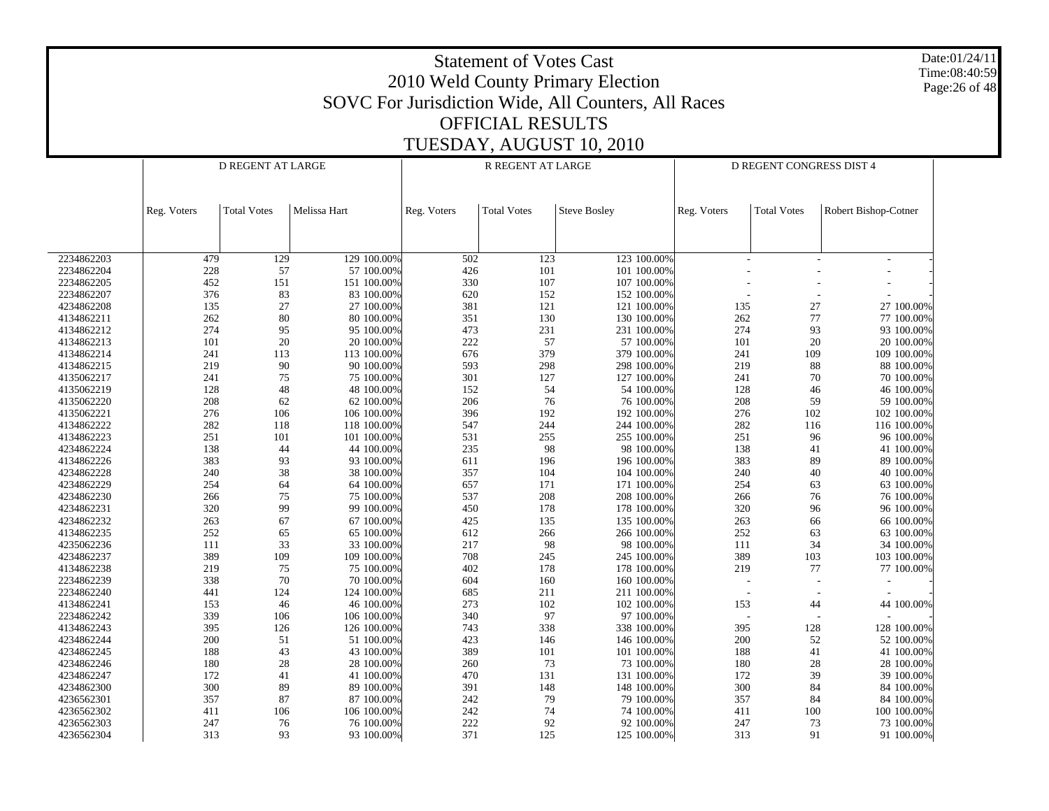# Statement of Votes Cast
## 2010 Weld County Primary Election
## SOVC For Jurisdiction Wide, All Counters, All Races
## OFFICIAL RESULTS
## TUESDAY, AUGUST 10, 2010

| | D REGENT AT LARGE | | | | R REGENT AT LARGE | | | | D REGENT CONGRESS DIST 4 | | | |
|---|---|---|---|---|---|---|---|---|---|---|---|---|
| | Reg. Voters | Total Votes | Melissa Hart | | Reg. Voters | Total Votes | Steve Bosley | | Reg. Voters | Total Votes | Robert Bishop-Cotner | |
| 2234862203 | 479 | 129 | 129 | 100.00% | 502 | 123 | 123 | 100.00% | - | - | - | - |
| 2234862204 | 228 | 57 | 57 | 100.00% | 426 | 101 | 101 | 100.00% | - | - | - | - |
| 2234862205 | 452 | 151 | 151 | 100.00% | 330 | 107 | 107 | 100.00% | - | - | - | - |
| 2234862207 | 376 | 83 | 83 | 100.00% | 620 | 152 | 152 | 100.00% | - | - | - | - |
| 4234862208 | 135 | 27 | 27 | 100.00% | 381 | 121 | 121 | 100.00% | 135 | 27 | 27 | 100.00% |
| 4134862211 | 262 | 80 | 80 | 100.00% | 351 | 130 | 130 | 100.00% | 262 | 77 | 77 | 100.00% |
| 4134862212 | 274 | 95 | 95 | 100.00% | 473 | 231 | 231 | 100.00% | 274 | 93 | 93 | 100.00% |
| 4134862213 | 101 | 20 | 20 | 100.00% | 222 | 57 | 57 | 100.00% | 101 | 20 | 20 | 100.00% |
| 4134862214 | 241 | 113 | 113 | 100.00% | 676 | 379 | 379 | 100.00% | 241 | 109 | 109 | 100.00% |
| 4134862215 | 219 | 90 | 90 | 100.00% | 593 | 298 | 298 | 100.00% | 219 | 88 | 88 | 100.00% |
| 4135062217 | 241 | 75 | 75 | 100.00% | 301 | 127 | 127 | 100.00% | 241 | 70 | 70 | 100.00% |
| 4135062219 | 128 | 48 | 48 | 100.00% | 152 | 54 | 54 | 100.00% | 128 | 46 | 46 | 100.00% |
| 4135062220 | 208 | 62 | 62 | 100.00% | 206 | 76 | 76 | 100.00% | 208 | 59 | 59 | 100.00% |
| 4135062221 | 276 | 106 | 106 | 100.00% | 396 | 192 | 192 | 100.00% | 276 | 102 | 102 | 100.00% |
| 4134862222 | 282 | 118 | 118 | 100.00% | 547 | 244 | 244 | 100.00% | 282 | 116 | 116 | 100.00% |
| 4134862223 | 251 | 101 | 101 | 100.00% | 531 | 255 | 255 | 100.00% | 251 | 96 | 96 | 100.00% |
| 4234862224 | 138 | 44 | 44 | 100.00% | 235 | 98 | 98 | 100.00% | 138 | 41 | 41 | 100.00% |
| 4134862226 | 383 | 93 | 93 | 100.00% | 611 | 196 | 196 | 100.00% | 383 | 89 | 89 | 100.00% |
| 4234862228 | 240 | 38 | 38 | 100.00% | 357 | 104 | 104 | 100.00% | 240 | 40 | 40 | 100.00% |
| 4234862229 | 254 | 64 | 64 | 100.00% | 657 | 171 | 171 | 100.00% | 254 | 63 | 63 | 100.00% |
| 4234862230 | 266 | 75 | 75 | 100.00% | 537 | 208 | 208 | 100.00% | 266 | 76 | 76 | 100.00% |
| 4234862231 | 320 | 99 | 99 | 100.00% | 450 | 178 | 178 | 100.00% | 320 | 96 | 96 | 100.00% |
| 4234862232 | 263 | 67 | 67 | 100.00% | 425 | 135 | 135 | 100.00% | 263 | 66 | 66 | 100.00% |
| 4134862235 | 252 | 65 | 65 | 100.00% | 612 | 266 | 266 | 100.00% | 252 | 63 | 63 | 100.00% |
| 4235062236 | 111 | 33 | 33 | 100.00% | 217 | 98 | 98 | 100.00% | 111 | 34 | 34 | 100.00% |
| 4234862237 | 389 | 109 | 109 | 100.00% | 708 | 245 | 245 | 100.00% | 389 | 103 | 103 | 100.00% |
| 4134862238 | 219 | 75 | 75 | 100.00% | 402 | 178 | 178 | 100.00% | 219 | 77 | 77 | 100.00% |
| 2234862239 | 338 | 70 | 70 | 100.00% | 604 | 160 | 160 | 100.00% | - | - | - | - |
| 2234862240 | 441 | 124 | 124 | 100.00% | 685 | 211 | 211 | 100.00% | - | - | - | - |
| 4134862241 | 153 | 46 | 46 | 100.00% | 273 | 102 | 102 | 100.00% | 153 | 44 | 44 | 100.00% |
| 2234862242 | 339 | 106 | 106 | 100.00% | 340 | 97 | 97 | 100.00% | - | - | - | - |
| 4134862243 | 395 | 126 | 126 | 100.00% | 743 | 338 | 338 | 100.00% | 395 | 128 | 128 | 100.00% |
| 4234862244 | 200 | 51 | 51 | 100.00% | 423 | 146 | 146 | 100.00% | 200 | 52 | 52 | 100.00% |
| 4234862245 | 188 | 43 | 43 | 100.00% | 389 | 101 | 101 | 100.00% | 188 | 41 | 41 | 100.00% |
| 4234862246 | 180 | 28 | 28 | 100.00% | 260 | 73 | 73 | 100.00% | 180 | 28 | 28 | 100.00% |
| 4234862247 | 172 | 41 | 41 | 100.00% | 470 | 131 | 131 | 100.00% | 172 | 39 | 39 | 100.00% |
| 4234862300 | 300 | 89 | 89 | 100.00% | 391 | 148 | 148 | 100.00% | 300 | 84 | 84 | 100.00% |
| 4236562301 | 357 | 87 | 87 | 100.00% | 242 | 79 | 79 | 100.00% | 357 | 84 | 84 | 100.00% |
| 4236562302 | 411 | 106 | 106 | 100.00% | 242 | 74 | 74 | 100.00% | 411 | 100 | 100 | 100.00% |
| 4236562303 | 247 | 76 | 76 | 100.00% | 222 | 92 | 92 | 100.00% | 247 | 73 | 73 | 100.00% |
| 4236562304 | 313 | 93 | 93 | 100.00% | 371 | 125 | 125 | 100.00% | 313 | 91 | 91 | 100.00% |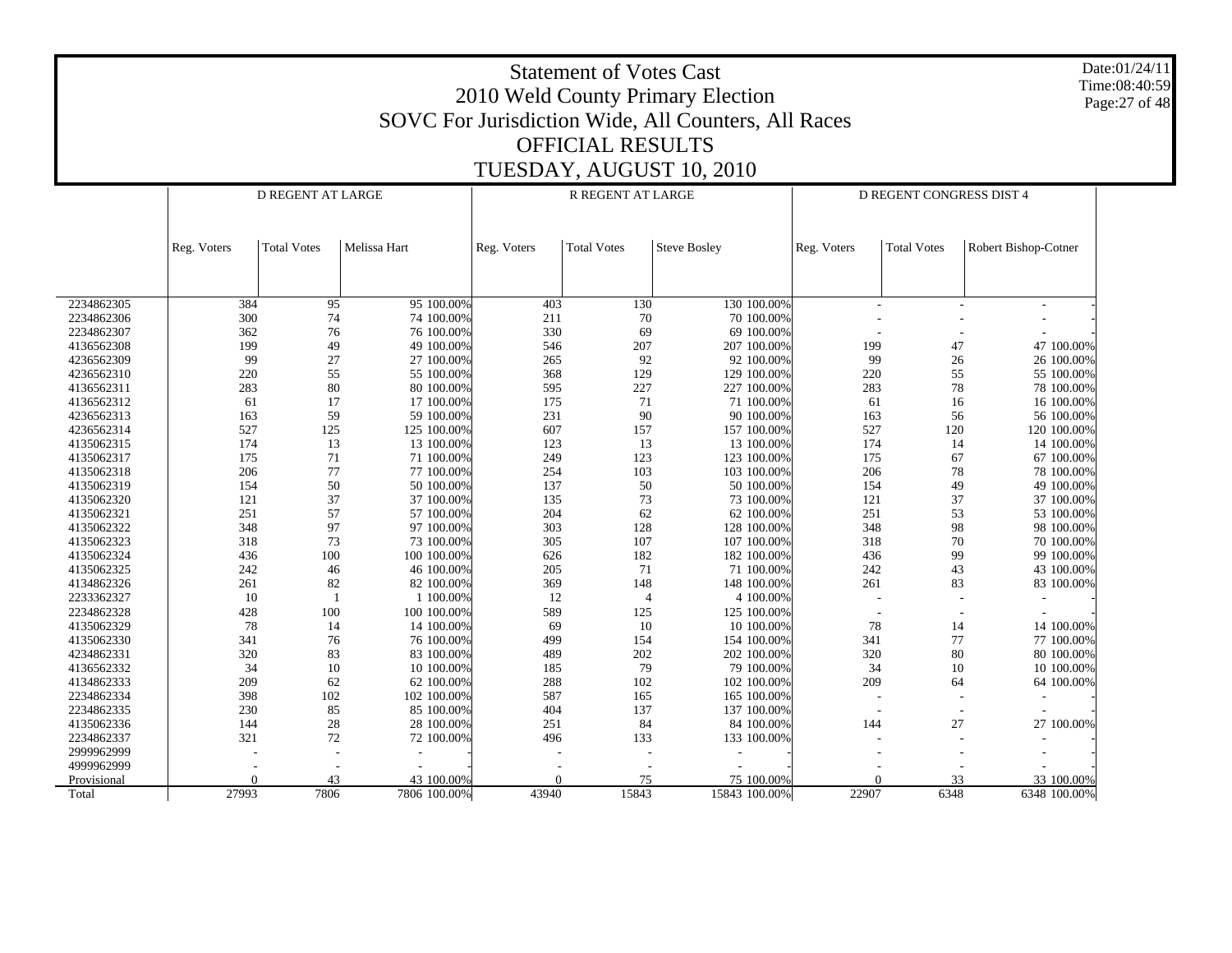# Statement of Votes Cast
## 2010 Weld County Primary Election
## SOVC For Jurisdiction Wide, All Counters, All Races
## OFFICIAL RESULTS
## TUESDAY, AUGUST 10, 2010

Date:01/24/11
Time:08:40:59

| | D REGENT AT LARGE | | | | R REGENT AT LARGE | | | | D REGENT CONGRESS DIST 4 | | | |
|---|---|---|---|---|---|---|---|---|---|---|---|---|
| | Reg. Voters | Total Votes | Melissa Hart | | Reg. Voters | Total Votes | Steve Bosley | | Reg. Voters | Total Votes | Robert Bishop-Cotner | |
| 2234862305 | 384 | 95 | 95 | 100.00% | 403 | 130 | 130 | 100.00% | - | - | - | - |
| 2234862306 | 300 | 74 | 74 | 100.00% | 211 | 70 | 70 | 100.00% | - | - | - | - |
| 2234862307 | 362 | 76 | 76 | 100.00% | 330 | 69 | 69 | 100.00% | - | - | - | - |
| 4136562308 | 199 | 49 | 49 | 100.00% | 546 | 207 | 207 | 100.00% | 199 | 47 | 47 | 100.00% |
| 4236562309 | 99 | 27 | 27 | 100.00% | 265 | 92 | 92 | 100.00% | 99 | 26 | 26 | 100.00% |
| 4236562310 | 220 | 55 | 55 | 100.00% | 368 | 129 | 129 | 100.00% | 220 | 55 | 55 | 100.00% |
| 4136562311 | 283 | 80 | 80 | 100.00% | 595 | 227 | 227 | 100.00% | 283 | 78 | 78 | 100.00% |
| 4136562312 | 61 | 17 | 17 | 100.00% | 175 | 71 | 71 | 100.00% | 61 | 16 | 16 | 100.00% |
| 4236562313 | 163 | 59 | 59 | 100.00% | 231 | 90 | 90 | 100.00% | 163 | 56 | 56 | 100.00% |
| 4236562314 | 527 | 125 | 125 | 100.00% | 607 | 157 | 157 | 100.00% | 527 | 120 | 120 | 100.00% |
| 4135062315 | 174 | 13 | 13 | 100.00% | 123 | 13 | 13 | 100.00% | 174 | 14 | 14 | 100.00% |
| 4135062317 | 175 | 71 | 71 | 100.00% | 249 | 123 | 123 | 100.00% | 175 | 67 | 67 | 100.00% |
| 4135062318 | 206 | 77 | 77 | 100.00% | 254 | 103 | 103 | 100.00% | 206 | 78 | 78 | 100.00% |
| 4135062319 | 154 | 50 | 50 | 100.00% | 137 | 50 | 50 | 100.00% | 154 | 49 | 49 | 100.00% |
| 4135062320 | 121 | 37 | 37 | 100.00% | 135 | 73 | 73 | 100.00% | 121 | 37 | 37 | 100.00% |
| 4135062321 | 251 | 57 | 57 | 100.00% | 204 | 62 | 62 | 100.00% | 251 | 53 | 53 | 100.00% |
| 4135062322 | 348 | 97 | 97 | 100.00% | 303 | 128 | 128 | 100.00% | 348 | 98 | 98 | 100.00% |
| 4135062323 | 318 | 73 | 73 | 100.00% | 305 | 107 | 107 | 100.00% | 318 | 70 | 70 | 100.00% |
| 4135062324 | 436 | 100 | 100 | 100.00% | 626 | 182 | 182 | 100.00% | 436 | 99 | 99 | 100.00% |
| 4135062325 | 242 | 46 | 46 | 100.00% | 205 | 71 | 71 | 100.00% | 242 | 43 | 43 | 100.00% |
| 4134862326 | 261 | 82 | 82 | 100.00% | 369 | 148 | 148 | 100.00% | 261 | 83 | 83 | 100.00% |
| 2233362327 | 10 | 1 | 1 | 100.00% | 12 | 4 | 4 | 100.00% | - | - | - | - |
| 2234862328 | 428 | 100 | 100 | 100.00% | 589 | 125 | 125 | 100.00% | - | - | - | - |
| 4135062329 | 78 | 14 | 14 | 100.00% | 69 | 10 | 10 | 100.00% | 78 | 14 | 14 | 100.00% |
| 4135062330 | 341 | 76 | 76 | 100.00% | 499 | 154 | 154 | 100.00% | 341 | 77 | 77 | 100.00% |
| 4234862331 | 320 | 83 | 83 | 100.00% | 489 | 202 | 202 | 100.00% | 320 | 80 | 80 | 100.00% |
| 4136562332 | 34 | 10 | 10 | 100.00% | 185 | 79 | 79 | 100.00% | 34 | 10 | 10 | 100.00% |
| 4134862333 | 209 | 62 | 62 | 100.00% | 288 | 102 | 102 | 100.00% | 209 | 64 | 64 | 100.00% |
| 2234862334 | 398 | 102 | 102 | 100.00% | 587 | 165 | 165 | 100.00% | - | - | - | - |
| 2234862335 | 230 | 85 | 85 | 100.00% | 404 | 137 | 137 | 100.00% | - | - | - | - |
| 4135062336 | 144 | 28 | 28 | 100.00% | 251 | 84 | 84 | 100.00% | 144 | 27 | 27 | 100.00% |
| 2234862337 | 321 | 72 | 72 | 100.00% | 496 | 133 | 133 | 100.00% | - | - | - | - |
| 2999962999 | - | - | - | - | - | - | - | - | - | - | - | - |
| 4999962999 | - | - | - | - | - | - | - | - | - | - | - | - |
| Provisional | 0 | 43 | 43 | 100.00% | 0 | 75 | 75 | 100.00% | 0 | 33 | 33 | 100.00% |
| Total | 27993 | 7806 | 7806 | 100.00% | 43940 | 15843 | 15843 | 100.00% | 22907 | 6348 | 6348 | 100.00% |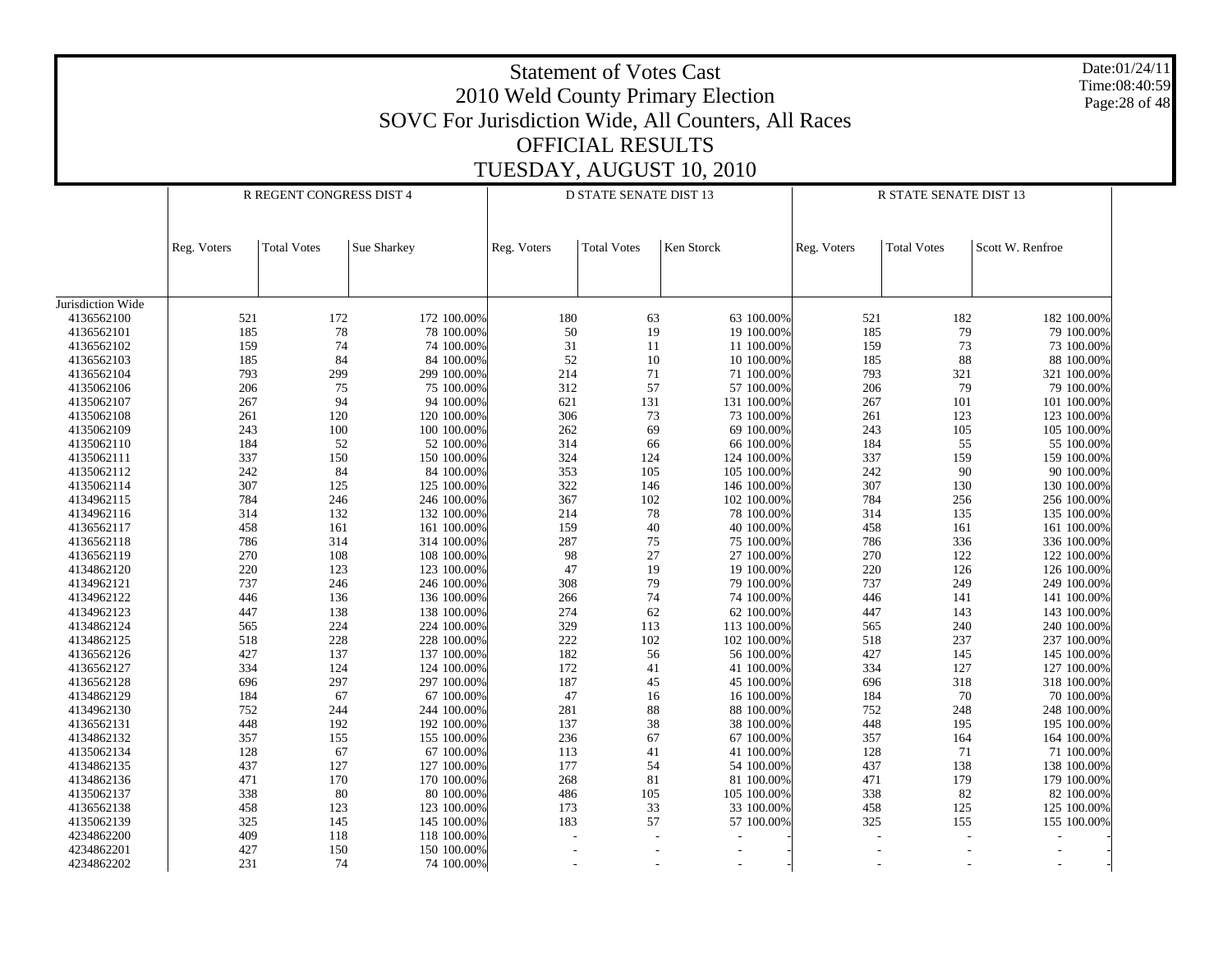# Statement of Votes Cast
## 2010 Weld County Primary Election
## SOVC For Jurisdiction Wide, All Counters, All Races
## OFFICIAL RESULTS
## TUESDAY, AUGUST 10, 2010

Date:01/24/11
Time:08:40:59

| | R REGENT CONGRESS DIST 4 | | | | D STATE SENATE DIST 13 | | | | R STATE SENATE DIST 13 | | | |
|---|---|---|---|---|---|---|---|---|---|---|---|---|
| | Reg. Voters | Total Votes | Sue Sharkey | | Reg. Voters | Total Votes | Ken Storck | | Reg. Voters | Total Votes | Scott W. Renfroe | |
| Jurisdiction Wide | | | | | | | | | | | | |
| 4136562100 | 521 | 172 | 172 | 100.00% | 180 | 63 | 63 | 100.00% | 521 | 182 | 182 | 100.00% |
| 4136562101 | 185 | 78 | 78 | 100.00% | 50 | 19 | 19 | 100.00% | 185 | 79 | 79 | 100.00% |
| 4136562102 | 159 | 74 | 74 | 100.00% | 31 | 11 | 11 | 100.00% | 159 | 73 | 73 | 100.00% |
| 4136562103 | 185 | 84 | 84 | 100.00% | 52 | 10 | 10 | 100.00% | 185 | 88 | 88 | 100.00% |
| 4136562104 | 793 | 299 | 299 | 100.00% | 214 | 71 | 71 | 100.00% | 793 | 321 | 321 | 100.00% |
| 4135062106 | 206 | 75 | 75 | 100.00% | 312 | 57 | 57 | 100.00% | 206 | 79 | 79 | 100.00% |
| 4135062107 | 267 | 94 | 94 | 100.00% | 621 | 131 | 131 | 100.00% | 267 | 101 | 101 | 100.00% |
| 4135062108 | 261 | 120 | 120 | 100.00% | 306 | 73 | 73 | 100.00% | 261 | 123 | 123 | 100.00% |
| 4135062109 | 243 | 100 | 100 | 100.00% | 262 | 69 | 69 | 100.00% | 243 | 105 | 105 | 100.00% |
| 4135062110 | 184 | 52 | 52 | 100.00% | 314 | 66 | 66 | 100.00% | 184 | 55 | 55 | 100.00% |
| 4135062111 | 337 | 150 | 150 | 100.00% | 324 | 124 | 124 | 100.00% | 337 | 159 | 159 | 100.00% |
| 4135062112 | 242 | 84 | 84 | 100.00% | 353 | 105 | 105 | 100.00% | 242 | 90 | 90 | 100.00% |
| 4135062114 | 307 | 125 | 125 | 100.00% | 322 | 146 | 146 | 100.00% | 307 | 130 | 130 | 100.00% |
| 4134962115 | 784 | 246 | 246 | 100.00% | 367 | 102 | 102 | 100.00% | 784 | 256 | 256 | 100.00% |
| 4134962116 | 314 | 132 | 132 | 100.00% | 214 | 78 | 78 | 100.00% | 314 | 135 | 135 | 100.00% |
| 4136562117 | 458 | 161 | 161 | 100.00% | 159 | 40 | 40 | 100.00% | 458 | 161 | 161 | 100.00% |
| 4136562118 | 786 | 314 | 314 | 100.00% | 287 | 75 | 75 | 100.00% | 786 | 336 | 336 | 100.00% |
| 4136562119 | 270 | 108 | 108 | 100.00% | 98 | 27 | 27 | 100.00% | 270 | 122 | 122 | 100.00% |
| 4134862120 | 220 | 123 | 123 | 100.00% | 47 | 19 | 19 | 100.00% | 220 | 126 | 126 | 100.00% |
| 4134962121 | 737 | 246 | 246 | 100.00% | 308 | 79 | 79 | 100.00% | 737 | 249 | 249 | 100.00% |
| 4134962122 | 446 | 136 | 136 | 100.00% | 266 | 74 | 74 | 100.00% | 446 | 141 | 141 | 100.00% |
| 4134962123 | 447 | 138 | 138 | 100.00% | 274 | 62 | 62 | 100.00% | 447 | 143 | 143 | 100.00% |
| 4134862124 | 565 | 224 | 224 | 100.00% | 329 | 113 | 113 | 100.00% | 565 | 240 | 240 | 100.00% |
| 4134862125 | 518 | 228 | 228 | 100.00% | 222 | 102 | 102 | 100.00% | 518 | 237 | 237 | 100.00% |
| 4136562126 | 427 | 137 | 137 | 100.00% | 182 | 56 | 56 | 100.00% | 427 | 145 | 145 | 100.00% |
| 4136562127 | 334 | 124 | 124 | 100.00% | 172 | 41 | 41 | 100.00% | 334 | 127 | 127 | 100.00% |
| 4136562128 | 696 | 297 | 297 | 100.00% | 187 | 45 | 45 | 100.00% | 696 | 318 | 318 | 100.00% |
| 4134862129 | 184 | 67 | 67 | 100.00% | 47 | 16 | 16 | 100.00% | 184 | 70 | 70 | 100.00% |
| 4134962130 | 752 | 244 | 244 | 100.00% | 281 | 88 | 88 | 100.00% | 752 | 248 | 248 | 100.00% |
| 4136562131 | 448 | 192 | 192 | 100.00% | 137 | 38 | 38 | 100.00% | 448 | 195 | 195 | 100.00% |
| 4134862132 | 357 | 155 | 155 | 100.00% | 236 | 67 | 67 | 100.00% | 357 | 164 | 164 | 100.00% |
| 4135062134 | 128 | 67 | 67 | 100.00% | 113 | 41 | 41 | 100.00% | 128 | 71 | 71 | 100.00% |
| 4134862135 | 437 | 127 | 127 | 100.00% | 177 | 54 | 54 | 100.00% | 437 | 138 | 138 | 100.00% |
| 4134862136 | 471 | 170 | 170 | 100.00% | 268 | 81 | 81 | 100.00% | 471 | 179 | 179 | 100.00% |
| 4135062137 | 338 | 80 | 80 | 100.00% | 486 | 105 | 105 | 100.00% | 338 | 82 | 82 | 100.00% |
| 4136562138 | 458 | 123 | 123 | 100.00% | 173 | 33 | 33 | 100.00% | 458 | 125 | 125 | 100.00% |
| 4135062139 | 325 | 145 | 145 | 100.00% | 183 | 57 | 57 | 100.00% | 325 | 155 | 155 | 100.00% |
| 4234862200 | 409 | 118 | 118 | 100.00% | - | - | - | - | - | - | - | - |
| 4234862201 | 427 | 150 | 150 | 100.00% | - | - | - | - | - | - | - | - |
| 4234862202 | 231 | 74 | 74 | 100.00% | - | - | - | - | - | - | - | - |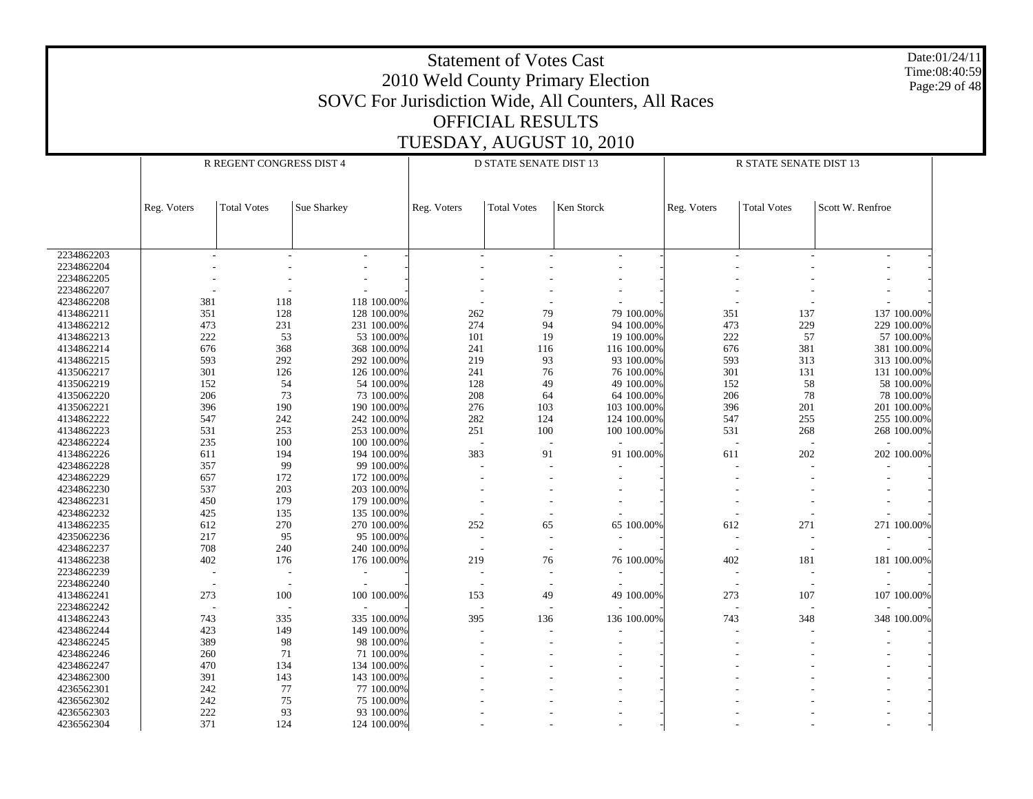# Statement of Votes Cast
## 2010 Weld County Primary Election
## SOVC For Jurisdiction Wide, All Counters, All Races
## OFFICIAL RESULTS
## TUESDAY, AUGUST 10, 2010

Date:01/24/11
Time:08:40:59

| | R REGENT CONGRESS DIST 4 | | | | D STATE SENATE DIST 13 | | | | R STATE SENATE DIST 13 | | | |
|---|---|---|---|---|---|---|---|---|---|---|---|---|
| | Reg. Voters | Total Votes | Sue Sharkey | | Reg. Voters | Total Votes | Ken Storck | | Reg. Voters | Total Votes | Scott W. Renfroe | |
| 2234862203 | - | - | - | - | - | - | - | - | - | - | - | - |
| 2234862204 | - | - | - | - | - | - | - | - | - | - | - | - |
| 2234862205 | - | - | - | - | - | - | - | - | - | - | - | - |
| 2234862207 | - | - | - | - | - | - | - | - | - | - | - | - |
| 4234862208 | 381 | 118 | 118 | 100.00% | - | - | - | - | - | - | - | - |
| 4134862211 | 351 | 128 | 128 | 100.00% | 262 | 79 | 79 | 100.00% | 351 | 137 | 137 | 100.00% |
| 4134862212 | 473 | 231 | 231 | 100.00% | 274 | 94 | 94 | 100.00% | 473 | 229 | 229 | 100.00% |
| 4134862213 | 222 | 53 | 53 | 100.00% | 101 | 19 | 19 | 100.00% | 222 | 57 | 57 | 100.00% |
| 4134862214 | 676 | 368 | 368 | 100.00% | 241 | 116 | 116 | 100.00% | 676 | 381 | 381 | 100.00% |
| 4134862215 | 593 | 292 | 292 | 100.00% | 219 | 93 | 93 | 100.00% | 593 | 313 | 313 | 100.00% |
| 4135062217 | 301 | 126 | 126 | 100.00% | 241 | 76 | 76 | 100.00% | 301 | 131 | 131 | 100.00% |
| 4135062219 | 152 | 54 | 54 | 100.00% | 128 | 49 | 49 | 100.00% | 152 | 58 | 58 | 100.00% |
| 4135062220 | 206 | 73 | 73 | 100.00% | 208 | 64 | 64 | 100.00% | 206 | 78 | 78 | 100.00% |
| 4135062221 | 396 | 190 | 190 | 100.00% | 276 | 103 | 103 | 100.00% | 396 | 201 | 201 | 100.00% |
| 4134862222 | 547 | 242 | 242 | 100.00% | 282 | 124 | 124 | 100.00% | 547 | 255 | 255 | 100.00% |
| 4134862223 | 531 | 253 | 253 | 100.00% | 251 | 100 | 100 | 100.00% | 531 | 268 | 268 | 100.00% |
| 4234862224 | 235 | 100 | 100 | 100.00% | - | - | - | - | - | - | - | - |
| 4134862226 | 611 | 194 | 194 | 100.00% | 383 | 91 | 91 | 100.00% | 611 | 202 | 202 | 100.00% |
| 4234862228 | 357 | 99 | 99 | 100.00% | - | - | - | - | - | - | - | - |
| 4234862229 | 657 | 172 | 172 | 100.00% | - | - | - | - | - | - | - | - |
| 4234862230 | 537 | 203 | 203 | 100.00% | - | - | - | - | - | - | - | - |
| 4234862231 | 450 | 179 | 179 | 100.00% | - | - | - | - | - | - | - | - |
| 4234862232 | 425 | 135 | 135 | 100.00% | - | - | - | - | - | - | - | - |
| 4134862235 | 612 | 270 | 270 | 100.00% | 252 | 65 | 65 | 100.00% | 612 | 271 | 271 | 100.00% |
| 4235062236 | 217 | 95 | 95 | 100.00% | - | - | - | - | - | - | - | - |
| 4234862237 | 708 | 240 | 240 | 100.00% | - | - | - | - | - | - | - | - |
| 4134862238 | 402 | 176 | 176 | 100.00% | 219 | 76 | 76 | 100.00% | 402 | 181 | 181 | 100.00% |
| 2234862239 | - | - | - | - | - | - | - | - | - | - | - | - |
| 2234862240 | - | - | - | - | - | - | - | - | - | - | - | - |
| 4134862241 | 273 | 100 | 100 | 100.00% | 153 | 49 | 49 | 100.00% | 273 | 107 | 107 | 100.00% |
| 2234862242 | - | - | - | - | - | - | - | - | - | - | - | - |
| 4134862243 | 743 | 335 | 335 | 100.00% | 395 | 136 | 136 | 100.00% | 743 | 348 | 348 | 100.00% |
| 4234862244 | 423 | 149 | 149 | 100.00% | - | - | - | - | - | - | - | - |
| 4234862245 | 389 | 98 | 98 | 100.00% | - | - | - | - | - | - | - | - |
| 4234862246 | 260 | 71 | 71 | 100.00% | - | - | - | - | - | - | - | - |
| 4234862247 | 470 | 134 | 134 | 100.00% | - | - | - | - | - | - | - | - |
| 4234862300 | 391 | 143 | 143 | 100.00% | - | - | - | - | - | - | - | - |
| 4236562301 | 242 | 77 | 77 | 100.00% | - | - | - | - | - | - | - | - |
| 4236562302 | 242 | 75 | 75 | 100.00% | - | - | - | - | - | - | - | - |
| 4236562303 | 222 | 93 | 93 | 100.00% | - | - | - | - | - | - | - | - |
| 4236562304 | 371 | 124 | 124 | 100.00% | - | - | - | - | - | - | - | - |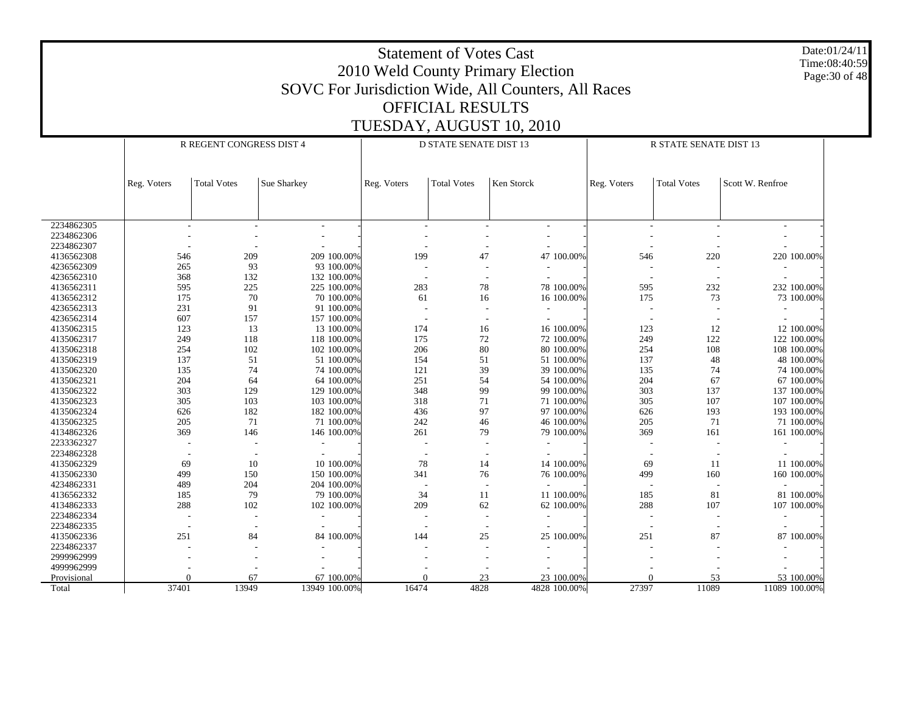# Statement of Votes Cast

## 2010 Weld County Primary Election

## SOVC For Jurisdiction Wide, All Counters, All Races

## OFFICIAL RESULTS

## TUESDAY, AUGUST 10, 2010

Date:01/24/11
Time:08:40:59

| | R REGENT CONGRESS DIST 4 | | | | D STATE SENATE DIST 13 | | | | R STATE SENATE DIST 13 | | | |
|---|---|---|---|---|---|---|---|---|---|---|---|---|
| | Reg. Voters | Total Votes | Sue Sharkey | | Reg. Voters | Total Votes | Ken Storck | | Reg. Voters | Total Votes | Scott W. Renfroe | |
| 2234862305 | - | - | - | - | - | - | - | - | - | - | - | - |
| 2234862306 | - | - | - | - | - | - | - | - | - | - | - | - |
| 2234862307 | - | - | - | - | - | - | - | - | - | - | - | - |
| 4136562308 | 546 | 209 | 209 | 100.00% | 199 | 47 | 47 | 100.00% | 546 | 220 | 220 | 100.00% |
| 4236562309 | 265 | 93 | 93 | 100.00% | - | - | - | - | - | - | - | - |
| 4236562310 | 368 | 132 | 132 | 100.00% | - | - | - | - | - | - | - | - |
| 4136562311 | 595 | 225 | 225 | 100.00% | 283 | 78 | 78 | 100.00% | 595 | 232 | 232 | 100.00% |
| 4136562312 | 175 | 70 | 70 | 100.00% | 61 | 16 | 16 | 100.00% | 175 | 73 | 73 | 100.00% |
| 4236562313 | 231 | 91 | 91 | 100.00% | - | - | - | - | - | - | - | - |
| 4236562314 | 607 | 157 | 157 | 100.00% | - | - | - | - | - | - | - | - |
| 4135062315 | 123 | 13 | 13 | 100.00% | 174 | 16 | 16 | 100.00% | 123 | 12 | 12 | 100.00% |
| 4135062317 | 249 | 118 | 118 | 100.00% | 175 | 72 | 72 | 100.00% | 249 | 122 | 122 | 100.00% |
| 4135062318 | 254 | 102 | 102 | 100.00% | 206 | 80 | 80 | 100.00% | 254 | 108 | 108 | 100.00% |
| 4135062319 | 137 | 51 | 51 | 100.00% | 154 | 51 | 51 | 100.00% | 137 | 48 | 48 | 100.00% |
| 4135062320 | 135 | 74 | 74 | 100.00% | 121 | 39 | 39 | 100.00% | 135 | 74 | 74 | 100.00% |
| 4135062321 | 204 | 64 | 64 | 100.00% | 251 | 54 | 54 | 100.00% | 204 | 67 | 67 | 100.00% |
| 4135062322 | 303 | 129 | 129 | 100.00% | 348 | 99 | 99 | 100.00% | 303 | 137 | 137 | 100.00% |
| 4135062323 | 305 | 103 | 103 | 100.00% | 318 | 71 | 71 | 100.00% | 305 | 107 | 107 | 100.00% |
| 4135062324 | 626 | 182 | 182 | 100.00% | 436 | 97 | 97 | 100.00% | 626 | 193 | 193 | 100.00% |
| 4135062325 | 205 | 71 | 71 | 100.00% | 242 | 46 | 46 | 100.00% | 205 | 71 | 71 | 100.00% |
| 4134862326 | 369 | 146 | 146 | 100.00% | 261 | 79 | 79 | 100.00% | 369 | 161 | 161 | 100.00% |
| 2233362327 | - | - | - | - | - | - | - | - | - | - | - | - |
| 2234862328 | - | - | - | - | - | - | - | - | - | - | - | - |
| 4135062329 | 69 | 10 | 10 | 100.00% | 78 | 14 | 14 | 100.00% | 69 | 11 | 11 | 100.00% |
| 4135062330 | 499 | 150 | 150 | 100.00% | 341 | 76 | 76 | 100.00% | 499 | 160 | 160 | 100.00% |
| 4234862331 | 489 | 204 | 204 | 100.00% | - | - | - | - | - | - | - | - |
| 4136562332 | 185 | 79 | 79 | 100.00% | 34 | 11 | 11 | 100.00% | 185 | 81 | 81 | 100.00% |
| 4134862333 | 288 | 102 | 102 | 100.00% | 209 | 62 | 62 | 100.00% | 288 | 107 | 107 | 100.00% |
| 2234862334 | - | - | - | - | - | - | - | - | - | - | - | - |
| 2234862335 | - | - | - | - | - | - | - | - | - | - | - | - |
| 4135062336 | 251 | 84 | 84 | 100.00% | 144 | 25 | 25 | 100.00% | 251 | 87 | 87 | 100.00% |
| 2234862337 | - | - | - | - | - | - | - | - | - | - | - | - |
| 2999962999 | - | - | - | - | - | - | - | - | - | - | - | - |
| 4999962999 | - | - | - | - | - | - | - | - | - | - | - | - |
| Provisional | 0 | 67 | 67 | 100.00% | 0 | 23 | 23 | 100.00% | 0 | 53 | 53 | 100.00% |
| Total | 37401 | 13949 | 13949 | 100.00% | 16474 | 4828 | 4828 | 100.00% | 27397 | 11089 | 11089 | 100.00% |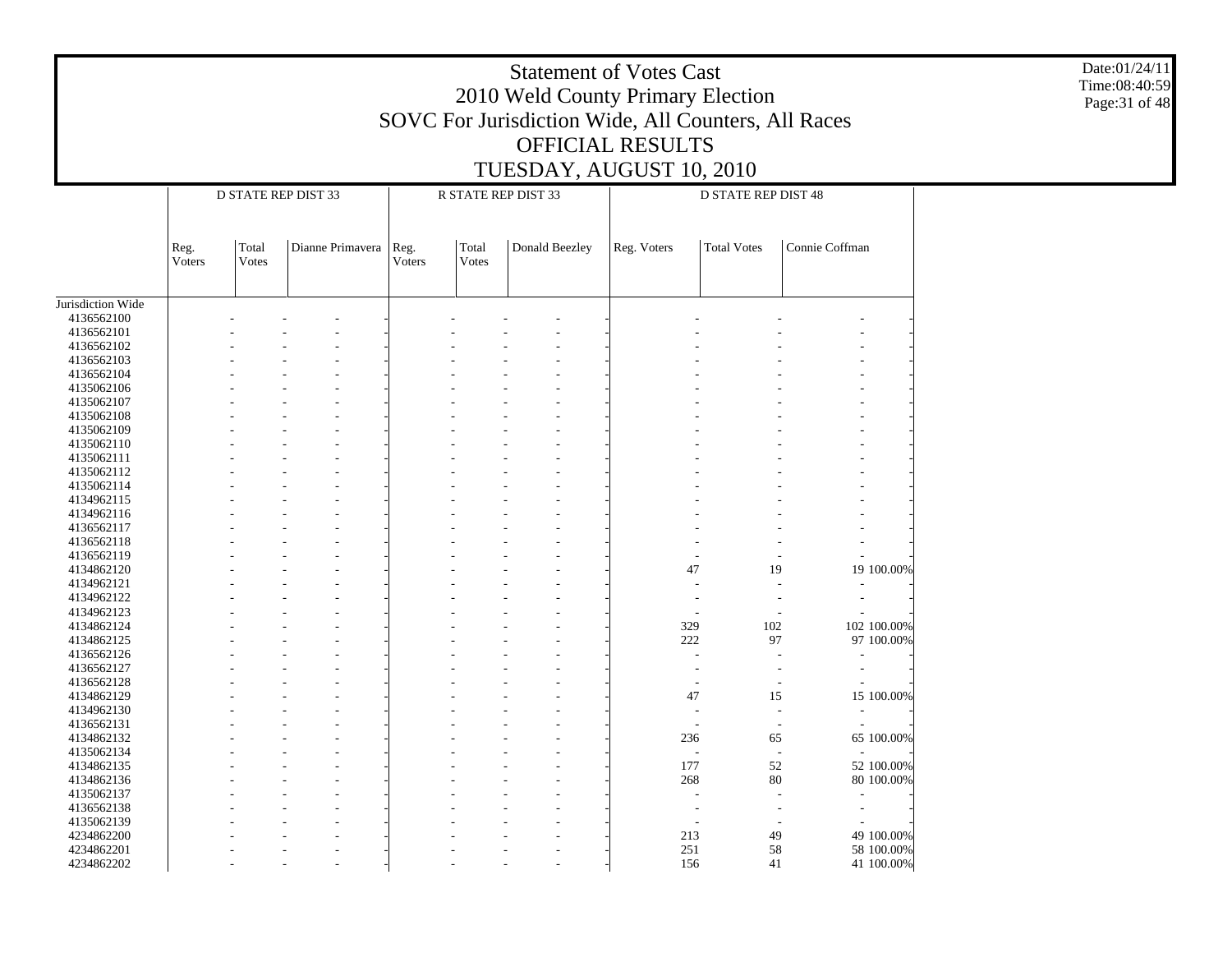# Statement of Votes Cast
# 2010 Weld County Primary Election
## SOVC For Jurisdiction Wide, All Counters, All Races
## OFFICIAL RESULTS
## TUESDAY, AUGUST 10, 2010

Date:01/24/11
Time:08:40:59

| | D STATE REP DIST 33 | | | | R STATE REP DIST 33 | | | | D STATE REP DIST 48 | | | |
|---|---|---|---|---|---|---|---|---|---|---|---|---|
| | Reg. Voters | Total Votes | Dianne Primavera | | Reg. Voters | Total Votes | Donald Beezley | | Reg. Voters | Total Votes | Connie Coffman | |
| Jurisdiction Wide | | | | | | | | | | | | |
| 4136562100 | - | - | - | - | - | - | - | - | - | - | - | - |
| 4136562101 | - | - | - | - | - | - | - | - | - | - | - | - |
| 4136562102 | - | - | - | - | - | - | - | - | - | - | - | - |
| 4136562103 | - | - | - | - | - | - | - | - | - | - | - | - |
| 4136562104 | - | - | - | - | - | - | - | - | - | - | - | - |
| 4135062106 | - | - | - | - | - | - | - | - | - | - | - | - |
| 4135062107 | - | - | - | - | - | - | - | - | - | - | - | - |
| 4135062108 | - | - | - | - | - | - | - | - | - | - | - | - |
| 4135062109 | - | - | - | - | - | - | - | - | - | - | - | - |
| 4135062110 | - | - | - | - | - | - | - | - | - | - | - | - |
| 4135062111 | - | - | - | - | - | - | - | - | - | - | - | - |
| 4135062112 | - | - | - | - | - | - | - | - | - | - | - | - |
| 4135062114 | - | - | - | - | - | - | - | - | - | - | - | - |
| 4134962115 | - | - | - | - | - | - | - | - | - | - | - | - |
| 4134962116 | - | - | - | - | - | - | - | - | - | - | - | - |
| 4136562117 | - | - | - | - | - | - | - | - | - | - | - | - |
| 4136562118 | - | - | - | - | - | - | - | - | - | - | - | - |
| 4136562119 | - | - | - | - | - | - | - | - | - | - | - | - |
| 4134862120 | - | - | - | - | - | - | - | - | 47 | 19 | 19 | 100.00% |
| 4134962121 | - | - | - | - | - | - | - | - | - | - | - | - |
| 4134962122 | - | - | - | - | - | - | - | - | - | - | - | - |
| 4134962123 | - | - | - | - | - | - | - | - | - | - | - | - |
| 4134862124 | - | - | - | - | - | - | - | - | 329 | 102 | 102 | 100.00% |
| 4134862125 | - | - | - | - | - | - | - | - | 222 | 97 | 97 | 100.00% |
| 4136562126 | - | - | - | - | - | - | - | - | - | - | - | - |
| 4136562127 | - | - | - | - | - | - | - | - | - | - | - | - |
| 4136562128 | - | - | - | - | - | - | - | - | - | - | - | - |
| 4134862129 | - | - | - | - | - | - | - | - | 47 | 15 | 15 | 100.00% |
| 4134962130 | - | - | - | - | - | - | - | - | - | - | - | - |
| 4136562131 | - | - | - | - | - | - | - | - | - | - | - | - |
| 4134862132 | - | - | - | - | - | - | - | - | 236 | 65 | 65 | 100.00% |
| 4135062134 | - | - | - | - | - | - | - | - | - | - | - | - |
| 4134862135 | - | - | - | - | - | - | - | - | 177 | 52 | 52 | 100.00% |
| 4134862136 | - | - | - | - | - | - | - | - | 268 | 80 | 80 | 100.00% |
| 4135062137 | - | - | - | - | - | - | - | - | - | - | - | - |
| 4136562138 | - | - | - | - | - | - | - | - | - | - | - | - |
| 4135062139 | - | - | - | - | - | - | - | - | - | - | - | - |
| 4234862200 | - | - | - | - | - | - | - | - | 213 | 49 | 49 | 100.00% |
| 4234862201 | - | - | - | - | - | - | - | - | 251 | 58 | 58 | 100.00% |
| 4234862202 | - | - | - | - | - | - | - | - | 156 | 41 | 41 | 100.00% |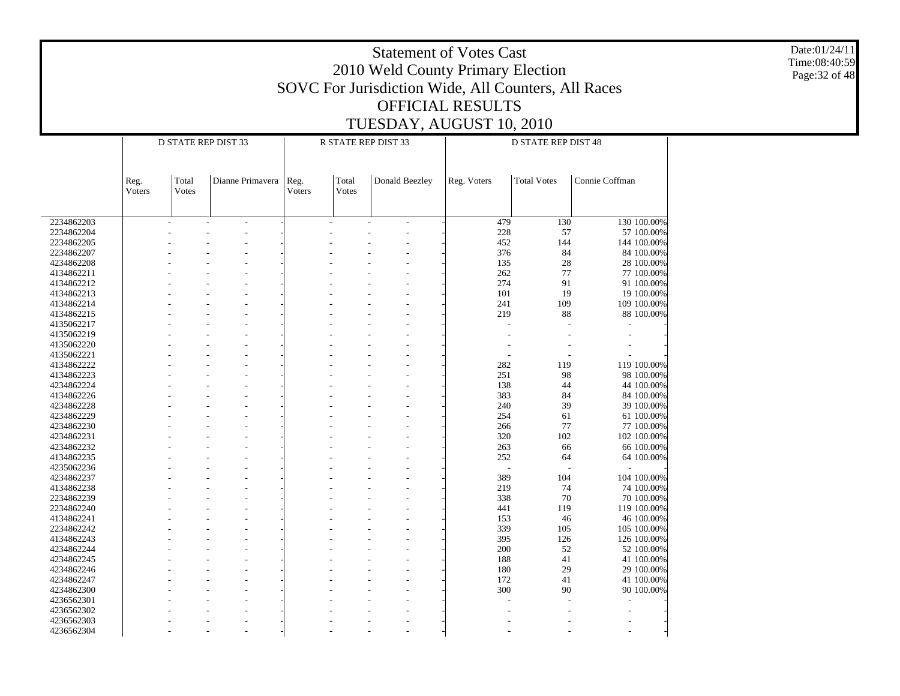# Statement of Votes Cast
## 2010 Weld County Primary Election
## SOVC For Jurisdiction Wide, All Counters, All Races
## OFFICIAL RESULTS
## TUESDAY, AUGUST 10, 2010

Date:01/24/11
Time:08:40:59

| | D STATE REP DIST 33 | | | | R STATE REP DIST 33 | | | | D STATE REP DIST 48 | | | |
|---|---|---|---|---|---|---|---|---|---|---|---|---|
| | Reg. Voters | Total Votes | Dianne Primavera | | Reg. Voters | Total Votes | Donald Beezley | | Reg. Voters | Total Votes | Connie Coffman | |
| 2234862203 | - | - | - | - | - | - | - | - | 479 | 130 | 130 | 100.00% |
| 2234862204 | - | - | - | - | - | - | - | - | 228 | 57 | 57 | 100.00% |
| 2234862205 | - | - | - | - | - | - | - | - | 452 | 144 | 144 | 100.00% |
| 2234862207 | - | - | - | - | - | - | - | - | 376 | 84 | 84 | 100.00% |
| 4234862208 | - | - | - | - | - | - | - | - | 135 | 28 | 28 | 100.00% |
| 4134862211 | - | - | - | - | - | - | - | - | 262 | 77 | 77 | 100.00% |
| 4134862212 | - | - | - | - | - | - | - | - | 274 | 91 | 91 | 100.00% |
| 4134862213 | - | - | - | - | - | - | - | - | 101 | 19 | 19 | 100.00% |
| 4134862214 | - | - | - | - | - | - | - | - | 241 | 109 | 109 | 100.00% |
| 4134862215 | - | - | - | - | - | - | - | - | 219 | 88 | 88 | 100.00% |
| 4135062217 | - | - | - | - | - | - | - | - | - | - | - | - |
| 4135062219 | - | - | - | - | - | - | - | - | - | - | - | - |
| 4135062220 | - | - | - | - | - | - | - | - | - | - | - | - |
| 4135062221 | - | - | - | - | - | - | - | - | - | - | - | - |
| 4134862222 | - | - | - | - | - | - | - | - | 282 | 119 | 119 | 100.00% |
| 4134862223 | - | - | - | - | - | - | - | - | 251 | 98 | 98 | 100.00% |
| 4234862224 | - | - | - | - | - | - | - | - | 138 | 44 | 44 | 100.00% |
| 4134862226 | - | - | - | - | - | - | - | - | 383 | 84 | 84 | 100.00% |
| 4234862228 | - | - | - | - | - | - | - | - | 240 | 39 | 39 | 100.00% |
| 4234862229 | - | - | - | - | - | - | - | - | 254 | 61 | 61 | 100.00% |
| 4234862230 | - | - | - | - | - | - | - | - | 266 | 77 | 77 | 100.00% |
| 4234862231 | - | - | - | - | - | - | - | - | 320 | 102 | 102 | 100.00% |
| 4234862232 | - | - | - | - | - | - | - | - | 263 | 66 | 66 | 100.00% |
| 4134862235 | - | - | - | - | - | - | - | - | 252 | 64 | 64 | 100.00% |
| 4235062236 | - | - | - | - | - | - | - | - | - | - | - | - |
| 4234862237 | - | - | - | - | - | - | - | - | 389 | 104 | 104 | 100.00% |
| 4134862238 | - | - | - | - | - | - | - | - | 219 | 74 | 74 | 100.00% |
| 2234862239 | - | - | - | - | - | - | - | - | 338 | 70 | 70 | 100.00% |
| 2234862240 | - | - | - | - | - | - | - | - | 441 | 119 | 119 | 100.00% |
| 4134862241 | - | - | - | - | - | - | - | - | 153 | 46 | 46 | 100.00% |
| 2234862242 | - | - | - | - | - | - | - | - | 339 | 105 | 105 | 100.00% |
| 4134862243 | - | - | - | - | - | - | - | - | 395 | 126 | 126 | 100.00% |
| 4234862244 | - | - | - | - | - | - | - | - | 200 | 52 | 52 | 100.00% |
| 4234862245 | - | - | - | - | - | - | - | - | 188 | 41 | 41 | 100.00% |
| 4234862246 | - | - | - | - | - | - | - | - | 180 | 29 | 29 | 100.00% |
| 4234862247 | - | - | - | - | - | - | - | - | 172 | 41 | 41 | 100.00% |
| 4234862300 | - | - | - | - | - | - | - | - | 300 | 90 | 90 | 100.00% |
| 4236562301 | - | - | - | - | - | - | - | - | - | - | - | - |
| 4236562302 | - | - | - | - | - | - | - | - | - | - | - | - |
| 4236562303 | - | - | - | - | - | - | - | - | - | - | - | - |
| 4236562304 | - | - | - | - | - | - | - | - | - | - | - | - |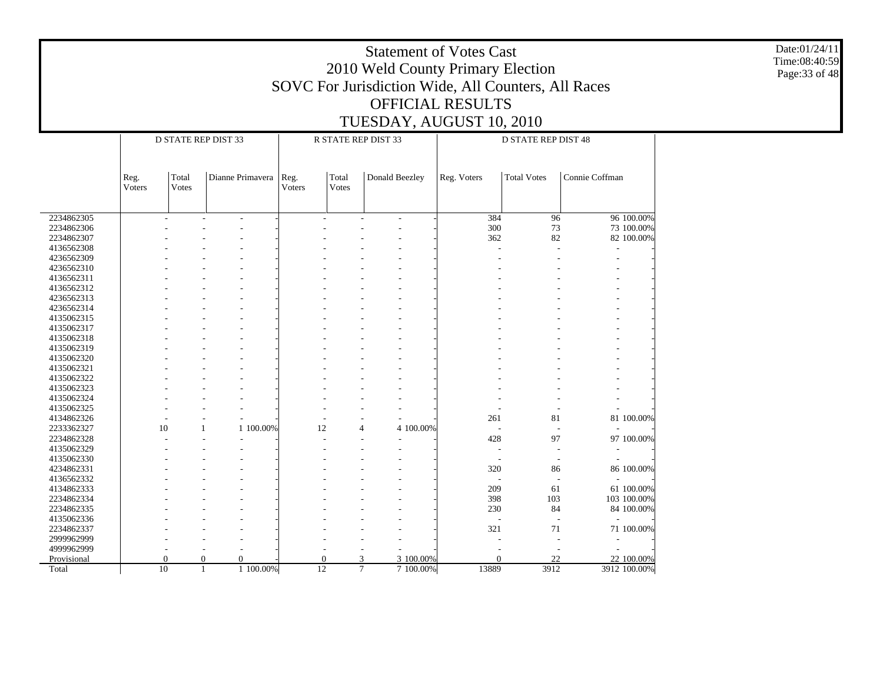# Statement of Votes Cast
## 2010 Weld County Primary Election
## SOVC For Jurisdiction Wide, All Counters, All Races
## OFFICIAL RESULTS
## TUESDAY, AUGUST 10, 2010

Date:01/24/11
Time:08:40:59

| | D STATE REP DIST 33 | | | | R STATE REP DIST 33 | | | | D STATE REP DIST 48 | | | |
|---|---|---|---|---|---|---|---|---|---|---|---|---|
| | Reg. Voters | Total Votes | Dianne Primavera | | Reg. Voters | Total Votes | Donald Beezley | | Reg. Voters | Total Votes | Connie Coffman | |
| 2234862305 | - | - | - | - | - | - | - | - | 384 | 96 | 96 | 100.00% |
| 2234862306 | - | - | - | - | - | - | - | - | 300 | 73 | 73 | 100.00% |
| 2234862307 | - | - | - | - | - | - | - | - | 362 | 82 | 82 | 100.00% |
| 4136562308 | - | - | - | - | - | - | - | - | - | - | - | - |
| 4236562309 | - | - | - | - | - | - | - | - | - | - | - | - |
| 4236562310 | - | - | - | - | - | - | - | - | - | - | - | - |
| 4136562311 | - | - | - | - | - | - | - | - | - | - | - | - |
| 4136562312 | - | - | - | - | - | - | - | - | - | - | - | - |
| 4236562313 | - | - | - | - | - | - | - | - | - | - | - | - |
| 4236562314 | - | - | - | - | - | - | - | - | - | - | - | - |
| 4135062315 | - | - | - | - | - | - | - | - | - | - | - | - |
| 4135062317 | - | - | - | - | - | - | - | - | - | - | - | - |
| 4135062318 | - | - | - | - | - | - | - | - | - | - | - | - |
| 4135062319 | - | - | - | - | - | - | - | - | - | - | - | - |
| 4135062320 | - | - | - | - | - | - | - | - | - | - | - | - |
| 4135062321 | - | - | - | - | - | - | - | - | - | - | - | - |
| 4135062322 | - | - | - | - | - | - | - | - | - | - | - | - |
| 4135062323 | - | - | - | - | - | - | - | - | - | - | - | - |
| 4135062324 | - | - | - | - | - | - | - | - | - | - | - | - |
| 4135062325 | - | - | - | - | - | - | - | - | - | - | - | - |
| 4134862326 | - | - | - | - | - | - | - | - | 261 | 81 | 81 | 100.00% |
| 2233362327 | 10 | 1 | 1 | 100.00% | 12 | 4 | 4 | 100.00% | - | - | - | - |
| 2234862328 | - | - | - | - | - | - | - | - | 428 | 97 | 97 | 100.00% |
| 4135062329 | - | - | - | - | - | - | - | - | - | - | - | - |
| 4135062330 | - | - | - | - | - | - | - | - | - | - | - | - |
| 4234862331 | - | - | - | - | - | - | - | - | 320 | 86 | 86 | 100.00% |
| 4136562332 | - | - | - | - | - | - | - | - | - | - | - | - |
| 4134862333 | - | - | - | - | - | - | - | - | 209 | 61 | 61 | 100.00% |
| 2234862334 | - | - | - | - | - | - | - | - | 398 | 103 | 103 | 100.00% |
| 2234862335 | - | - | - | - | - | - | - | - | 230 | 84 | 84 | 100.00% |
| 4135062336 | - | - | - | - | - | - | - | - | - | - | - | - |
| 2234862337 | - | - | - | - | - | - | - | - | 321 | 71 | 71 | 100.00% |
| 2999962999 | - | - | - | - | - | - | - | - | - | - | - | - |
| 4999962999 | - | - | - | - | - | - | - | - | - | - | - | - |
| Provisional | 0 | 0 | 0 | - | 0 | 3 | 3 | 100.00% | 0 | 22 | 22 | 100.00% |
| Total | 10 | 1 | 1 | 100.00% | 12 | 7 | 7 | 100.00% | 13889 | 3912 | 3912 | 100.00% |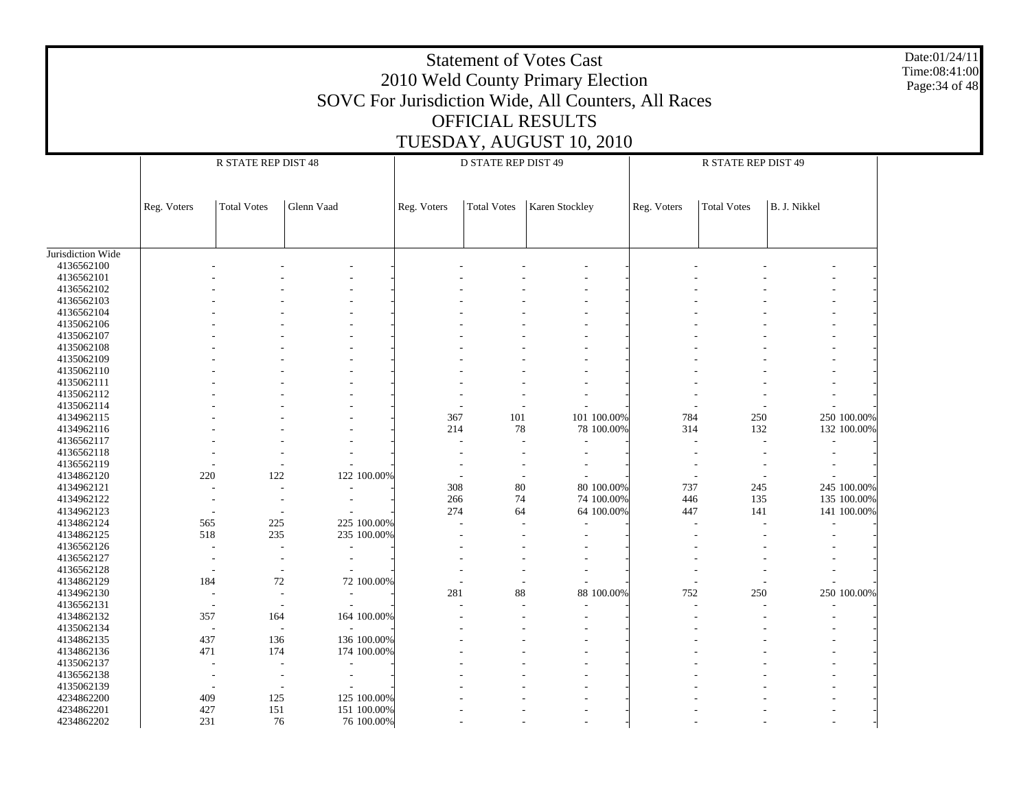# Statement of Votes Cast
## 2010 Weld County Primary Election
## SOVC For Jurisdiction Wide, All Counters, All Races
## OFFICIAL RESULTS
## TUESDAY, AUGUST 10, 2010

Date:01/24/11
Time:08:41:00

| | R STATE REP DIST 48 | | | | D STATE REP DIST 49 | | | | R STATE REP DIST 49 | | | |
|---|---|---|---|---|---|---|---|---|---|---|---|---|
| | Reg. Voters | Total Votes | Glenn Vaad | | Reg. Voters | Total Votes | Karen Stockley | | Reg. Voters | Total Votes | B. J. Nikkel | |
| Jurisdiction Wide | | | | | | | | | | | | |
| 4136562100 | - | - | - | - | - | - | - | - | - | - | - | - |
| 4136562101 | - | - | - | - | - | - | - | - | - | - | - | - |
| 4136562102 | - | - | - | - | - | - | - | - | - | - | - | - |
| 4136562103 | - | - | - | - | - | - | - | - | - | - | - | - |
| 4136562104 | - | - | - | - | - | - | - | - | - | - | - | - |
| 4135062106 | - | - | - | - | - | - | - | - | - | - | - | - |
| 4135062107 | - | - | - | - | - | - | - | - | - | - | - | - |
| 4135062108 | - | - | - | - | - | - | - | - | - | - | - | - |
| 4135062109 | - | - | - | - | - | - | - | - | - | - | - | - |
| 4135062110 | - | - | - | - | - | - | - | - | - | - | - | - |
| 4135062111 | - | - | - | - | - | - | - | - | - | - | - | - |
| 4135062112 | - | - | - | - | - | - | - | - | - | - | - | - |
| 4135062114 | - | - | - | - | - | - | - | - | - | - | - | - |
| 4134962115 | - | - | - | - | 367 | 101 | 101 | 100.00% | 784 | 250 | 250 | 100.00% |
| 4134962116 | - | - | - | - | 214 | 78 | 78 | 100.00% | 314 | 132 | 132 | 100.00% |
| 4136562117 | - | - | - | - | - | - | - | - | - | - | - | - |
| 4136562118 | - | - | - | - | - | - | - | - | - | - | - | - |
| 4136562119 | - | - | - | - | - | - | - | - | - | - | - | - |
| 4134862120 | 220 | 122 | 122 | 100.00% | - | - | - | - | - | - | - | - |
| 4134962121 | - | - | - | - | 308 | 80 | 80 | 100.00% | 737 | 245 | 245 | 100.00% |
| 4134962122 | - | - | - | - | 266 | 74 | 74 | 100.00% | 446 | 135 | 135 | 100.00% |
| 4134962123 | - | - | - | - | 274 | 64 | 64 | 100.00% | 447 | 141 | 141 | 100.00% |
| 4134862124 | 565 | 225 | 225 | 100.00% | - | - | - | - | - | - | - | - |
| 4134862125 | 518 | 235 | 235 | 100.00% | - | - | - | - | - | - | - | - |
| 4136562126 | - | - | - | - | - | - | - | - | - | - | - | - |
| 4136562127 | - | - | - | - | - | - | - | - | - | - | - | - |
| 4136562128 | - | - | - | - | - | - | - | - | - | - | - | - |
| 4134862129 | 184 | 72 | 72 | 100.00% | - | - | - | - | - | - | - | - |
| 4134962130 | - | - | - | - | 281 | 88 | 88 | 100.00% | 752 | 250 | 250 | 100.00% |
| 4136562131 | - | - | - | - | - | - | - | - | - | - | - | - |
| 4134862132 | 357 | 164 | 164 | 100.00% | - | - | - | - | - | - | - | - |
| 4135062134 | - | - | - | - | - | - | - | - | - | - | - | - |
| 4134862135 | 437 | 136 | 136 | 100.00% | - | - | - | - | - | - | - | - |
| 4134862136 | 471 | 174 | 174 | 100.00% | - | - | - | - | - | - | - | - |
| 4135062137 | - | - | - | - | - | - | - | - | - | - | - | - |
| 4136562138 | - | - | - | - | - | - | - | - | - | - | - | - |
| 4135062139 | - | - | - | - | - | - | - | - | - | - | - | - |
| 4234862200 | 409 | 125 | 125 | 100.00% | - | - | - | - | - | - | - | - |
| 4234862201 | 427 | 151 | 151 | 100.00% | - | - | - | - | - | - | - | - |
| 4234862202 | 231 | 76 | 76 | 100.00% | - | - | - | - | - | - | - | - |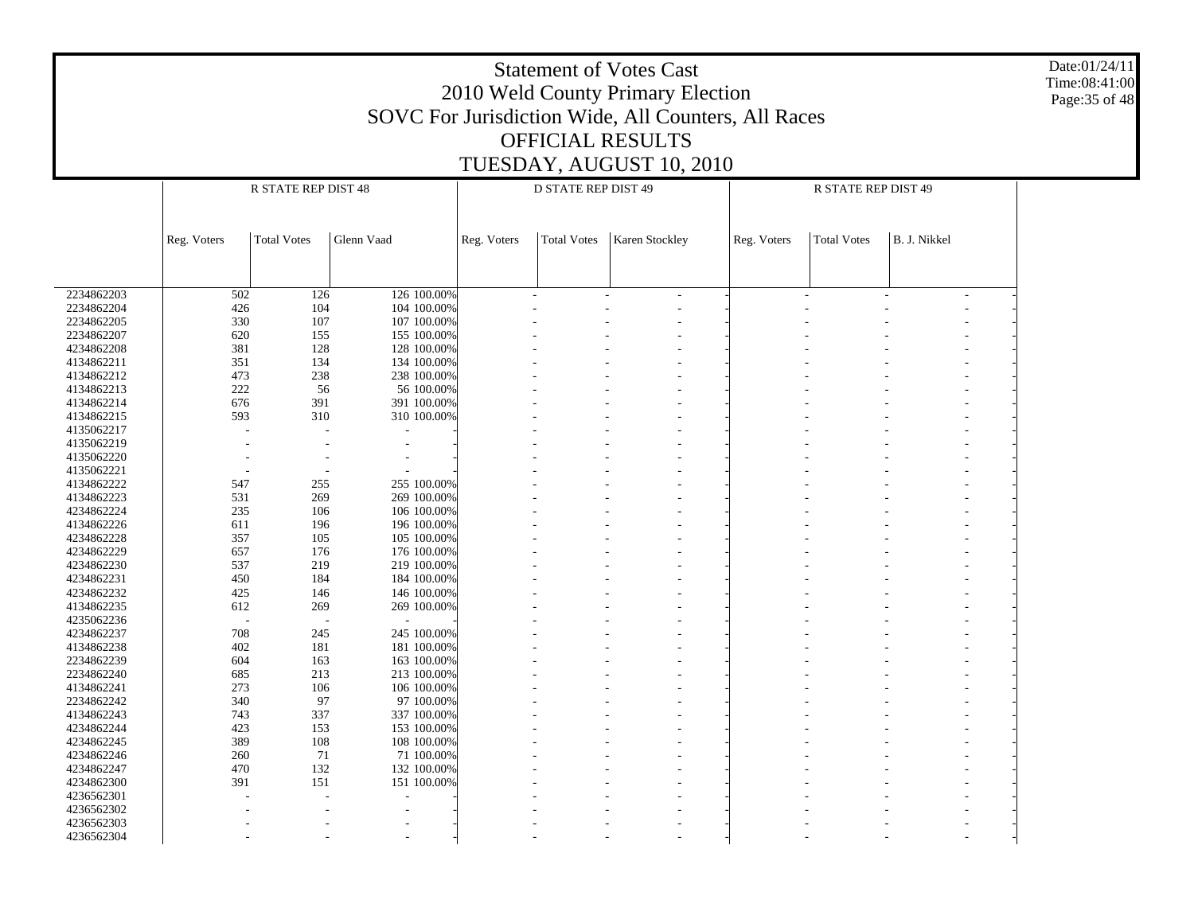# Statement of Votes Cast
## 2010 Weld County Primary Election
## SOVC For Jurisdiction Wide, All Counters, All Races
## OFFICIAL RESULTS
## TUESDAY, AUGUST 10, 2010

| | R STATE REP DIST 48 | | | | D STATE REP DIST 49 | | | | R STATE REP DIST 49 | | | |
|---|---|---|---|---|---|---|---|---|---|---|---|---|
| | Reg. Voters | Total Votes | Glenn Vaad | | Reg. Voters | Total Votes | Karen Stockley | | Reg. Voters | Total Votes | B. J. Nikkel | |
| 2234862203 | 502 | 126 | 126 | 100.00% | - | - | - | - | - | - | - | - |
| 2234862204 | 426 | 104 | 104 | 100.00% | - | - | - | - | - | - | - | - |
| 2234862205 | 330 | 107 | 107 | 100.00% | - | - | - | - | - | - | - | - |
| 2234862207 | 620 | 155 | 155 | 100.00% | - | - | - | - | - | - | - | - |
| 4234862208 | 381 | 128 | 128 | 100.00% | - | - | - | - | - | - | - | - |
| 4134862211 | 351 | 134 | 134 | 100.00% | - | - | - | - | - | - | - | - |
| 4134862212 | 473 | 238 | 238 | 100.00% | - | - | - | - | - | - | - | - |
| 4134862213 | 222 | 56 | 56 | 100.00% | - | - | - | - | - | - | - | - |
| 4134862214 | 676 | 391 | 391 | 100.00% | - | - | - | - | - | - | - | - |
| 4134862215 | 593 | 310 | 310 | 100.00% | - | - | - | - | - | - | - | - |
| 4135062217 | - | - | - | - | - | - | - | - | - | - | - | - |
| 4135062219 | - | - | - | - | - | - | - | - | - | - | - | - |
| 4135062220 | - | - | - | - | - | - | - | - | - | - | - | - |
| 4135062221 | - | - | - | - | - | - | - | - | - | - | - | - |
| 4134862222 | 547 | 255 | 255 | 100.00% | - | - | - | - | - | - | - | - |
| 4134862223 | 531 | 269 | 269 | 100.00% | - | - | - | - | - | - | - | - |
| 4234862224 | 235 | 106 | 106 | 100.00% | - | - | - | - | - | - | - | - |
| 4134862226 | 611 | 196 | 196 | 100.00% | - | - | - | - | - | - | - | - |
| 4234862228 | 357 | 105 | 105 | 100.00% | - | - | - | - | - | - | - | - |
| 4234862229 | 657 | 176 | 176 | 100.00% | - | - | - | - | - | - | - | - |
| 4234862230 | 537 | 219 | 219 | 100.00% | - | - | - | - | - | - | - | - |
| 4234862231 | 450 | 184 | 184 | 100.00% | - | - | - | - | - | - | - | - |
| 4234862232 | 425 | 146 | 146 | 100.00% | - | - | - | - | - | - | - | - |
| 4134862235 | 612 | 269 | 269 | 100.00% | - | - | - | - | - | - | - | - |
| 4235062236 | - | - | - | - | - | - | - | - | - | - | - | - |
| 4234862237 | 708 | 245 | 245 | 100.00% | - | - | - | - | - | - | - | - |
| 4134862238 | 402 | 181 | 181 | 100.00% | - | - | - | - | - | - | - | - |
| 2234862239 | 604 | 163 | 163 | 100.00% | - | - | - | - | - | - | - | - |
| 2234862240 | 685 | 213 | 213 | 100.00% | - | - | - | - | - | - | - | - |
| 4134862241 | 273 | 106 | 106 | 100.00% | - | - | - | - | - | - | - | - |
| 2234862242 | 340 | 97 | 97 | 100.00% | - | - | - | - | - | - | - | - |
| 4134862243 | 743 | 337 | 337 | 100.00% | - | - | - | - | - | - | - | - |
| 4234862244 | 423 | 153 | 153 | 100.00% | - | - | - | - | - | - | - | - |
| 4234862245 | 389 | 108 | 108 | 100.00% | - | - | - | - | - | - | - | - |
| 4234862246 | 260 | 71 | 71 | 100.00% | - | - | - | - | - | - | - | - |
| 4234862247 | 470 | 132 | 132 | 100.00% | - | - | - | - | - | - | - | - |
| 4234862300 | 391 | 151 | 151 | 100.00% | - | - | - | - | - | - | - | - |
| 4236562301 | - | - | - | - | - | - | - | - | - | - | - | - |
| 4236562302 | - | - | - | - | - | - | - | - | - | - | - | - |
| 4236562303 | - | - | - | - | - | - | - | - | - | - | - | - |
| 4236562304 | - | - | - | - | - | - | - | - | - | - | - | - |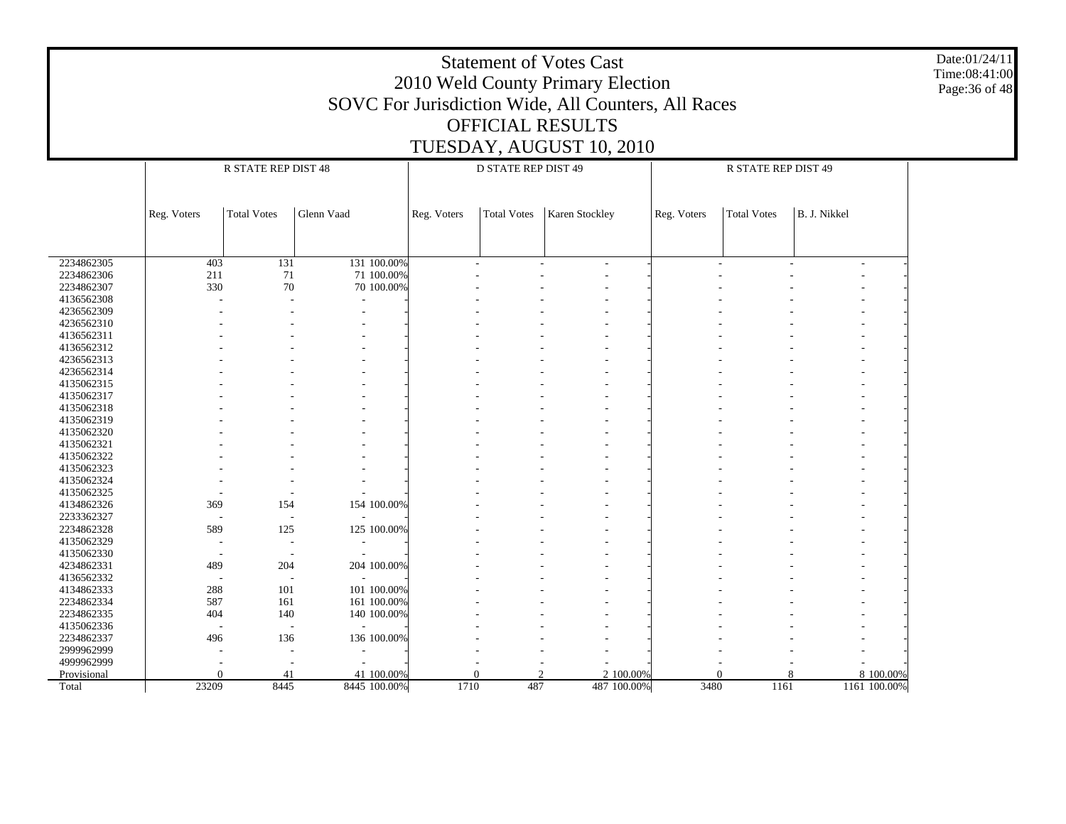# Statement of Votes Cast
## 2010 Weld County Primary Election
## SOVC For Jurisdiction Wide, All Counters, All Races
## OFFICIAL RESULTS
## TUESDAY, AUGUST 10, 2010

Date:01/24/11
Time:08:41:00

| | R STATE REP DIST 48 | | | | D STATE REP DIST 49 | | | | R STATE REP DIST 49 | | | |
|---|---|---|---|---|---|---|---|---|---|---|---|---|
| | Reg. Voters | Total Votes | Glenn Vaad | | Reg. Voters | Total Votes | Karen Stockley | | Reg. Voters | Total Votes | B. J. Nikkel | |
| 2234862305 | 403 | 131 | 131 | 100.00% | - | - | - | - | - | - | - | - |
| 2234862306 | 211 | 71 | 71 | 100.00% | - | - | - | - | - | - | - | - |
| 2234862307 | 330 | 70 | 70 | 100.00% | - | - | - | - | - | - | - | - |
| 4136562308 | - | - | - | - | - | - | - | - | - | - | - | - |
| 4236562309 | - | - | - | - | - | - | - | - | - | - | - | - |
| 4236562310 | - | - | - | - | - | - | - | - | - | - | - | - |
| 4136562311 | - | - | - | - | - | - | - | - | - | - | - | - |
| 4136562312 | - | - | - | - | - | - | - | - | - | - | - | - |
| 4236562313 | - | - | - | - | - | - | - | - | - | - | - | - |
| 4236562314 | - | - | - | - | - | - | - | - | - | - | - | - |
| 4135062315 | - | - | - | - | - | - | - | - | - | - | - | - |
| 4135062317 | - | - | - | - | - | - | - | - | - | - | - | - |
| 4135062318 | - | - | - | - | - | - | - | - | - | - | - | - |
| 4135062319 | - | - | - | - | - | - | - | - | - | - | - | - |
| 4135062320 | - | - | - | - | - | - | - | - | - | - | - | - |
| 4135062321 | - | - | - | - | - | - | - | - | - | - | - | - |
| 4135062322 | - | - | - | - | - | - | - | - | - | - | - | - |
| 4135062323 | - | - | - | - | - | - | - | - | - | - | - | - |
| 4135062324 | - | - | - | - | - | - | - | - | - | - | - | - |
| 4135062325 | - | - | - | - | - | - | - | - | - | - | - | - |
| 4134862326 | 369 | 154 | 154 | 100.00% | - | - | - | - | - | - | - | - |
| 2233362327 | - | - | - | - | - | - | - | - | - | - | - | - |
| 2234862328 | 589 | 125 | 125 | 100.00% | - | - | - | - | - | - | - | - |
| 4135062329 | - | - | - | - | - | - | - | - | - | - | - | - |
| 4135062330 | - | - | - | - | - | - | - | - | - | - | - | - |
| 4234862331 | 489 | 204 | 204 | 100.00% | - | - | - | - | - | - | - | - |
| 4136562332 | - | - | - | - | - | - | - | - | - | - | - | - |
| 4134862333 | 288 | 101 | 101 | 100.00% | - | - | - | - | - | - | - | - |
| 2234862334 | 587 | 161 | 161 | 100.00% | - | - | - | - | - | - | - | - |
| 2234862335 | 404 | 140 | 140 | 100.00% | - | - | - | - | - | - | - | - |
| 4135062336 | - | - | - | - | - | - | - | - | - | - | - | - |
| 2234862337 | 496 | 136 | 136 | 100.00% | - | - | - | - | - | - | - | - |
| 2999962999 | - | - | - | - | - | - | - | - | - | - | - | - |
| 4999962999 | - | - | - | - | - | - | - | - | - | - | - | - |
| Provisional | 0 | 41 | 41 | 100.00% | 0 | 2 | 2 | 100.00% | 0 | 8 | 8 | 100.00% |
| Total | 23209 | 8445 | 8445 | 100.00% | 1710 | 487 | 487 | 100.00% | 3480 | 1161 | 1161 | 100.00% |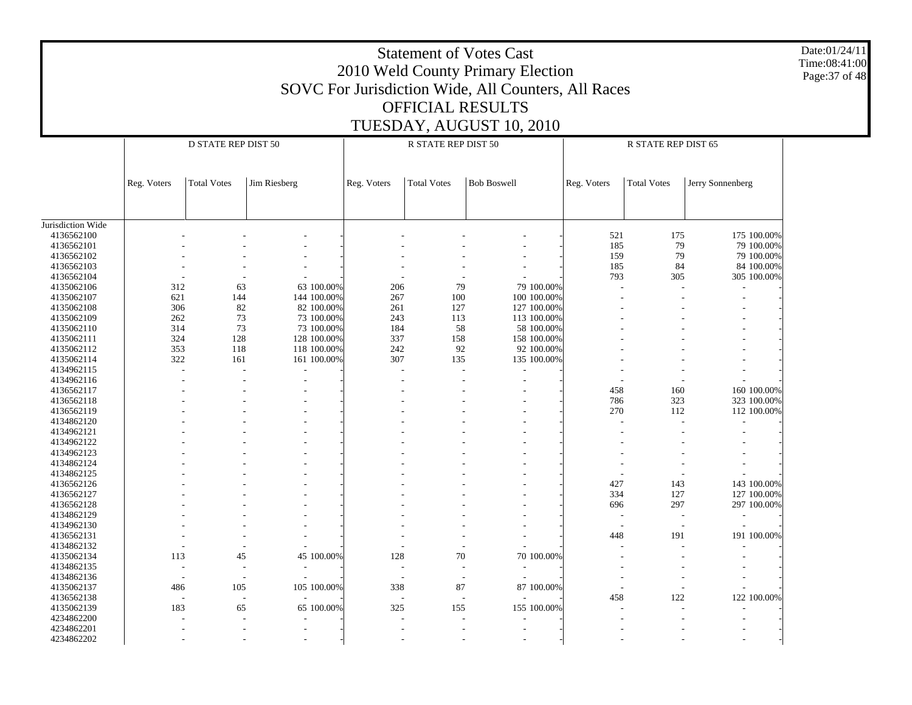# Statement of Votes Cast
## 2010 Weld County Primary Election
## SOVC For Jurisdiction Wide, All Counters, All Races
## OFFICIAL RESULTS
## TUESDAY, AUGUST 10, 2010

Date:01/24/11
Time:08:41:00

| | D STATE REP DIST 50 | | | | R STATE REP DIST 50 | | | | R STATE REP DIST 65 | | | |
|---|---|---|---|---|---|---|---|---|---|---|---|---|
| | Reg. Voters | Total Votes | Jim Riesberg | | Reg. Voters | Total Votes | Bob Boswell | | Reg. Voters | Total Votes | Jerry Sonnenberg | |
| Jurisdiction Wide | | | | | | | | | | | | |
| 4136562100 | - | - | - | - | - | - | - | - | 521 | 175 | 175 | 100.00% |
| 4136562101 | - | - | - | - | - | - | - | - | 185 | 79 | 79 | 100.00% |
| 4136562102 | - | - | - | - | - | - | - | - | 159 | 79 | 79 | 100.00% |
| 4136562103 | - | - | - | - | - | - | - | - | 185 | 84 | 84 | 100.00% |
| 4136562104 | - | - | - | - | - | - | - | - | 793 | 305 | 305 | 100.00% |
| 4135062106 | 312 | 63 | 63 | 100.00% | 206 | 79 | 79 | 100.00% | - | - | - | - |
| 4135062107 | 621 | 144 | 144 | 100.00% | 267 | 100 | 100 | 100.00% | - | - | - | - |
| 4135062108 | 306 | 82 | 82 | 100.00% | 261 | 127 | 127 | 100.00% | - | - | - | - |
| 4135062109 | 262 | 73 | 73 | 100.00% | 243 | 113 | 113 | 100.00% | - | - | - | - |
| 4135062110 | 314 | 73 | 73 | 100.00% | 184 | 58 | 58 | 100.00% | - | - | - | - |
| 4135062111 | 324 | 128 | 128 | 100.00% | 337 | 158 | 158 | 100.00% | - | - | - | - |
| 4135062112 | 353 | 118 | 118 | 100.00% | 242 | 92 | 92 | 100.00% | - | - | - | - |
| 4135062114 | 322 | 161 | 161 | 100.00% | 307 | 135 | 135 | 100.00% | - | - | - | - |
| 4134962115 | - | - | - | - | - | - | - | - | - | - | - | - |
| 4134962116 | - | - | - | - | - | - | - | - | - | - | - | - |
| 4136562117 | - | - | - | - | - | - | - | - | 458 | 160 | 160 | 100.00% |
| 4136562118 | - | - | - | - | - | - | - | - | 786 | 323 | 323 | 100.00% |
| 4136562119 | - | - | - | - | - | - | - | - | 270 | 112 | 112 | 100.00% |
| 4134862120 | - | - | - | - | - | - | - | - | - | - | - | - |
| 4134962121 | - | - | - | - | - | - | - | - | - | - | - | - |
| 4134962122 | - | - | - | - | - | - | - | - | - | - | - | - |
| 4134962123 | - | - | - | - | - | - | - | - | - | - | - | - |
| 4134862124 | - | - | - | - | - | - | - | - | - | - | - | - |
| 4134862125 | - | - | - | - | - | - | - | - | - | - | - | - |
| 4136562126 | - | - | - | - | - | - | - | - | 427 | 143 | 143 | 100.00% |
| 4136562127 | - | - | - | - | - | - | - | - | 334 | 127 | 127 | 100.00% |
| 4136562128 | - | - | - | - | - | - | - | - | 696 | 297 | 297 | 100.00% |
| 4134862129 | - | - | - | - | - | - | - | - | - | - | - | - |
| 4134962130 | - | - | - | - | - | - | - | - | - | - | - | - |
| 4136562131 | - | - | - | - | - | - | - | - | 448 | 191 | 191 | 100.00% |
| 4134862132 | - | - | - | - | - | - | - | - | - | - | - | - |
| 4135062134 | 113 | 45 | 45 | 100.00% | 128 | 70 | 70 | 100.00% | - | - | - | - |
| 4134862135 | - | - | - | - | - | - | - | - | - | - | - | - |
| 4134862136 | - | - | - | - | - | - | - | - | - | - | - | - |
| 4135062137 | 486 | 105 | 105 | 100.00% | 338 | 87 | 87 | 100.00% | - | - | - | - |
| 4136562138 | - | - | - | - | - | - | - | - | 458 | 122 | 122 | 100.00% |
| 4135062139 | 183 | 65 | 65 | 100.00% | 325 | 155 | 155 | 100.00% | - | - | - | - |
| 4234862200 | - | - | - | - | - | - | - | - | - | - | - | - |
| 4234862201 | - | - | - | - | - | - | - | - | - | - | - | - |
| 4234862202 | - | - | - | - | - | - | - | - | - | - | - | - |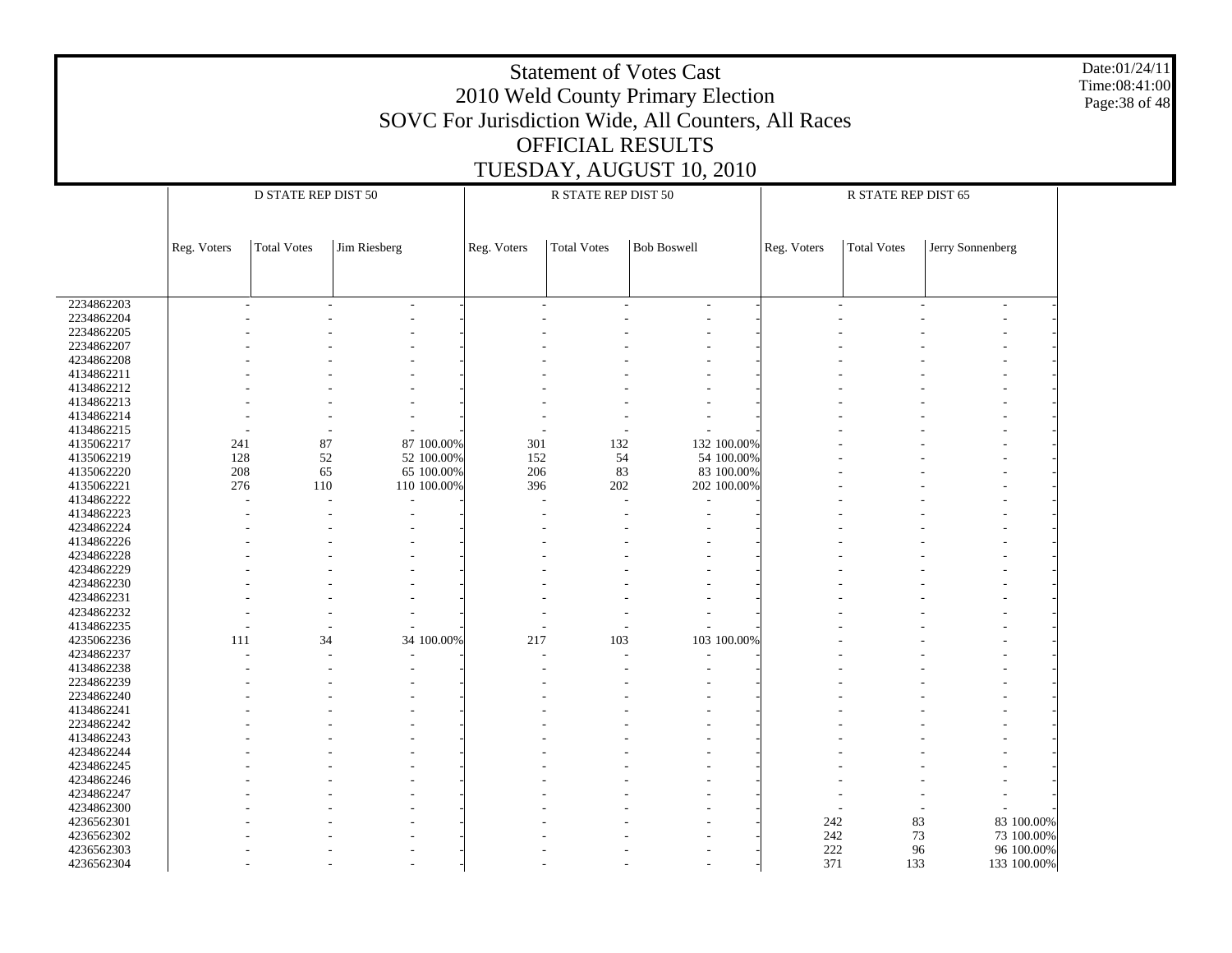# Statement of Votes Cast
## 2010 Weld County Primary Election
## SOVC For Jurisdiction Wide, All Counters, All Races
## OFFICIAL RESULTS
## TUESDAY, AUGUST 10, 2010

Date:01/24/11
Time:08:41:00

| | D STATE REP DIST 50 | | | | R STATE REP DIST 50 | | | | R STATE REP DIST 65 | | | |
|---|---|---|---|---|---|---|---|---|---|---|---|---|
| | Reg. Voters | Total Votes | Jim Riesberg | | Reg. Voters | Total Votes | Bob Boswell | | Reg. Voters | Total Votes | Jerry Sonnenberg | |
| 2234862203 | - | - | - | - | - | - | - | - | - | - | - | - |
| 2234862204 | - | - | - | - | - | - | - | - | - | - | - | - |
| 2234862205 | - | - | - | - | - | - | - | - | - | - | - | - |
| 2234862207 | - | - | - | - | - | - | - | - | - | - | - | - |
| 4234862208 | - | - | - | - | - | - | - | - | - | - | - | - |
| 4134862211 | - | - | - | - | - | - | - | - | - | - | - | - |
| 4134862212 | - | - | - | - | - | - | - | - | - | - | - | - |
| 4134862213 | - | - | - | - | - | - | - | - | - | - | - | - |
| 4134862214 | - | - | - | - | - | - | - | - | - | - | - | - |
| 4134862215 | - | - | - | - | - | - | - | - | - | - | - | - |
| 4135062217 | 241 | 87 | 87 | 100.00% | 301 | 132 | 132 | 100.00% | - | - | - | - |
| 4135062219 | 128 | 52 | 52 | 100.00% | 152 | 54 | 54 | 100.00% | - | - | - | - |
| 4135062220 | 208 | 65 | 65 | 100.00% | 206 | 83 | 83 | 100.00% | - | - | - | - |
| 4135062221 | 276 | 110 | 110 | 100.00% | 396 | 202 | 202 | 100.00% | - | - | - | - |
| 4134862222 | - | - | - | - | - | - | - | - | - | - | - | - |
| 4134862223 | - | - | - | - | - | - | - | - | - | - | - | - |
| 4234862224 | - | - | - | - | - | - | - | - | - | - | - | - |
| 4134862226 | - | - | - | - | - | - | - | - | - | - | - | - |
| 4234862228 | - | - | - | - | - | - | - | - | - | - | - | - |
| 4234862229 | - | - | - | - | - | - | - | - | - | - | - | - |
| 4234862230 | - | - | - | - | - | - | - | - | - | - | - | - |
| 4234862231 | - | - | - | - | - | - | - | - | - | - | - | - |
| 4234862232 | - | - | - | - | - | - | - | - | - | - | - | - |
| 4134862235 | - | - | - | - | - | - | - | - | - | - | - | - |
| 4235062236 | 111 | 34 | 34 | 100.00% | 217 | 103 | 103 | 100.00% | - | - | - | - |
| 4234862237 | - | - | - | - | - | - | - | - | - | - | - | - |
| 4134862238 | - | - | - | - | - | - | - | - | - | - | - | - |
| 2234862239 | - | - | - | - | - | - | - | - | - | - | - | - |
| 2234862240 | - | - | - | - | - | - | - | - | - | - | - | - |
| 4134862241 | - | - | - | - | - | - | - | - | - | - | - | - |
| 2234862242 | - | - | - | - | - | - | - | - | - | - | - | - |
| 4134862243 | - | - | - | - | - | - | - | - | - | - | - | - |
| 4234862244 | - | - | - | - | - | - | - | - | - | - | - | - |
| 4234862245 | - | - | - | - | - | - | - | - | - | - | - | - |
| 4234862246 | - | - | - | - | - | - | - | - | - | - | - | - |
| 4234862247 | - | - | - | - | - | - | - | - | - | - | - | - |
| 4234862300 | - | - | - | - | - | - | - | - | - | - | - | - |
| 4236562301 | - | - | - | - | - | - | - | - | 242 | 83 | 83 | 100.00% |
| 4236562302 | - | - | - | - | - | - | - | - | 242 | 73 | 73 | 100.00% |
| 4236562303 | - | - | - | - | - | - | - | - | 222 | 96 | 96 | 100.00% |
| 4236562304 | - | - | - | - | - | - | - | - | 371 | 133 | 133 | 100.00% |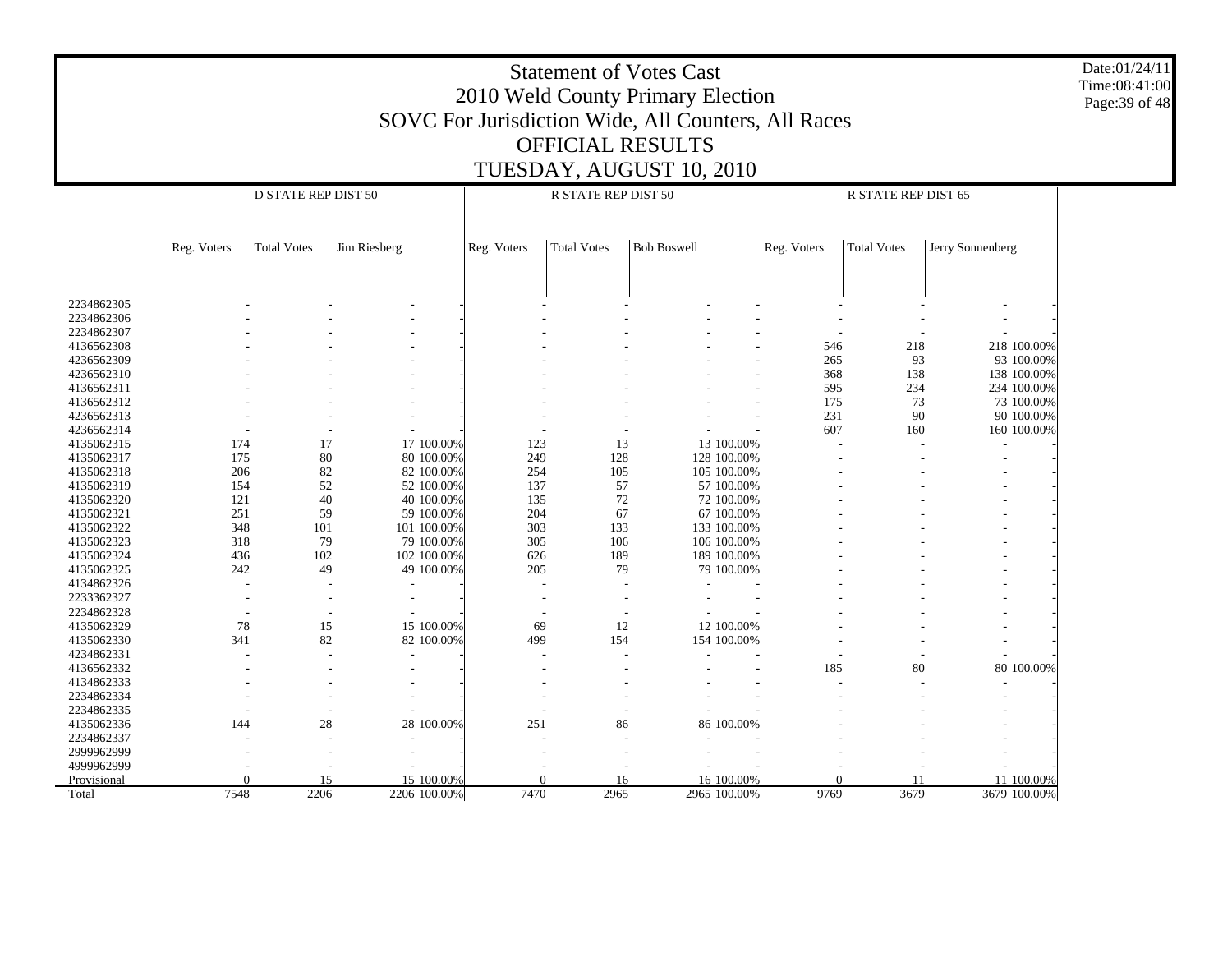# Statement of Votes Cast
## 2010 Weld County Primary Election
## SOVC For Jurisdiction Wide, All Counters, All Races
## OFFICIAL RESULTS
## TUESDAY, AUGUST 10, 2010

Date:01/24/11
Time:08:41:00

| | D STATE REP DIST 50 | | | | R STATE REP DIST 50 | | | | R STATE REP DIST 65 | | | |
|---|---|---|---|---|---|---|---|---|---|---|---|---|
| | Reg. Voters | Total Votes | Jim Riesberg | | Reg. Voters | Total Votes | Bob Boswell | | Reg. Voters | Total Votes | Jerry Sonnenberg | |
| 2234862305 | - | - | - | - | - | - | - | - | - | - | - | - |
| 2234862306 | - | - | - | - | - | - | - | - | - | - | - | - |
| 2234862307 | - | - | - | - | - | - | - | - | - | - | - | - |
| 4136562308 | - | - | - | - | - | - | - | - | 546 | 218 | 218 | 100.00% |
| 4236562309 | - | - | - | - | - | - | - | - | 265 | 93 | 93 | 100.00% |
| 4236562310 | - | - | - | - | - | - | - | - | 368 | 138 | 138 | 100.00% |
| 4136562311 | - | - | - | - | - | - | - | - | 595 | 234 | 234 | 100.00% |
| 4136562312 | - | - | - | - | - | - | - | - | 175 | 73 | 73 | 100.00% |
| 4236562313 | - | - | - | - | - | - | - | - | 231 | 90 | 90 | 100.00% |
| 4236562314 | - | - | - | - | - | - | - | - | 607 | 160 | 160 | 100.00% |
| 4135062315 | 174 | 17 | 17 | 100.00% | 123 | 13 | 13 | 100.00% | - | - | - | - |
| 4135062317 | 175 | 80 | 80 | 100.00% | 249 | 128 | 128 | 100.00% | - | - | - | - |
| 4135062318 | 206 | 82 | 82 | 100.00% | 254 | 105 | 105 | 100.00% | - | - | - | - |
| 4135062319 | 154 | 52 | 52 | 100.00% | 137 | 57 | 57 | 100.00% | - | - | - | - |
| 4135062320 | 121 | 40 | 40 | 100.00% | 135 | 72 | 72 | 100.00% | - | - | - | - |
| 4135062321 | 251 | 59 | 59 | 100.00% | 204 | 67 | 67 | 100.00% | - | - | - | - |
| 4135062322 | 348 | 101 | 101 | 100.00% | 303 | 133 | 133 | 100.00% | - | - | - | - |
| 4135062323 | 318 | 79 | 79 | 100.00% | 305 | 106 | 106 | 100.00% | - | - | - | - |
| 4135062324 | 436 | 102 | 102 | 100.00% | 626 | 189 | 189 | 100.00% | - | - | - | - |
| 4135062325 | 242 | 49 | 49 | 100.00% | 205 | 79 | 79 | 100.00% | - | - | - | - |
| 4134862326 | - | - | - | - | - | - | - | - | - | - | - | - |
| 2233362327 | - | - | - | - | - | - | - | - | - | - | - | - |
| 2234862328 | - | - | - | - | - | - | - | - | - | - | - | - |
| 4135062329 | 78 | 15 | 15 | 100.00% | 69 | 12 | 12 | 100.00% | - | - | - | - |
| 4135062330 | 341 | 82 | 82 | 100.00% | 499 | 154 | 154 | 100.00% | - | - | - | - |
| 4234862331 | - | - | - | - | - | - | - | - | - | - | - | - |
| 4136562332 | - | - | - | - | - | - | - | - | 185 | 80 | 80 | 100.00% |
| 4134862333 | - | - | - | - | - | - | - | - | - | - | - | - |
| 2234862334 | - | - | - | - | - | - | - | - | - | - | - | - |
| 2234862335 | - | - | - | - | - | - | - | - | - | - | - | - |
| 4135062336 | 144 | 28 | 28 | 100.00% | 251 | 86 | 86 | 100.00% | - | - | - | - |
| 2234862337 | - | - | - | - | - | - | - | - | - | - | - | - |
| 2999962999 | - | - | - | - | - | - | - | - | - | - | - | - |
| 4999962999 | - | - | - | - | - | - | - | - | - | - | - | - |
| Provisional | 0 | 15 | 15 | 100.00% | 0 | 16 | 16 | 100.00% | 0 | 11 | 11 | 100.00% |
| Total | 7548 | 2206 | 2206 | 100.00% | 7470 | 2965 | 2965 | 100.00% | 9769 | 3679 | 3679 | 100.00% |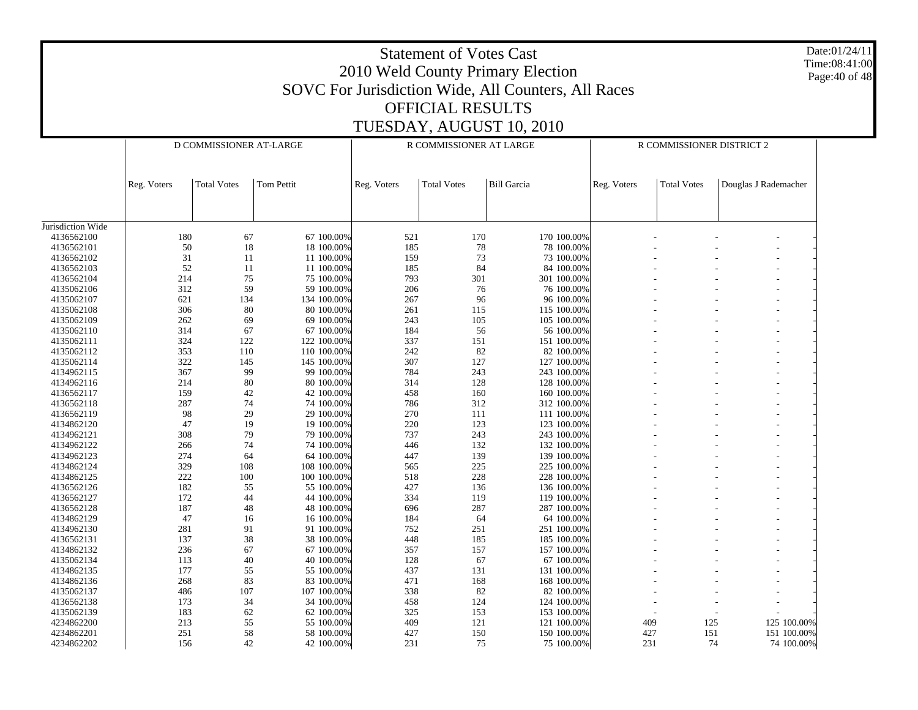# Statement of Votes Cast
## 2010 Weld County Primary Election
## SOVC For Jurisdiction Wide, All Counters, All Races
## OFFICIAL RESULTS
## TUESDAY, AUGUST 10, 2010

Date:01/24/11
Time:08:41:00

| | D COMMISSIONER AT-LARGE | | | | R COMMISSIONER AT LARGE | | | | R COMMISSIONER DISTRICT 2 | | | |
|---|---|---|---|---|---|---|---|---|---|---|---|---|
| | Reg. Voters | Total Votes | Tom Pettit | | Reg. Voters | Total Votes | Bill Garcia | | Reg. Voters | Total Votes | Douglas J Rademacher | |
| Jurisdiction Wide | | | | | | | | | | | | |
| 4136562100 | 180 | 67 | 67 | 100.00% | 521 | 170 | 170 | 100.00% | - | - | - | - |
| 4136562101 | 50 | 18 | 18 | 100.00% | 185 | 78 | 78 | 100.00% | - | - | - | - |
| 4136562102 | 31 | 11 | 11 | 100.00% | 159 | 73 | 73 | 100.00% | - | - | - | - |
| 4136562103 | 52 | 11 | 11 | 100.00% | 185 | 84 | 84 | 100.00% | - | - | - | - |
| 4136562104 | 214 | 75 | 75 | 100.00% | 793 | 301 | 301 | 100.00% | - | - | - | - |
| 4135062106 | 312 | 59 | 59 | 100.00% | 206 | 76 | 76 | 100.00% | - | - | - | - |
| 4135062107 | 621 | 134 | 134 | 100.00% | 267 | 96 | 96 | 100.00% | - | - | - | - |
| 4135062108 | 306 | 80 | 80 | 100.00% | 261 | 115 | 115 | 100.00% | - | - | - | - |
| 4135062109 | 262 | 69 | 69 | 100.00% | 243 | 105 | 105 | 100.00% | - | - | - | - |
| 4135062110 | 314 | 67 | 67 | 100.00% | 184 | 56 | 56 | 100.00% | - | - | - | - |
| 4135062111 | 324 | 122 | 122 | 100.00% | 337 | 151 | 151 | 100.00% | - | - | - | - |
| 4135062112 | 353 | 110 | 110 | 100.00% | 242 | 82 | 82 | 100.00% | - | - | - | - |
| 4135062114 | 322 | 145 | 145 | 100.00% | 307 | 127 | 127 | 100.00% | - | - | - | - |
| 4134962115 | 367 | 99 | 99 | 100.00% | 784 | 243 | 243 | 100.00% | - | - | - | - |
| 4134962116 | 214 | 80 | 80 | 100.00% | 314 | 128 | 128 | 100.00% | - | - | - | - |
| 4136562117 | 159 | 42 | 42 | 100.00% | 458 | 160 | 160 | 100.00% | - | - | - | - |
| 4136562118 | 287 | 74 | 74 | 100.00% | 786 | 312 | 312 | 100.00% | - | - | - | - |
| 4136562119 | 98 | 29 | 29 | 100.00% | 270 | 111 | 111 | 100.00% | - | - | - | - |
| 4134862120 | 47 | 19 | 19 | 100.00% | 220 | 123 | 123 | 100.00% | - | - | - | - |
| 4134962121 | 308 | 79 | 79 | 100.00% | 737 | 243 | 243 | 100.00% | - | - | - | - |
| 4134962122 | 266 | 74 | 74 | 100.00% | 446 | 132 | 132 | 100.00% | - | - | - | - |
| 4134962123 | 274 | 64 | 64 | 100.00% | 447 | 139 | 139 | 100.00% | - | - | - | - |
| 4134862124 | 329 | 108 | 108 | 100.00% | 565 | 225 | 225 | 100.00% | - | - | - | - |
| 4134862125 | 222 | 100 | 100 | 100.00% | 518 | 228 | 228 | 100.00% | - | - | - | - |
| 4136562126 | 182 | 55 | 55 | 100.00% | 427 | 136 | 136 | 100.00% | - | - | - | - |
| 4136562127 | 172 | 44 | 44 | 100.00% | 334 | 119 | 119 | 100.00% | - | - | - | - |
| 4136562128 | 187 | 48 | 48 | 100.00% | 696 | 287 | 287 | 100.00% | - | - | - | - |
| 4134862129 | 47 | 16 | 16 | 100.00% | 184 | 64 | 64 | 100.00% | - | - | - | - |
| 4134962130 | 281 | 91 | 91 | 100.00% | 752 | 251 | 251 | 100.00% | - | - | - | - |
| 4136562131 | 137 | 38 | 38 | 100.00% | 448 | 185 | 185 | 100.00% | - | - | - | - |
| 4134862132 | 236 | 67 | 67 | 100.00% | 357 | 157 | 157 | 100.00% | - | - | - | - |
| 4135062134 | 113 | 40 | 40 | 100.00% | 128 | 67 | 67 | 100.00% | - | - | - | - |
| 4134862135 | 177 | 55 | 55 | 100.00% | 437 | 131 | 131 | 100.00% | - | - | - | - |
| 4134862136 | 268 | 83 | 83 | 100.00% | 471 | 168 | 168 | 100.00% | - | - | - | - |
| 4135062137 | 486 | 107 | 107 | 100.00% | 338 | 82 | 82 | 100.00% | - | - | - | - |
| 4136562138 | 173 | 34 | 34 | 100.00% | 458 | 124 | 124 | 100.00% | - | - | - | - |
| 4135062139 | 183 | 62 | 62 | 100.00% | 325 | 153 | 153 | 100.00% | - | - | - | - |
| 4234862200 | 213 | 55 | 55 | 100.00% | 409 | 121 | 121 | 100.00% | 409 | 125 | 125 | 100.00% |
| 4234862201 | 251 | 58 | 58 | 100.00% | 427 | 150 | 150 | 100.00% | 427 | 151 | 151 | 100.00% |
| 4234862202 | 156 | 42 | 42 | 100.00% | 231 | 75 | 75 | 100.00% | 231 | 74 | 74 | 100.00% |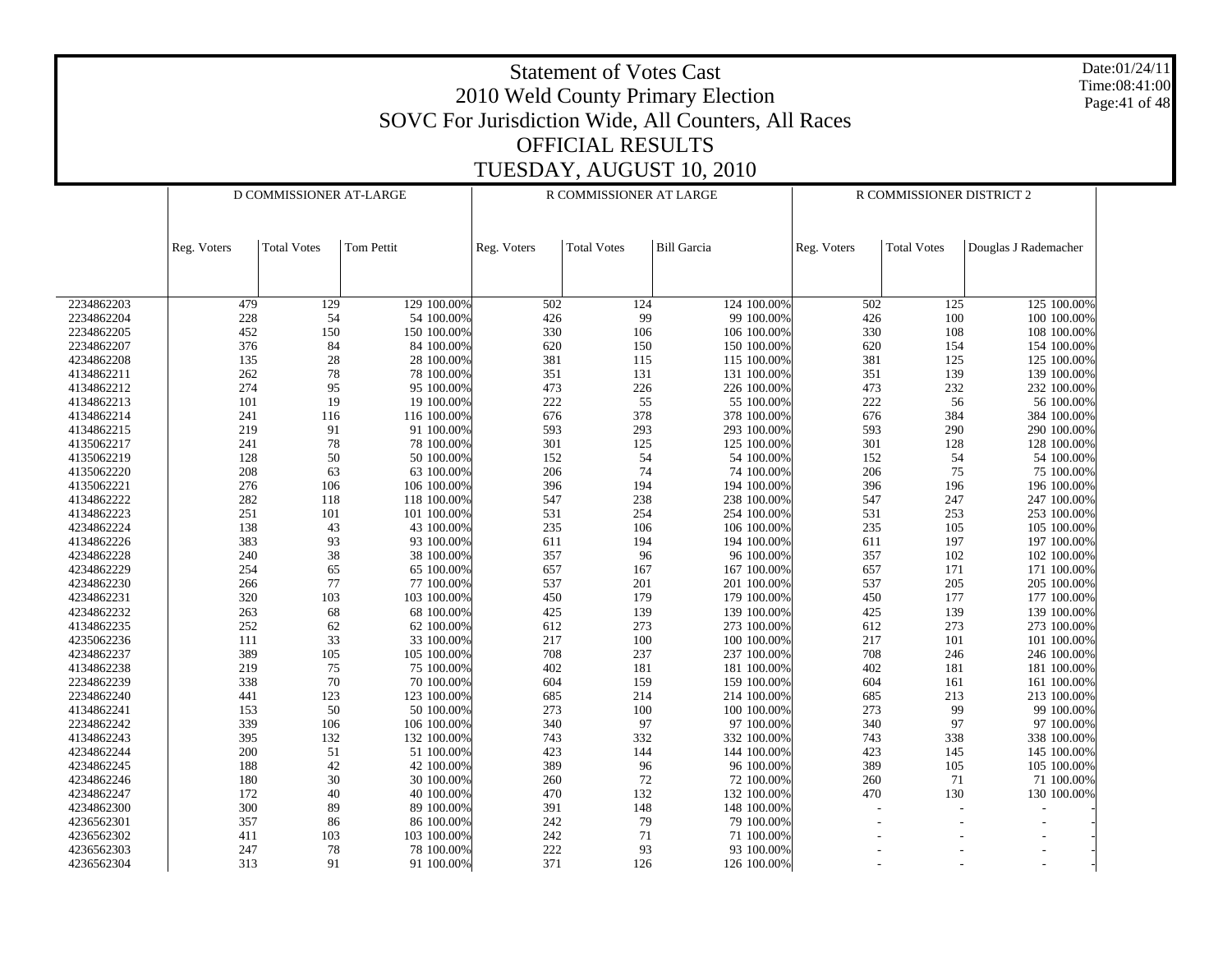# Statement of Votes Cast
## 2010 Weld County Primary Election
## SOVC For Jurisdiction Wide, All Counters, All Races
## OFFICIAL RESULTS
## TUESDAY, AUGUST 10, 2010

Date:01/24/11
Time:08:41:00

| | D COMMISSIONER AT-LARGE | | | | R COMMISSIONER AT LARGE | | | | R COMMISSIONER DISTRICT 2 | | | |
|---|---|---|---|---|---|---|---|---|---|---|---|---|
| | Reg. Voters | Total Votes | Tom Pettit | | Reg. Voters | Total Votes | Bill Garcia | | Reg. Voters | Total Votes | Douglas J Rademacher | |
| 2234862203 | 479 | 129 | 129 | 100.00% | 502 | 124 | 124 | 100.00% | 502 | 125 | 125 | 100.00% |
| 2234862204 | 228 | 54 | 54 | 100.00% | 426 | 99 | 99 | 100.00% | 426 | 100 | 100 | 100.00% |
| 2234862205 | 452 | 150 | 150 | 100.00% | 330 | 106 | 106 | 100.00% | 330 | 108 | 108 | 100.00% |
| 2234862207 | 376 | 84 | 84 | 100.00% | 620 | 150 | 150 | 100.00% | 620 | 154 | 154 | 100.00% |
| 4234862208 | 135 | 28 | 28 | 100.00% | 381 | 115 | 115 | 100.00% | 381 | 125 | 125 | 100.00% |
| 4134862211 | 262 | 78 | 78 | 100.00% | 351 | 131 | 131 | 100.00% | 351 | 139 | 139 | 100.00% |
| 4134862212 | 274 | 95 | 95 | 100.00% | 473 | 226 | 226 | 100.00% | 473 | 232 | 232 | 100.00% |
| 4134862213 | 101 | 19 | 19 | 100.00% | 222 | 55 | 55 | 100.00% | 222 | 56 | 56 | 100.00% |
| 4134862214 | 241 | 116 | 116 | 100.00% | 676 | 378 | 378 | 100.00% | 676 | 384 | 384 | 100.00% |
| 4134862215 | 219 | 91 | 91 | 100.00% | 593 | 293 | 293 | 100.00% | 593 | 290 | 290 | 100.00% |
| 4135062217 | 241 | 78 | 78 | 100.00% | 301 | 125 | 125 | 100.00% | 301 | 128 | 128 | 100.00% |
| 4135062219 | 128 | 50 | 50 | 100.00% | 152 | 54 | 54 | 100.00% | 152 | 54 | 54 | 100.00% |
| 4135062220 | 208 | 63 | 63 | 100.00% | 206 | 74 | 74 | 100.00% | 206 | 75 | 75 | 100.00% |
| 4135062221 | 276 | 106 | 106 | 100.00% | 396 | 194 | 194 | 100.00% | 396 | 196 | 196 | 100.00% |
| 4134862222 | 282 | 118 | 118 | 100.00% | 547 | 238 | 238 | 100.00% | 547 | 247 | 247 | 100.00% |
| 4134862223 | 251 | 101 | 101 | 100.00% | 531 | 254 | 254 | 100.00% | 531 | 253 | 253 | 100.00% |
| 4234862224 | 138 | 43 | 43 | 100.00% | 235 | 106 | 106 | 100.00% | 235 | 105 | 105 | 100.00% |
| 4134862226 | 383 | 93 | 93 | 100.00% | 611 | 194 | 194 | 100.00% | 611 | 197 | 197 | 100.00% |
| 4234862228 | 240 | 38 | 38 | 100.00% | 357 | 96 | 96 | 100.00% | 357 | 102 | 102 | 100.00% |
| 4234862229 | 254 | 65 | 65 | 100.00% | 657 | 167 | 167 | 100.00% | 657 | 171 | 171 | 100.00% |
| 4234862230 | 266 | 77 | 77 | 100.00% | 537 | 201 | 201 | 100.00% | 537 | 205 | 205 | 100.00% |
| 4234862231 | 320 | 103 | 103 | 100.00% | 450 | 179 | 179 | 100.00% | 450 | 177 | 177 | 100.00% |
| 4234862232 | 263 | 68 | 68 | 100.00% | 425 | 139 | 139 | 100.00% | 425 | 139 | 139 | 100.00% |
| 4134862235 | 252 | 62 | 62 | 100.00% | 612 | 273 | 273 | 100.00% | 612 | 273 | 273 | 100.00% |
| 4235062236 | 111 | 33 | 33 | 100.00% | 217 | 100 | 100 | 100.00% | 217 | 101 | 101 | 100.00% |
| 4234862237 | 389 | 105 | 105 | 100.00% | 708 | 237 | 237 | 100.00% | 708 | 246 | 246 | 100.00% |
| 4134862238 | 219 | 75 | 75 | 100.00% | 402 | 181 | 181 | 100.00% | 402 | 181 | 181 | 100.00% |
| 2234862239 | 338 | 70 | 70 | 100.00% | 604 | 159 | 159 | 100.00% | 604 | 161 | 161 | 100.00% |
| 2234862240 | 441 | 123 | 123 | 100.00% | 685 | 214 | 214 | 100.00% | 685 | 213 | 213 | 100.00% |
| 4134862241 | 153 | 50 | 50 | 100.00% | 273 | 100 | 100 | 100.00% | 273 | 99 | 99 | 100.00% |
| 2234862242 | 339 | 106 | 106 | 100.00% | 340 | 97 | 97 | 100.00% | 340 | 97 | 97 | 100.00% |
| 4134862243 | 395 | 132 | 132 | 100.00% | 743 | 332 | 332 | 100.00% | 743 | 338 | 338 | 100.00% |
| 4234862244 | 200 | 51 | 51 | 100.00% | 423 | 144 | 144 | 100.00% | 423 | 145 | 145 | 100.00% |
| 4234862245 | 188 | 42 | 42 | 100.00% | 389 | 96 | 96 | 100.00% | 389 | 105 | 105 | 100.00% |
| 4234862246 | 180 | 30 | 30 | 100.00% | 260 | 72 | 72 | 100.00% | 260 | 71 | 71 | 100.00% |
| 4234862247 | 172 | 40 | 40 | 100.00% | 470 | 132 | 132 | 100.00% | 470 | 130 | 130 | 100.00% |
| 4234862300 | 300 | 89 | 89 | 100.00% | 391 | 148 | 148 | 100.00% | - | - | - | - |
| 4236562301 | 357 | 86 | 86 | 100.00% | 242 | 79 | 79 | 100.00% | - | - | - | - |
| 4236562302 | 411 | 103 | 103 | 100.00% | 242 | 71 | 71 | 100.00% | - | - | - | - |
| 4236562303 | 247 | 78 | 78 | 100.00% | 222 | 93 | 93 | 100.00% | - | - | - | - |
| 4236562304 | 313 | 91 | 91 | 100.00% | 371 | 126 | 126 | 100.00% | - | - | - | - |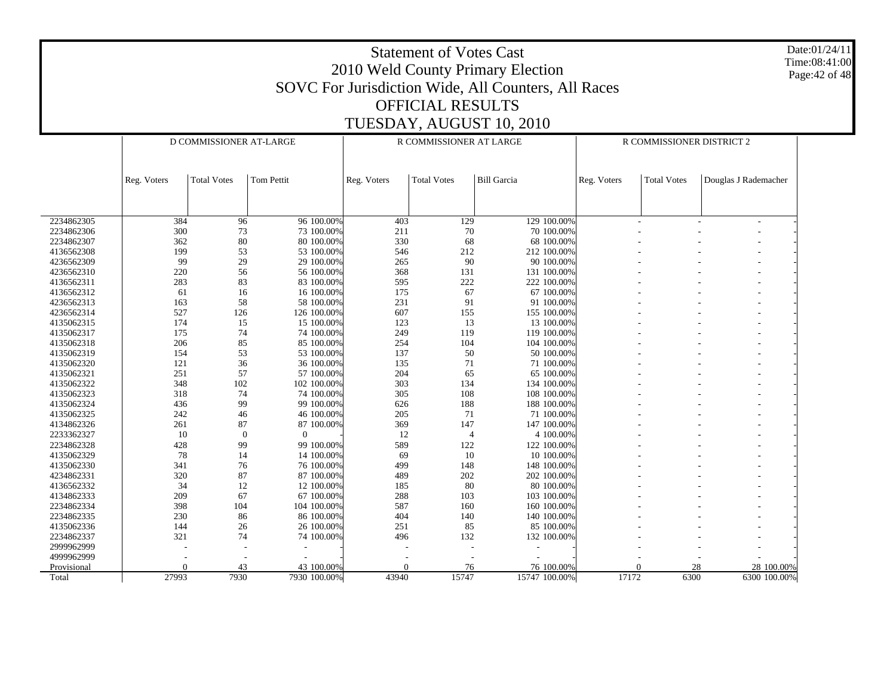# Statement of Votes Cast
## 2010 Weld County Primary Election
## SOVC For Jurisdiction Wide, All Counters, All Races
## OFFICIAL RESULTS
## TUESDAY, AUGUST 10, 2010

Date:01/24/11
Time:08:41:00

| | D COMMISSIONER AT-LARGE | | | | R COMMISSIONER AT LARGE | | | | R COMMISSIONER DISTRICT 2 | | | |
|---|---|---|---|---|---|---|---|---|---|---|---|---|
| | Reg. Voters | Total Votes | Tom Pettit | | Reg. Voters | Total Votes | Bill Garcia | | Reg. Voters | Total Votes | Douglas J Rademacher | |
| 2234862305 | 384 | 96 | 96 | 100.00% | 403 | 129 | 129 | 100.00% | - | - | - | - |
| 2234862306 | 300 | 73 | 73 | 100.00% | 211 | 70 | 70 | 100.00% | - | - | - | - |
| 2234862307 | 362 | 80 | 80 | 100.00% | 330 | 68 | 68 | 100.00% | - | - | - | - |
| 4136562308 | 199 | 53 | 53 | 100.00% | 546 | 212 | 212 | 100.00% | - | - | - | - |
| 4236562309 | 99 | 29 | 29 | 100.00% | 265 | 90 | 90 | 100.00% | - | - | - | - |
| 4236562310 | 220 | 56 | 56 | 100.00% | 368 | 131 | 131 | 100.00% | - | - | - | - |
| 4136562311 | 283 | 83 | 83 | 100.00% | 595 | 222 | 222 | 100.00% | - | - | - | - |
| 4136562312 | 61 | 16 | 16 | 100.00% | 175 | 67 | 67 | 100.00% | - | - | - | - |
| 4236562313 | 163 | 58 | 58 | 100.00% | 231 | 91 | 91 | 100.00% | - | - | - | - |
| 4236562314 | 527 | 126 | 126 | 100.00% | 607 | 155 | 155 | 100.00% | - | - | - | - |
| 4135062315 | 174 | 15 | 15 | 100.00% | 123 | 13 | 13 | 100.00% | - | - | - | - |
| 4135062317 | 175 | 74 | 74 | 100.00% | 249 | 119 | 119 | 100.00% | - | - | - | - |
| 4135062318 | 206 | 85 | 85 | 100.00% | 254 | 104 | 104 | 100.00% | - | - | - | - |
| 4135062319 | 154 | 53 | 53 | 100.00% | 137 | 50 | 50 | 100.00% | - | - | - | - |
| 4135062320 | 121 | 36 | 36 | 100.00% | 135 | 71 | 71 | 100.00% | - | - | - | - |
| 4135062321 | 251 | 57 | 57 | 100.00% | 204 | 65 | 65 | 100.00% | - | - | - | - |
| 4135062322 | 348 | 102 | 102 | 100.00% | 303 | 134 | 134 | 100.00% | - | - | - | - |
| 4135062323 | 318 | 74 | 74 | 100.00% | 305 | 108 | 108 | 100.00% | - | - | - | - |
| 4135062324 | 436 | 99 | 99 | 100.00% | 626 | 188 | 188 | 100.00% | - | - | - | - |
| 4135062325 | 242 | 46 | 46 | 100.00% | 205 | 71 | 71 | 100.00% | - | - | - | - |
| 4134862326 | 261 | 87 | 87 | 100.00% | 369 | 147 | 147 | 100.00% | - | - | - | - |
| 2233362327 | 10 | 0 | 0 | - | 12 | 4 | 4 | 100.00% | - | - | - | - |
| 2234862328 | 428 | 99 | 99 | 100.00% | 589 | 122 | 122 | 100.00% | - | - | - | - |
| 4135062329 | 78 | 14 | 14 | 100.00% | 69 | 10 | 10 | 100.00% | - | - | - | - |
| 4135062330 | 341 | 76 | 76 | 100.00% | 499 | 148 | 148 | 100.00% | - | - | - | - |
| 4234862331 | 320 | 87 | 87 | 100.00% | 489 | 202 | 202 | 100.00% | - | - | - | - |
| 4136562332 | 34 | 12 | 12 | 100.00% | 185 | 80 | 80 | 100.00% | - | - | - | - |
| 4134862333 | 209 | 67 | 67 | 100.00% | 288 | 103 | 103 | 100.00% | - | - | - | - |
| 2234862334 | 398 | 104 | 104 | 100.00% | 587 | 160 | 160 | 100.00% | - | - | - | - |
| 2234862335 | 230 | 86 | 86 | 100.00% | 404 | 140 | 140 | 100.00% | - | - | - | - |
| 4135062336 | 144 | 26 | 26 | 100.00% | 251 | 85 | 85 | 100.00% | - | - | - | - |
| 2234862337 | 321 | 74 | 74 | 100.00% | 496 | 132 | 132 | 100.00% | - | - | - | - |
| 2999962999 | - | - | - | - | - | - | - | - | - | - | - | - |
| 4999962999 | - | - | - | - | - | - | - | - | - | - | - | - |
| Provisional | 0 | 43 | 43 | 100.00% | 0 | 76 | 76 | 100.00% | 0 | 28 | 28 | 100.00% |
| Total | 27993 | 7930 | 7930 | 100.00% | 43940 | 15747 | 15747 | 100.00% | 17172 | 6300 | 6300 | 100.00% |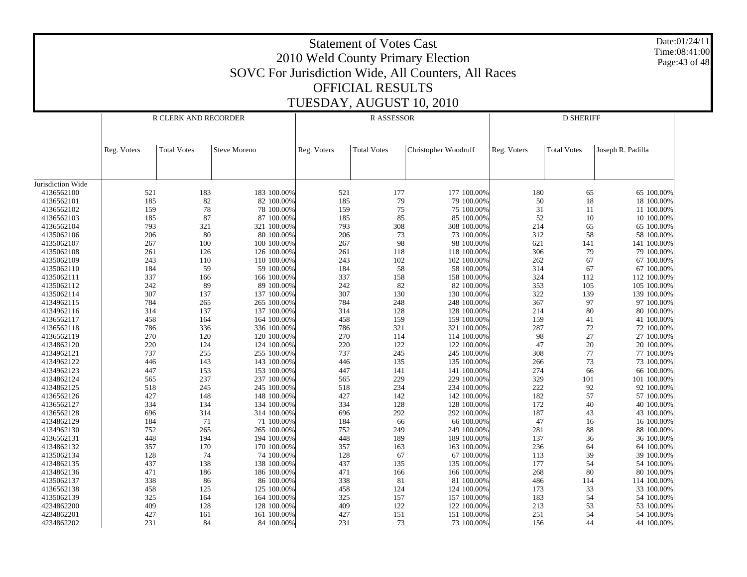# Statement of Votes Cast
## 2010 Weld County Primary Election
## SOVC For Jurisdiction Wide, All Counters, All Races
## OFFICIAL RESULTS
## TUESDAY, AUGUST 10, 2010

Date:01/24/11
Time:08:41:00

| | R CLERK AND RECORDER | | | | R ASSESSOR | | | | D SHERIFF | | | |
|---|---|---|---|---|---|---|---|---|---|---|---|---|
| | Reg. Voters | Total Votes | Steve Moreno | | Reg. Voters | Total Votes | Christopher Woodruff | | Reg. Voters | Total Votes | Joseph R. Padilla | |
| Jurisdiction Wide | | | | | | | | | | | | |
| 4136562100 | 521 | 183 | 183 | 100.00% | 521 | 177 | 177 | 100.00% | 180 | 65 | 65 | 100.00% |
| 4136562101 | 185 | 82 | 82 | 100.00% | 185 | 79 | 79 | 100.00% | 50 | 18 | 18 | 100.00% |
| 4136562102 | 159 | 78 | 78 | 100.00% | 159 | 75 | 75 | 100.00% | 31 | 11 | 11 | 100.00% |
| 4136562103 | 185 | 87 | 87 | 100.00% | 185 | 85 | 85 | 100.00% | 52 | 10 | 10 | 100.00% |
| 4136562104 | 793 | 321 | 321 | 100.00% | 793 | 308 | 308 | 100.00% | 214 | 65 | 65 | 100.00% |
| 4135062106 | 206 | 80 | 80 | 100.00% | 206 | 73 | 73 | 100.00% | 312 | 58 | 58 | 100.00% |
| 4135062107 | 267 | 100 | 100 | 100.00% | 267 | 98 | 98 | 100.00% | 621 | 141 | 141 | 100.00% |
| 4135062108 | 261 | 126 | 126 | 100.00% | 261 | 118 | 118 | 100.00% | 306 | 79 | 79 | 100.00% |
| 4135062109 | 243 | 110 | 110 | 100.00% | 243 | 102 | 102 | 100.00% | 262 | 67 | 67 | 100.00% |
| 4135062110 | 184 | 59 | 59 | 100.00% | 184 | 58 | 58 | 100.00% | 314 | 67 | 67 | 100.00% |
| 4135062111 | 337 | 166 | 166 | 100.00% | 337 | 158 | 158 | 100.00% | 324 | 112 | 112 | 100.00% |
| 4135062112 | 242 | 89 | 89 | 100.00% | 242 | 82 | 82 | 100.00% | 353 | 105 | 105 | 100.00% |
| 4135062114 | 307 | 137 | 137 | 100.00% | 307 | 130 | 130 | 100.00% | 322 | 139 | 139 | 100.00% |
| 4134962115 | 784 | 265 | 265 | 100.00% | 784 | 248 | 248 | 100.00% | 367 | 97 | 97 | 100.00% |
| 4134962116 | 314 | 137 | 137 | 100.00% | 314 | 128 | 128 | 100.00% | 214 | 80 | 80 | 100.00% |
| 4136562117 | 458 | 164 | 164 | 100.00% | 458 | 159 | 159 | 100.00% | 159 | 41 | 41 | 100.00% |
| 4136562118 | 786 | 336 | 336 | 100.00% | 786 | 321 | 321 | 100.00% | 287 | 72 | 72 | 100.00% |
| 4136562119 | 270 | 120 | 120 | 100.00% | 270 | 114 | 114 | 100.00% | 98 | 27 | 27 | 100.00% |
| 4134862120 | 220 | 124 | 124 | 100.00% | 220 | 122 | 122 | 100.00% | 47 | 20 | 20 | 100.00% |
| 4134962121 | 737 | 255 | 255 | 100.00% | 737 | 245 | 245 | 100.00% | 308 | 77 | 77 | 100.00% |
| 4134962122 | 446 | 143 | 143 | 100.00% | 446 | 135 | 135 | 100.00% | 266 | 73 | 73 | 100.00% |
| 4134962123 | 447 | 153 | 153 | 100.00% | 447 | 141 | 141 | 100.00% | 274 | 66 | 66 | 100.00% |
| 4134862124 | 565 | 237 | 237 | 100.00% | 565 | 229 | 229 | 100.00% | 329 | 101 | 101 | 100.00% |
| 4134862125 | 518 | 245 | 245 | 100.00% | 518 | 234 | 234 | 100.00% | 222 | 92 | 92 | 100.00% |
| 4136562126 | 427 | 148 | 148 | 100.00% | 427 | 142 | 142 | 100.00% | 182 | 57 | 57 | 100.00% |
| 4136562127 | 334 | 134 | 134 | 100.00% | 334 | 128 | 128 | 100.00% | 172 | 40 | 40 | 100.00% |
| 4136562128 | 696 | 314 | 314 | 100.00% | 696 | 292 | 292 | 100.00% | 187 | 43 | 43 | 100.00% |
| 4134862129 | 184 | 71 | 71 | 100.00% | 184 | 66 | 66 | 100.00% | 47 | 16 | 16 | 100.00% |
| 4134962130 | 752 | 265 | 265 | 100.00% | 752 | 249 | 249 | 100.00% | 281 | 88 | 88 | 100.00% |
| 4136562131 | 448 | 194 | 194 | 100.00% | 448 | 189 | 189 | 100.00% | 137 | 36 | 36 | 100.00% |
| 4134862132 | 357 | 170 | 170 | 100.00% | 357 | 163 | 163 | 100.00% | 236 | 64 | 64 | 100.00% |
| 4135062134 | 128 | 74 | 74 | 100.00% | 128 | 67 | 67 | 100.00% | 113 | 39 | 39 | 100.00% |
| 4134862135 | 437 | 138 | 138 | 100.00% | 437 | 135 | 135 | 100.00% | 177 | 54 | 54 | 100.00% |
| 4134862136 | 471 | 186 | 186 | 100.00% | 471 | 166 | 166 | 100.00% | 268 | 80 | 80 | 100.00% |
| 4135062137 | 338 | 86 | 86 | 100.00% | 338 | 81 | 81 | 100.00% | 486 | 114 | 114 | 100.00% |
| 4136562138 | 458 | 125 | 125 | 100.00% | 458 | 124 | 124 | 100.00% | 173 | 33 | 33 | 100.00% |
| 4135062139 | 325 | 164 | 164 | 100.00% | 325 | 157 | 157 | 100.00% | 183 | 54 | 54 | 100.00% |
| 4234862200 | 409 | 128 | 128 | 100.00% | 409 | 122 | 122 | 100.00% | 213 | 53 | 53 | 100.00% |
| 4234862201 | 427 | 161 | 161 | 100.00% | 427 | 151 | 151 | 100.00% | 251 | 54 | 54 | 100.00% |
| 4234862202 | 231 | 84 | 84 | 100.00% | 231 | 73 | 73 | 100.00% | 156 | 44 | 44 | 100.00% |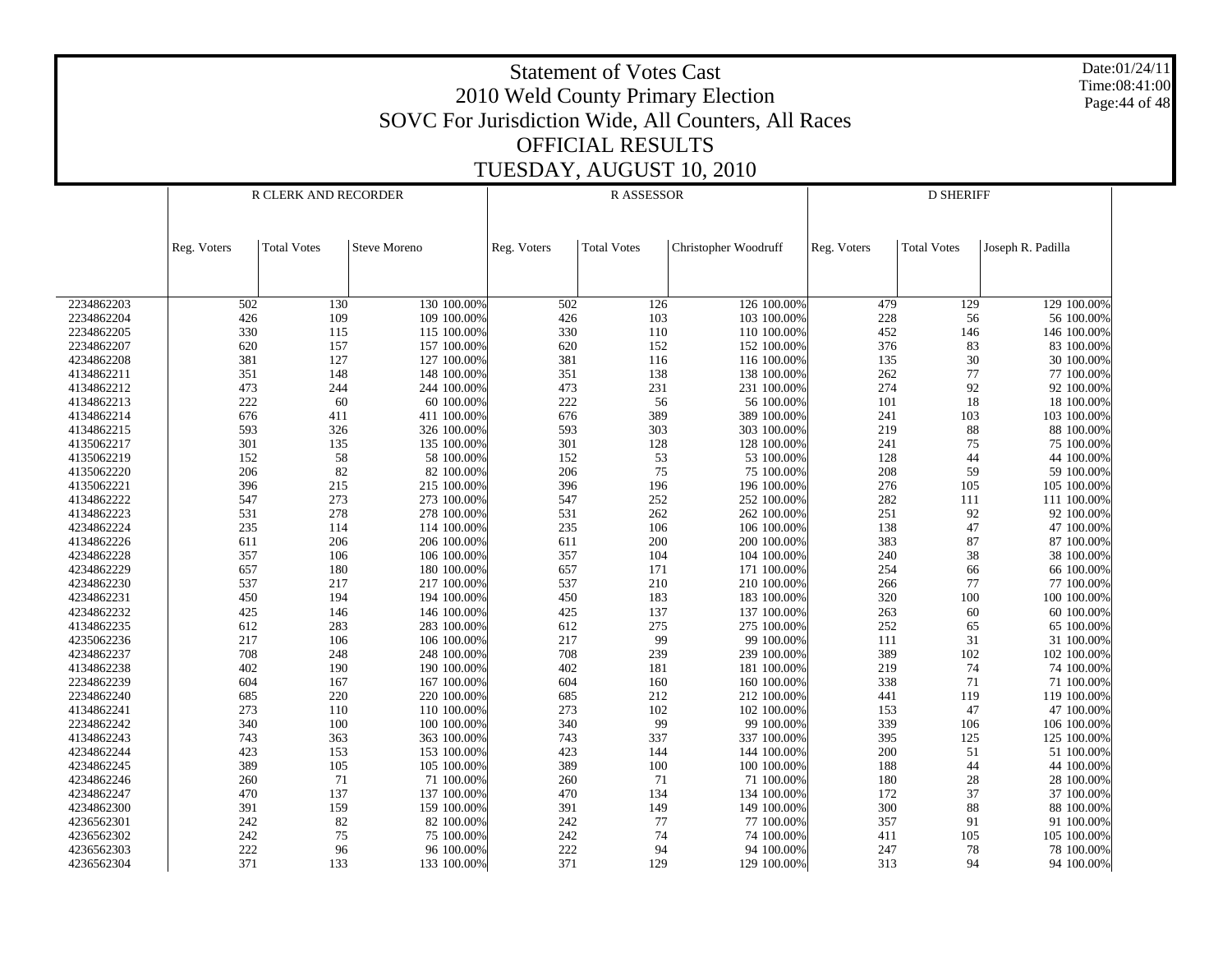# Statement of Votes Cast
## 2010 Weld County Primary Election
## SOVC For Jurisdiction Wide, All Counters, All Races
## OFFICIAL RESULTS
## TUESDAY, AUGUST 10, 2010

Date:01/24/11
Time:08:41:00

| | R CLERK AND RECORDER | | | | R ASSESSOR | | | | D SHERIFF | | | |
|---|---|---|---|---|---|---|---|---|---|---|---|---|
| | Reg. Voters | Total Votes | Steve Moreno | | Reg. Voters | Total Votes | Christopher Woodruff | | Reg. Voters | Total Votes | Joseph R. Padilla | |
| 2234862203 | 502 | 130 | 130 | 100.00% | 502 | 126 | 126 | 100.00% | 479 | 129 | 129 | 100.00% |
| 2234862204 | 426 | 109 | 109 | 100.00% | 426 | 103 | 103 | 100.00% | 228 | 56 | 56 | 100.00% |
| 2234862205 | 330 | 115 | 115 | 100.00% | 330 | 110 | 110 | 100.00% | 452 | 146 | 146 | 100.00% |
| 2234862207 | 620 | 157 | 157 | 100.00% | 620 | 152 | 152 | 100.00% | 376 | 83 | 83 | 100.00% |
| 4234862208 | 381 | 127 | 127 | 100.00% | 381 | 116 | 116 | 100.00% | 135 | 30 | 30 | 100.00% |
| 4134862211 | 351 | 148 | 148 | 100.00% | 351 | 138 | 138 | 100.00% | 262 | 77 | 77 | 100.00% |
| 4134862212 | 473 | 244 | 244 | 100.00% | 473 | 231 | 231 | 100.00% | 274 | 92 | 92 | 100.00% |
| 4134862213 | 222 | 60 | 60 | 100.00% | 222 | 56 | 56 | 100.00% | 101 | 18 | 18 | 100.00% |
| 4134862214 | 676 | 411 | 411 | 100.00% | 676 | 389 | 389 | 100.00% | 241 | 103 | 103 | 100.00% |
| 4134862215 | 593 | 326 | 326 | 100.00% | 593 | 303 | 303 | 100.00% | 219 | 88 | 88 | 100.00% |
| 4135062217 | 301 | 135 | 135 | 100.00% | 301 | 128 | 128 | 100.00% | 241 | 75 | 75 | 100.00% |
| 4135062219 | 152 | 58 | 58 | 100.00% | 152 | 53 | 53 | 100.00% | 128 | 44 | 44 | 100.00% |
| 4135062220 | 206 | 82 | 82 | 100.00% | 206 | 75 | 75 | 100.00% | 208 | 59 | 59 | 100.00% |
| 4135062221 | 396 | 215 | 215 | 100.00% | 396 | 196 | 196 | 100.00% | 276 | 105 | 105 | 100.00% |
| 4134862222 | 547 | 273 | 273 | 100.00% | 547 | 252 | 252 | 100.00% | 282 | 111 | 111 | 100.00% |
| 4134862223 | 531 | 278 | 278 | 100.00% | 531 | 262 | 262 | 100.00% | 251 | 92 | 92 | 100.00% |
| 4234862224 | 235 | 114 | 114 | 100.00% | 235 | 106 | 106 | 100.00% | 138 | 47 | 47 | 100.00% |
| 4134862226 | 611 | 206 | 206 | 100.00% | 611 | 200 | 200 | 100.00% | 383 | 87 | 87 | 100.00% |
| 4234862228 | 357 | 106 | 106 | 100.00% | 357 | 104 | 104 | 100.00% | 240 | 38 | 38 | 100.00% |
| 4234862229 | 657 | 180 | 180 | 100.00% | 657 | 171 | 171 | 100.00% | 254 | 66 | 66 | 100.00% |
| 4234862230 | 537 | 217 | 217 | 100.00% | 537 | 210 | 210 | 100.00% | 266 | 77 | 77 | 100.00% |
| 4234862231 | 450 | 194 | 194 | 100.00% | 450 | 183 | 183 | 100.00% | 320 | 100 | 100 | 100.00% |
| 4234862232 | 425 | 146 | 146 | 100.00% | 425 | 137 | 137 | 100.00% | 263 | 60 | 60 | 100.00% |
| 4134862235 | 612 | 283 | 283 | 100.00% | 612 | 275 | 275 | 100.00% | 252 | 65 | 65 | 100.00% |
| 4235062236 | 217 | 106 | 106 | 100.00% | 217 | 99 | 99 | 100.00% | 111 | 31 | 31 | 100.00% |
| 4234862237 | 708 | 248 | 248 | 100.00% | 708 | 239 | 239 | 100.00% | 389 | 102 | 102 | 100.00% |
| 4134862238 | 402 | 190 | 190 | 100.00% | 402 | 181 | 181 | 100.00% | 219 | 74 | 74 | 100.00% |
| 2234862239 | 604 | 167 | 167 | 100.00% | 604 | 160 | 160 | 100.00% | 338 | 71 | 71 | 100.00% |
| 2234862240 | 685 | 220 | 220 | 100.00% | 685 | 212 | 212 | 100.00% | 441 | 119 | 119 | 100.00% |
| 4134862241 | 273 | 110 | 110 | 100.00% | 273 | 102 | 102 | 100.00% | 153 | 47 | 47 | 100.00% |
| 2234862242 | 340 | 100 | 100 | 100.00% | 340 | 99 | 99 | 100.00% | 339 | 106 | 106 | 100.00% |
| 4134862243 | 743 | 363 | 363 | 100.00% | 743 | 337 | 337 | 100.00% | 395 | 125 | 125 | 100.00% |
| 4234862244 | 423 | 153 | 153 | 100.00% | 423 | 144 | 144 | 100.00% | 200 | 51 | 51 | 100.00% |
| 4234862245 | 389 | 105 | 105 | 100.00% | 389 | 100 | 100 | 100.00% | 188 | 44 | 44 | 100.00% |
| 4234862246 | 260 | 71 | 71 | 100.00% | 260 | 71 | 71 | 100.00% | 180 | 28 | 28 | 100.00% |
| 4234862247 | 470 | 137 | 137 | 100.00% | 470 | 134 | 134 | 100.00% | 172 | 37 | 37 | 100.00% |
| 4234862300 | 391 | 159 | 159 | 100.00% | 391 | 149 | 149 | 100.00% | 300 | 88 | 88 | 100.00% |
| 4236562301 | 242 | 82 | 82 | 100.00% | 242 | 77 | 77 | 100.00% | 357 | 91 | 91 | 100.00% |
| 4236562302 | 242 | 75 | 75 | 100.00% | 242 | 74 | 74 | 100.00% | 411 | 105 | 105 | 100.00% |
| 4236562303 | 222 | 96 | 96 | 100.00% | 222 | 94 | 94 | 100.00% | 247 | 78 | 78 | 100.00% |
| 4236562304 | 371 | 133 | 133 | 100.00% | 371 | 129 | 129 | 100.00% | 313 | 94 | 94 | 100.00% |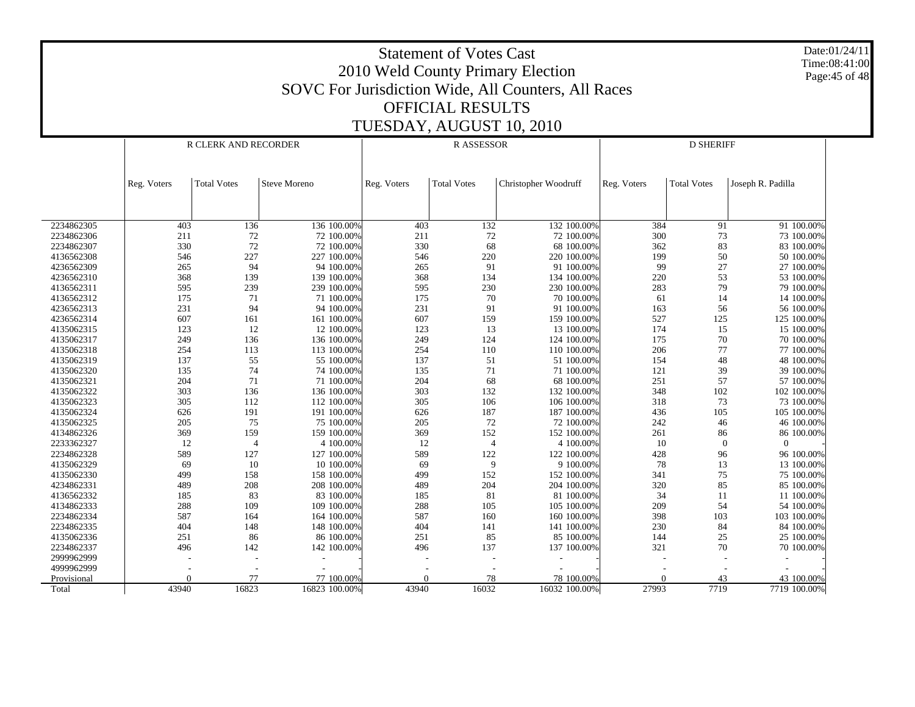# Statement of Votes Cast
## 2010 Weld County Primary Election
## SOVC For Jurisdiction Wide, All Counters, All Races
## OFFICIAL RESULTS
## TUESDAY, AUGUST 10, 2010

Date:01/24/11
Time:08:41:00

| | R CLERK AND RECORDER | | | | R ASSESSOR | | | | D SHERIFF | | | |
|---|---|---|---|---|---|---|---|---|---|---|---|---|
| | Reg. Voters | Total Votes | Steve Moreno | | Reg. Voters | Total Votes | Christopher Woodruff | | Reg. Voters | Total Votes | Joseph R. Padilla | |
| 2234862305 | 403 | 136 | 136 | 100.00% | 403 | 132 | 132 | 100.00% | 384 | 91 | 91 | 100.00% |
| 2234862306 | 211 | 72 | 72 | 100.00% | 211 | 72 | 72 | 100.00% | 300 | 73 | 73 | 100.00% |
| 2234862307 | 330 | 72 | 72 | 100.00% | 330 | 68 | 68 | 100.00% | 362 | 83 | 83 | 100.00% |
| 4136562308 | 546 | 227 | 227 | 100.00% | 546 | 220 | 220 | 100.00% | 199 | 50 | 50 | 100.00% |
| 4236562309 | 265 | 94 | 94 | 100.00% | 265 | 91 | 91 | 100.00% | 99 | 27 | 27 | 100.00% |
| 4236562310 | 368 | 139 | 139 | 100.00% | 368 | 134 | 134 | 100.00% | 220 | 53 | 53 | 100.00% |
| 4136562311 | 595 | 239 | 239 | 100.00% | 595 | 230 | 230 | 100.00% | 283 | 79 | 79 | 100.00% |
| 4136562312 | 175 | 71 | 71 | 100.00% | 175 | 70 | 70 | 100.00% | 61 | 14 | 14 | 100.00% |
| 4236562313 | 231 | 94 | 94 | 100.00% | 231 | 91 | 91 | 100.00% | 163 | 56 | 56 | 100.00% |
| 4236562314 | 607 | 161 | 161 | 100.00% | 607 | 159 | 159 | 100.00% | 527 | 125 | 125 | 100.00% |
| 4135062315 | 123 | 12 | 12 | 100.00% | 123 | 13 | 13 | 100.00% | 174 | 15 | 15 | 100.00% |
| 4135062317 | 249 | 136 | 136 | 100.00% | 249 | 124 | 124 | 100.00% | 175 | 70 | 70 | 100.00% |
| 4135062318 | 254 | 113 | 113 | 100.00% | 254 | 110 | 110 | 100.00% | 206 | 77 | 77 | 100.00% |
| 4135062319 | 137 | 55 | 55 | 100.00% | 137 | 51 | 51 | 100.00% | 154 | 48 | 48 | 100.00% |
| 4135062320 | 135 | 74 | 74 | 100.00% | 135 | 71 | 71 | 100.00% | 121 | 39 | 39 | 100.00% |
| 4135062321 | 204 | 71 | 71 | 100.00% | 204 | 68 | 68 | 100.00% | 251 | 57 | 57 | 100.00% |
| 4135062322 | 303 | 136 | 136 | 100.00% | 303 | 132 | 132 | 100.00% | 348 | 102 | 102 | 100.00% |
| 4135062323 | 305 | 112 | 112 | 100.00% | 305 | 106 | 106 | 100.00% | 318 | 73 | 73 | 100.00% |
| 4135062324 | 626 | 191 | 191 | 100.00% | 626 | 187 | 187 | 100.00% | 436 | 105 | 105 | 100.00% |
| 4135062325 | 205 | 75 | 75 | 100.00% | 205 | 72 | 72 | 100.00% | 242 | 46 | 46 | 100.00% |
| 4134862326 | 369 | 159 | 159 | 100.00% | 369 | 152 | 152 | 100.00% | 261 | 86 | 86 | 100.00% |
| 2233362327 | 12 | 4 | 4 | 100.00% | 12 | 4 | 4 | 100.00% | 10 | 0 | 0 | - |
| 2234862328 | 589 | 127 | 127 | 100.00% | 589 | 122 | 122 | 100.00% | 428 | 96 | 96 | 100.00% |
| 4135062329 | 69 | 10 | 10 | 100.00% | 69 | 9 | 9 | 100.00% | 78 | 13 | 13 | 100.00% |
| 4135062330 | 499 | 158 | 158 | 100.00% | 499 | 152 | 152 | 100.00% | 341 | 75 | 75 | 100.00% |
| 4234862331 | 489 | 208 | 208 | 100.00% | 489 | 204 | 204 | 100.00% | 320 | 85 | 85 | 100.00% |
| 4136562332 | 185 | 83 | 83 | 100.00% | 185 | 81 | 81 | 100.00% | 34 | 11 | 11 | 100.00% |
| 4134862333 | 288 | 109 | 109 | 100.00% | 288 | 105 | 105 | 100.00% | 209 | 54 | 54 | 100.00% |
| 2234862334 | 587 | 164 | 164 | 100.00% | 587 | 160 | 160 | 100.00% | 398 | 103 | 103 | 100.00% |
| 2234862335 | 404 | 148 | 148 | 100.00% | 404 | 141 | 141 | 100.00% | 230 | 84 | 84 | 100.00% |
| 4135062336 | 251 | 86 | 86 | 100.00% | 251 | 85 | 85 | 100.00% | 144 | 25 | 25 | 100.00% |
| 2234862337 | 496 | 142 | 142 | 100.00% | 496 | 137 | 137 | 100.00% | 321 | 70 | 70 | 100.00% |
| 2999962999 | - | - | - | - | - | - | - | - | - | - | - | - |
| 4999962999 | - | - | - | - | - | - | - | - | - | - | - | - |
| Provisional | 0 | 77 | 77 | 100.00% | 0 | 78 | 78 | 100.00% | 0 | 43 | 43 | 100.00% |
| Total | 43940 | 16823 | 16823 | 100.00% | 43940 | 16032 | 16032 | 100.00% | 27993 | 7719 | 7719 | 100.00% |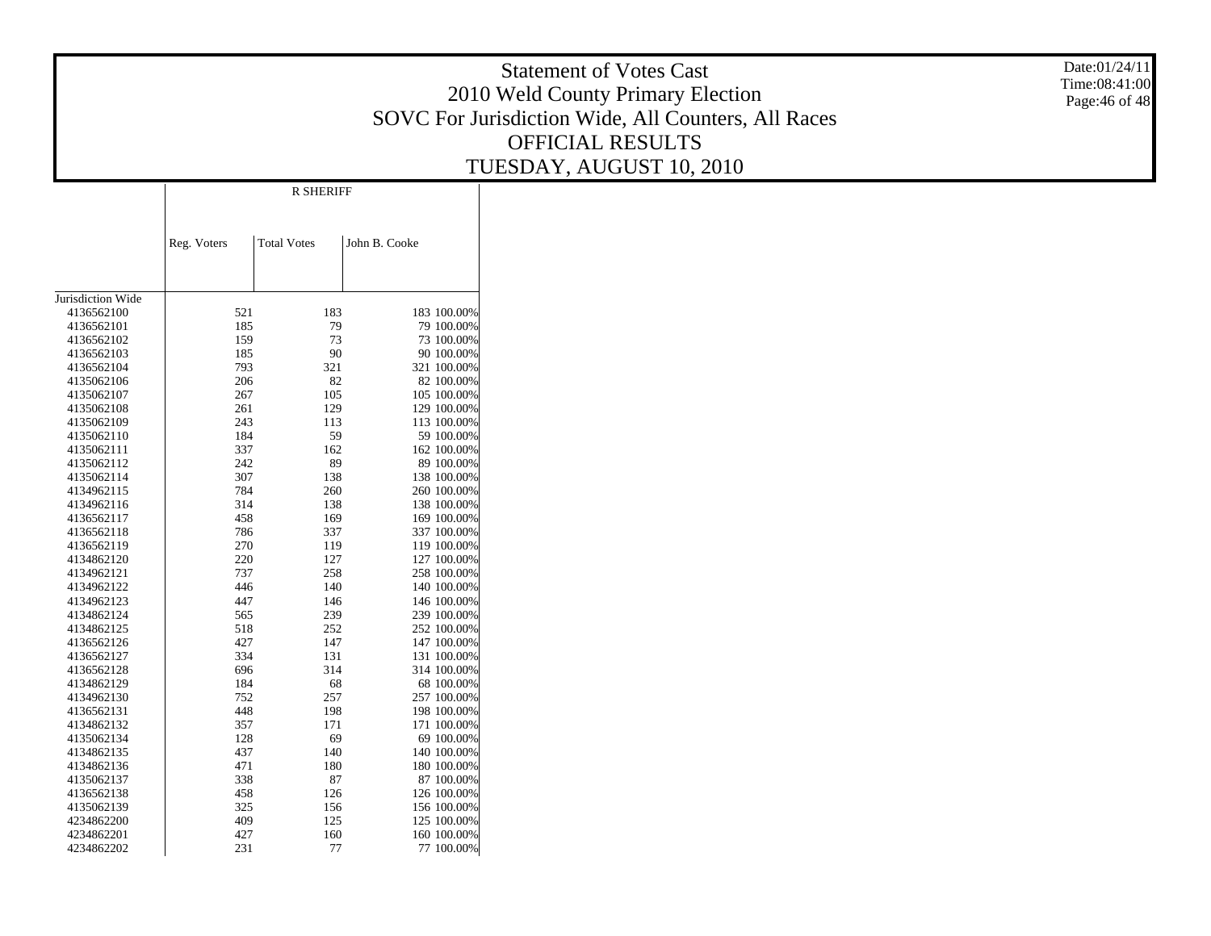# Statement of Votes Cast
## 2010 Weld County Primary Election
## SOVC For Jurisdiction Wide, All Counters, All Races
## OFFICIAL RESULTS
## TUESDAY, AUGUST 10, 2010

Date:01/24/11
Time:08:41:00

| | R SHERIFF | | | |
|---|---|---|---|---|
| | Reg. Voters | Total Votes | John B. Cooke | |
| Jurisdiction Wide | | | | |
| 4136562100 | 521 | 183 | 183 | 100.00% |
| 4136562101 | 185 | 79 | 79 | 100.00% |
| 4136562102 | 159 | 73 | 73 | 100.00% |
| 4136562103 | 185 | 90 | 90 | 100.00% |
| 4136562104 | 793 | 321 | 321 | 100.00% |
| 4135062106 | 206 | 82 | 82 | 100.00% |
| 4135062107 | 267 | 105 | 105 | 100.00% |
| 4135062108 | 261 | 129 | 129 | 100.00% |
| 4135062109 | 243 | 113 | 113 | 100.00% |
| 4135062110 | 184 | 59 | 59 | 100.00% |
| 4135062111 | 337 | 162 | 162 | 100.00% |
| 4135062112 | 242 | 89 | 89 | 100.00% |
| 4135062114 | 307 | 138 | 138 | 100.00% |
| 4134962115 | 784 | 260 | 260 | 100.00% |
| 4134962116 | 314 | 138 | 138 | 100.00% |
| 4136562117 | 458 | 169 | 169 | 100.00% |
| 4136562118 | 786 | 337 | 337 | 100.00% |
| 4136562119 | 270 | 119 | 119 | 100.00% |
| 4134862120 | 220 | 127 | 127 | 100.00% |
| 4134962121 | 737 | 258 | 258 | 100.00% |
| 4134962122 | 446 | 140 | 140 | 100.00% |
| 4134962123 | 447 | 146 | 146 | 100.00% |
| 4134862124 | 565 | 239 | 239 | 100.00% |
| 4134862125 | 518 | 252 | 252 | 100.00% |
| 4136562126 | 427 | 147 | 147 | 100.00% |
| 4136562127 | 334 | 131 | 131 | 100.00% |
| 4136562128 | 696 | 314 | 314 | 100.00% |
| 4134862129 | 184 | 68 | 68 | 100.00% |
| 4134962130 | 752 | 257 | 257 | 100.00% |
| 4136562131 | 448 | 198 | 198 | 100.00% |
| 4134862132 | 357 | 171 | 171 | 100.00% |
| 4135062134 | 128 | 69 | 69 | 100.00% |
| 4134862135 | 437 | 140 | 140 | 100.00% |
| 4134862136 | 471 | 180 | 180 | 100.00% |
| 4135062137 | 338 | 87 | 87 | 100.00% |
| 4136562138 | 458 | 126 | 126 | 100.00% |
| 4135062139 | 325 | 156 | 156 | 100.00% |
| 4234862200 | 409 | 125 | 125 | 100.00% |
| 4234862201 | 427 | 160 | 160 | 100.00% |
| 4234862202 | 231 | 77 | 77 | 100.00% |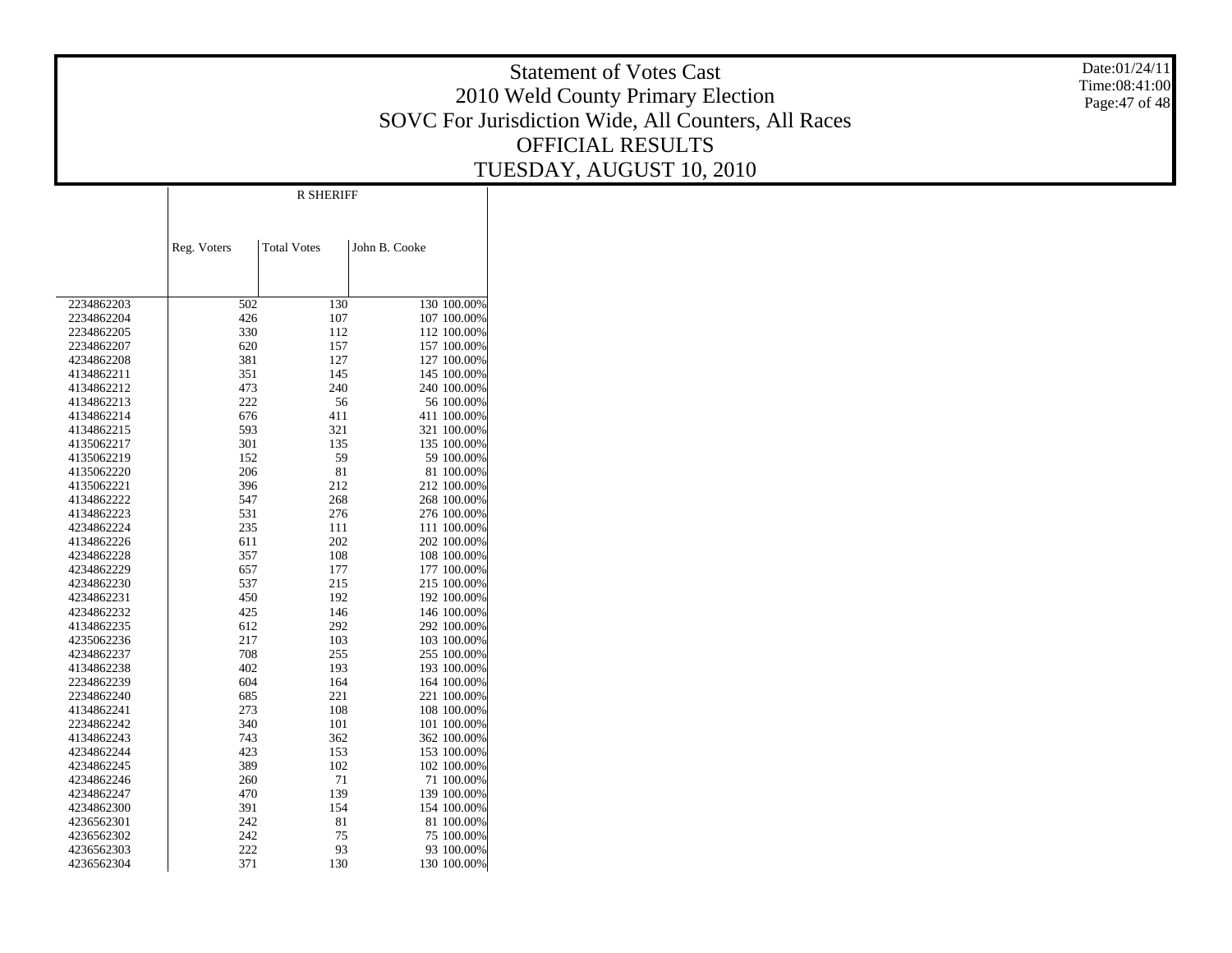# Statement of Votes Cast
## 2010 Weld County Primary Election
## SOVC For Jurisdiction Wide, All Counters, All Races
## OFFICIAL RESULTS
## TUESDAY, AUGUST 10, 2010

Date:01/24/11
Time:08:41:00

| | R SHERIFF | | | |
|---|---|---|---|---|
| | Reg. Voters | Total Votes | John B. Cooke | |
| 2234862203 | 502 | 130 | 130 | 100.00% |
| 2234862204 | 426 | 107 | 107 | 100.00% |
| 2234862205 | 330 | 112 | 112 | 100.00% |
| 2234862207 | 620 | 157 | 157 | 100.00% |
| 4234862208 | 381 | 127 | 127 | 100.00% |
| 4134862211 | 351 | 145 | 145 | 100.00% |
| 4134862212 | 473 | 240 | 240 | 100.00% |
| 4134862213 | 222 | 56 | 56 | 100.00% |
| 4134862214 | 676 | 411 | 411 | 100.00% |
| 4134862215 | 593 | 321 | 321 | 100.00% |
| 4135062217 | 301 | 135 | 135 | 100.00% |
| 4135062219 | 152 | 59 | 59 | 100.00% |
| 4135062220 | 206 | 81 | 81 | 100.00% |
| 4135062221 | 396 | 212 | 212 | 100.00% |
| 4134862222 | 547 | 268 | 268 | 100.00% |
| 4134862223 | 531 | 276 | 276 | 100.00% |
| 4234862224 | 235 | 111 | 111 | 100.00% |
| 4134862226 | 611 | 202 | 202 | 100.00% |
| 4234862228 | 357 | 108 | 108 | 100.00% |
| 4234862229 | 657 | 177 | 177 | 100.00% |
| 4234862230 | 537 | 215 | 215 | 100.00% |
| 4234862231 | 450 | 192 | 192 | 100.00% |
| 4234862232 | 425 | 146 | 146 | 100.00% |
| 4134862235 | 612 | 292 | 292 | 100.00% |
| 4235062236 | 217 | 103 | 103 | 100.00% |
| 4234862237 | 708 | 255 | 255 | 100.00% |
| 4134862238 | 402 | 193 | 193 | 100.00% |
| 2234862239 | 604 | 164 | 164 | 100.00% |
| 2234862240 | 685 | 221 | 221 | 100.00% |
| 4134862241 | 273 | 108 | 108 | 100.00% |
| 2234862242 | 340 | 101 | 101 | 100.00% |
| 4134862243 | 743 | 362 | 362 | 100.00% |
| 4234862244 | 423 | 153 | 153 | 100.00% |
| 4234862245 | 389 | 102 | 102 | 100.00% |
| 4234862246 | 260 | 71 | 71 | 100.00% |
| 4234862247 | 470 | 139 | 139 | 100.00% |
| 4234862300 | 391 | 154 | 154 | 100.00% |
| 4236562301 | 242 | 81 | 81 | 100.00% |
| 4236562302 | 242 | 75 | 75 | 100.00% |
| 4236562303 | 222 | 93 | 93 | 100.00% |
| 4236562304 | 371 | 130 | 130 | 100.00% |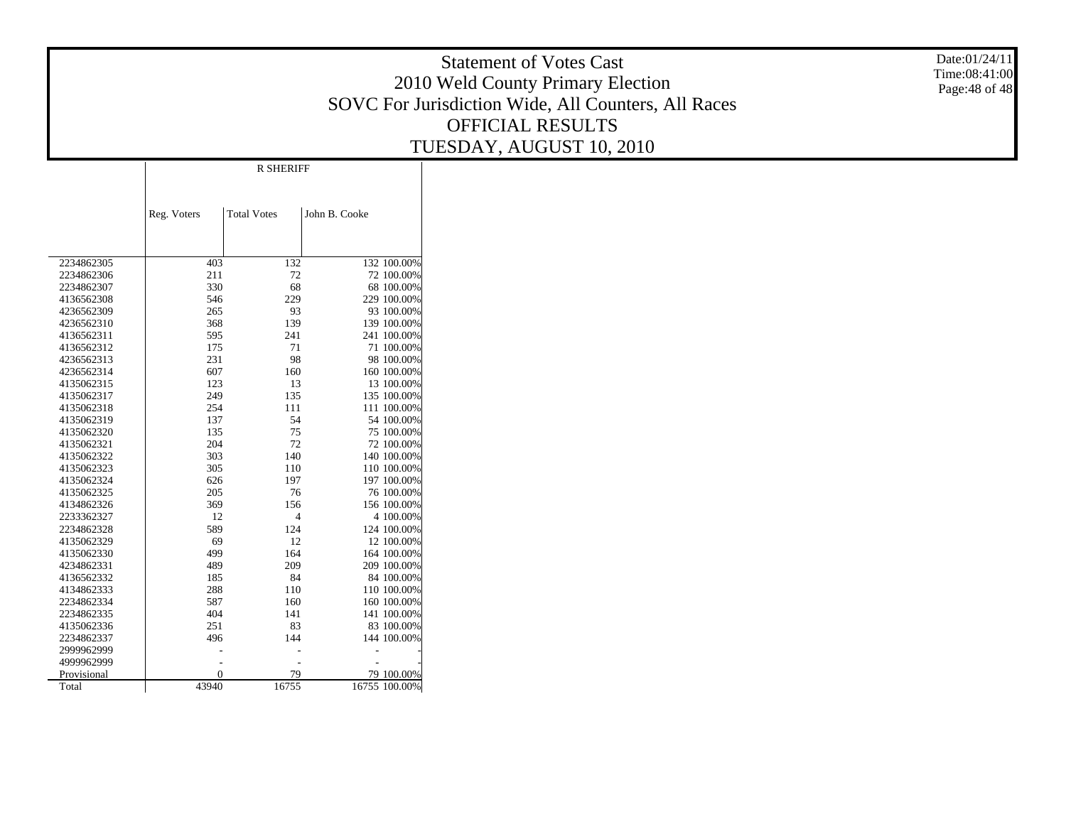# Statement of Votes Cast
## 2010 Weld County Primary Election
## SOVC For Jurisdiction Wide, All Counters, All Races
## OFFICIAL RESULTS
## TUESDAY, AUGUST 10, 2010

Date:01/24/11
Time:08:41:00

| | R SHERIFF | | | |
|---|---|---|---|---|
| | Reg. Voters | Total Votes | John B. Cooke | |
| 2234862305 | 403 | 132 | 132 | 100.00% |
| 2234862306 | 211 | 72 | 72 | 100.00% |
| 2234862307 | 330 | 68 | 68 | 100.00% |
| 4136562308 | 546 | 229 | 229 | 100.00% |
| 4236562309 | 265 | 93 | 93 | 100.00% |
| 4236562310 | 368 | 139 | 139 | 100.00% |
| 4136562311 | 595 | 241 | 241 | 100.00% |
| 4136562312 | 175 | 71 | 71 | 100.00% |
| 4236562313 | 231 | 98 | 98 | 100.00% |
| 4236562314 | 607 | 160 | 160 | 100.00% |
| 4135062315 | 123 | 13 | 13 | 100.00% |
| 4135062317 | 249 | 135 | 135 | 100.00% |
| 4135062318 | 254 | 111 | 111 | 100.00% |
| 4135062319 | 137 | 54 | 54 | 100.00% |
| 4135062320 | 135 | 75 | 75 | 100.00% |
| 4135062321 | 204 | 72 | 72 | 100.00% |
| 4135062322 | 303 | 140 | 140 | 100.00% |
| 4135062323 | 305 | 110 | 110 | 100.00% |
| 4135062324 | 626 | 197 | 197 | 100.00% |
| 4135062325 | 205 | 76 | 76 | 100.00% |
| 4134862326 | 369 | 156 | 156 | 100.00% |
| 2233362327 | 12 | 4 | 4 | 100.00% |
| 2234862328 | 589 | 124 | 124 | 100.00% |
| 4135062329 | 69 | 12 | 12 | 100.00% |
| 4135062330 | 499 | 164 | 164 | 100.00% |
| 4234862331 | 489 | 209 | 209 | 100.00% |
| 4136562332 | 185 | 84 | 84 | 100.00% |
| 4134862333 | 288 | 110 | 110 | 100.00% |
| 2234862334 | 587 | 160 | 160 | 100.00% |
| 2234862335 | 404 | 141 | 141 | 100.00% |
| 4135062336 | 251 | 83 | 83 | 100.00% |
| 2234862337 | 496 | 144 | 144 | 100.00% |
| 2999962999 | - | - | - | - |
| 4999962999 | - | - | - | - |
| Provisional | 0 | 79 | 79 | 100.00% |
| Total | 43940 | 16755 | 16755 | 100.00% |